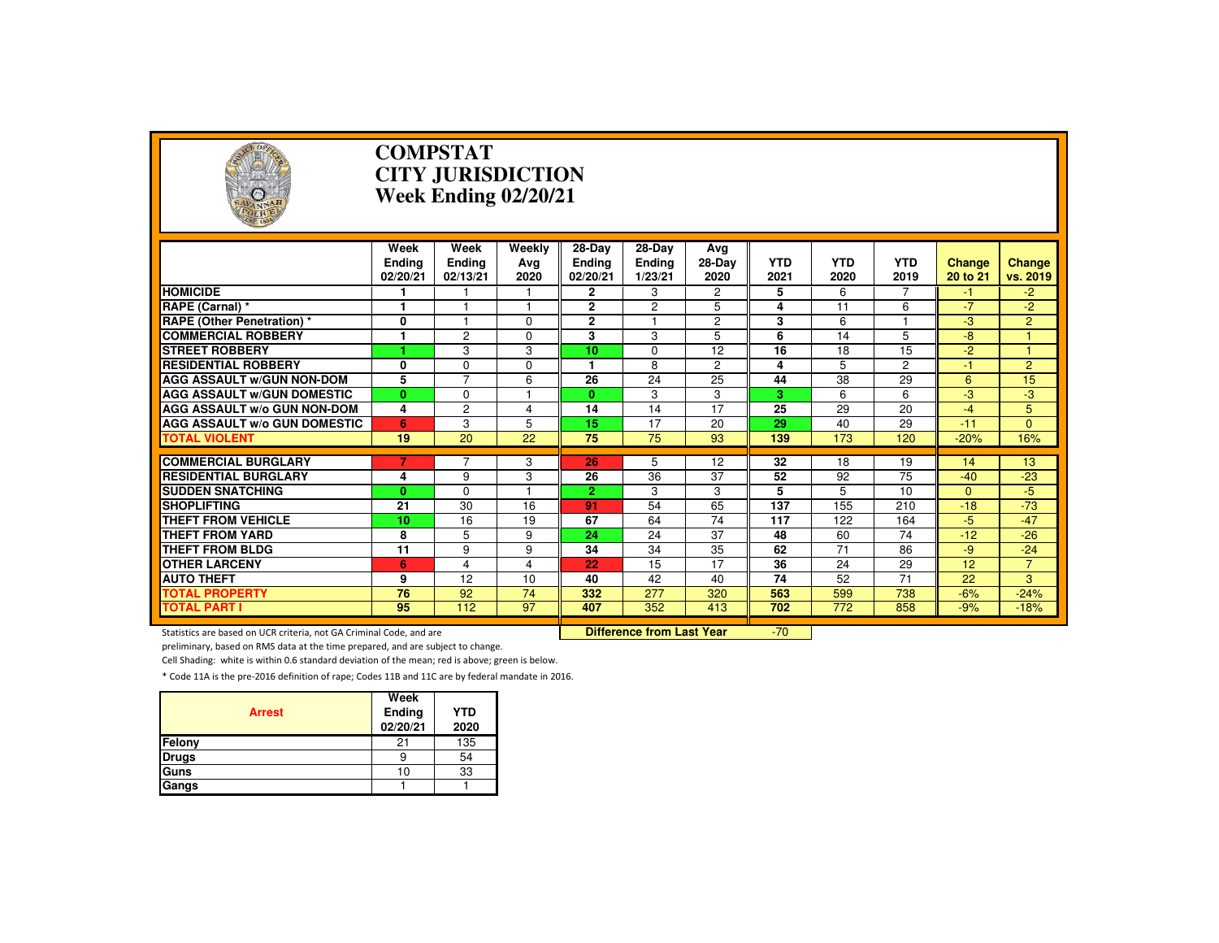# COMPSTAT
# CITY JURISDICTION
# Week Ending 02/20/21

| | Week Ending 02/20/21 | Week Ending 02/13/21 | Weekly Avg 2020 | 28-Day Ending 02/20/21 | 28-Day Ending 1/23/21 | Avg 28-Day 2020 | YTD 2021 | YTD 2020 | YTD 2019 | Change 20 to 21 | Change vs. 2019 |
|---|---|---|---|---|---|---|---|---|---|---|---|
| HOMICIDE | 1 | 1 | 1 | 2 | 3 | 2 | 5 | 6 | 7 | -1 | -2 |
| RAPE (Carnal) * | 1 | 1 | 1 | 2 | 2 | 5 | 4 | 11 | 6 | -7 | -2 |
| RAPE (Other Penetration) * | 0 | 1 | 0 | 2 | 1 | 2 | 3 | 6 | 1 | -3 | 2 |
| COMMERCIAL ROBBERY | 1 | 2 | 0 | 3 | 3 | 5 | 6 | 14 | 5 | -8 | 1 |
| STREET ROBBERY | 1 | 3 | 3 | 10 | 0 | 12 | 16 | 18 | 15 | -2 | 1 |
| RESIDENTIAL ROBBERY | 0 | 0 | 0 | 1 | 8 | 2 | 4 | 5 | 2 | -1 | 2 |
| AGG ASSAULT w/GUN NON-DOM | 5 | 7 | 6 | 26 | 24 | 25 | 44 | 38 | 29 | 6 | 15 |
| AGG ASSAULT w/GUN DOMESTIC | 0 | 0 | 1 | 0 | 3 | 3 | 3 | 6 | 6 | -3 | -3 |
| AGG ASSAULT w/o GUN NON-DOM | 4 | 2 | 4 | 14 | 14 | 17 | 25 | 29 | 20 | -4 | 5 |
| AGG ASSAULT w/o GUN DOMESTIC | 6 | 3 | 5 | 15 | 17 | 20 | 29 | 40 | 29 | -11 | 0 |
| TOTAL VIOLENT | 19 | 20 | 22 | 75 | 75 | 93 | 139 | 173 | 120 | -20% | 16% |
| COMMERCIAL BURGLARY | 7 | 7 | 3 | 26 | 5 | 12 | 32 | 18 | 19 | 14 | 13 |
| RESIDENTIAL BURGLARY | 4 | 9 | 3 | 26 | 36 | 37 | 52 | 92 | 75 | -40 | -23 |
| SUDDEN SNATCHING | 0 | 0 | 1 | 2 | 3 | 3 | 5 | 5 | 10 | 0 | -5 |
| SHOPLIFTING | 21 | 30 | 16 | 91 | 54 | 65 | 137 | 155 | 210 | -18 | -73 |
| THEFT FROM VEHICLE | 10 | 16 | 19 | 67 | 64 | 74 | 117 | 122 | 164 | -5 | -47 |
| THEFT FROM YARD | 8 | 5 | 9 | 24 | 24 | 37 | 48 | 60 | 74 | -12 | -26 |
| THEFT FROM BLDG | 11 | 9 | 9 | 34 | 34 | 35 | 62 | 71 | 86 | -9 | -24 |
| OTHER LARCENY | 6 | 4 | 4 | 22 | 15 | 17 | 36 | 24 | 29 | 12 | 7 |
| AUTO THEFT | 9 | 12 | 10 | 40 | 42 | 40 | 74 | 52 | 71 | 22 | 3 |
| TOTAL PROPERTY | 76 | 92 | 74 | 332 | 277 | 320 | 563 | 599 | 738 | -6% | -24% |
| TOTAL PART I | 95 | 112 | 97 | 407 | 352 | 413 | 702 | 772 | 858 | -9% | -18% |

**Difference from Last Year** -70

Statistics are based on UCR criteria, not GA Criminal Code, and are preliminary, based on RMS data at the time prepared, and are subject to change.

Cell Shading: white is within 0.6 standard deviation of the mean; red is above; green is below.

* Code 11A is the pre-2016 definition of rape; Codes 11B and 11C are by federal mandate in 2016.

| Arrest | Week Ending 02/20/21 | YTD 2020 |
|---|---|---|
| Felony | 21 | 135 |
| Drugs | 9 | 54 |
| Guns | 10 | 33 |
| Gangs | 1 | 1 |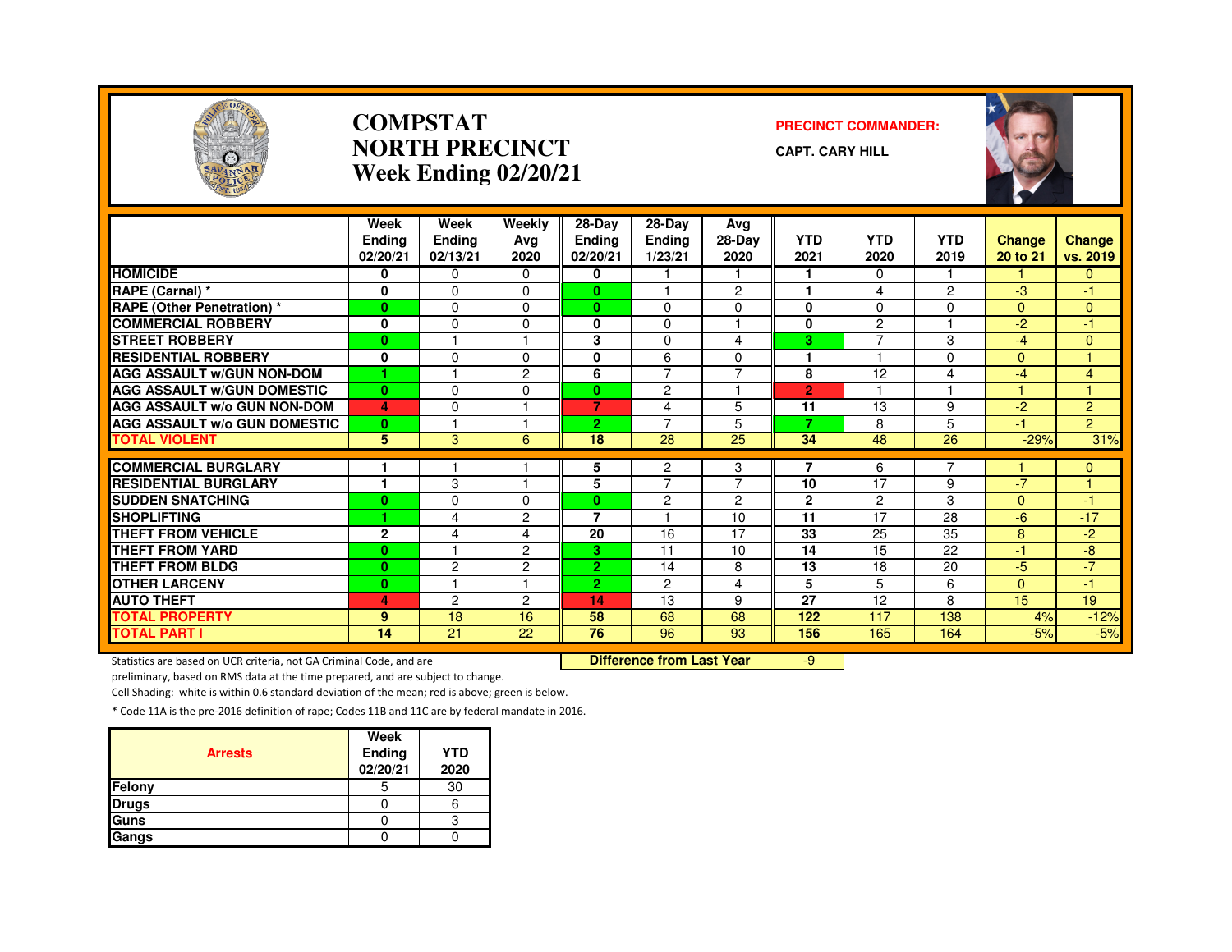# COMPSTAT
# NORTH PRECINCT
# Week Ending 02/20/21

**PRECINCT COMMANDER:**

**CAPT. CARY HILL**

| | Week Ending 02/20/21 | Week Ending 02/13/21 | Weekly Avg 2020 | 28-Day Ending 02/20/21 | 28-Day Ending 1/23/21 | Avg 28-Day 2020 | YTD 2021 | YTD 2020 | YTD 2019 | Change 20 to 21 | Change vs. 2019 |
|---|---|---|---|---|---|---|---|---|---|---|---|
| HOMICIDE | 0 | 0 | 0 | 0 | 1 | 1 | 1 | 0 | 1 | 1 | 0 |
| RAPE (Carnal) * | 0 | 0 | 0 | 0 | 1 | 2 | 1 | 4 | 2 | -3 | -1 |
| RAPE (Other Penetration) * | 0 | 0 | 0 | 0 | 0 | 0 | 0 | 0 | 0 | 0 | 0 |
| COMMERCIAL ROBBERY | 0 | 0 | 0 | 0 | 0 | 1 | 0 | 2 | 1 | -2 | -1 |
| STREET ROBBERY | 0 | 1 | 1 | 3 | 0 | 4 | 3 | 7 | 3 | -4 | 0 |
| RESIDENTIAL ROBBERY | 0 | 0 | 0 | 0 | 6 | 0 | 1 | 1 | 0 | 0 | 1 |
| AGG ASSAULT w/GUN NON-DOM | 1 | 1 | 2 | 6 | 7 | 7 | 8 | 12 | 4 | -4 | 4 |
| AGG ASSAULT w/GUN DOMESTIC | 0 | 0 | 0 | 0 | 2 | 1 | 2 | 1 | 1 | 1 | 1 |
| AGG ASSAULT w/o GUN NON-DOM | 4 | 0 | 1 | 7 | 4 | 5 | 11 | 13 | 9 | -2 | 2 |
| AGG ASSAULT w/o GUN DOMESTIC | 0 | 1 | 1 | 2 | 7 | 5 | 7 | 8 | 5 | -1 | 2 |
| TOTAL VIOLENT | 5 | 3 | 6 | 18 | 28 | 25 | 34 | 48 | 26 | -29% | 31% |
| COMMERCIAL BURGLARY | 1 | 1 | 1 | 5 | 2 | 3 | 7 | 6 | 7 | 1 | 0 |
| RESIDENTIAL BURGLARY | 1 | 3 | 1 | 5 | 7 | 7 | 10 | 17 | 9 | -7 | 1 |
| SUDDEN SNATCHING | 0 | 0 | 0 | 0 | 2 | 2 | 2 | 2 | 3 | 0 | -1 |
| SHOPLIFTING | 1 | 4 | 2 | 7 | 1 | 10 | 11 | 17 | 28 | -6 | -17 |
| THEFT FROM VEHICLE | 2 | 4 | 4 | 20 | 16 | 17 | 33 | 25 | 35 | 8 | -2 |
| THEFT FROM YARD | 0 | 1 | 2 | 3 | 11 | 10 | 14 | 15 | 22 | -1 | -8 |
| THEFT FROM BLDG | 0 | 2 | 2 | 2 | 14 | 8 | 13 | 18 | 20 | -5 | -7 |
| OTHER LARCENY | 0 | 1 | 1 | 2 | 2 | 4 | 5 | 5 | 6 | 0 | -1 |
| AUTO THEFT | 4 | 2 | 2 | 14 | 13 | 9 | 27 | 12 | 8 | 15 | 19 |
| TOTAL PROPERTY | 9 | 18 | 16 | 58 | 68 | 68 | 122 | 117 | 138 | 4% | -12% |
| TOTAL PART I | 14 | 21 | 22 | 76 | 96 | 93 | 156 | 165 | 164 | -5% | -5% |

**Difference from Last Year** -9

Statistics are based on UCR criteria, not GA Criminal Code, and are preliminary, based on RMS data at the time prepared, and are subject to change.

Cell Shading: white is within 0.6 standard deviation of the mean; red is above; green is below.

* Code 11A is the pre-2016 definition of rape; Codes 11B and 11C are by federal mandate in 2016.

| Arrests | Week Ending 02/20/21 | YTD 2020 |
|---|---|---|
| Felony | 5 | 30 |
| Drugs | 0 | 6 |
| Guns | 0 | 3 |
| Gangs | 0 | 0 |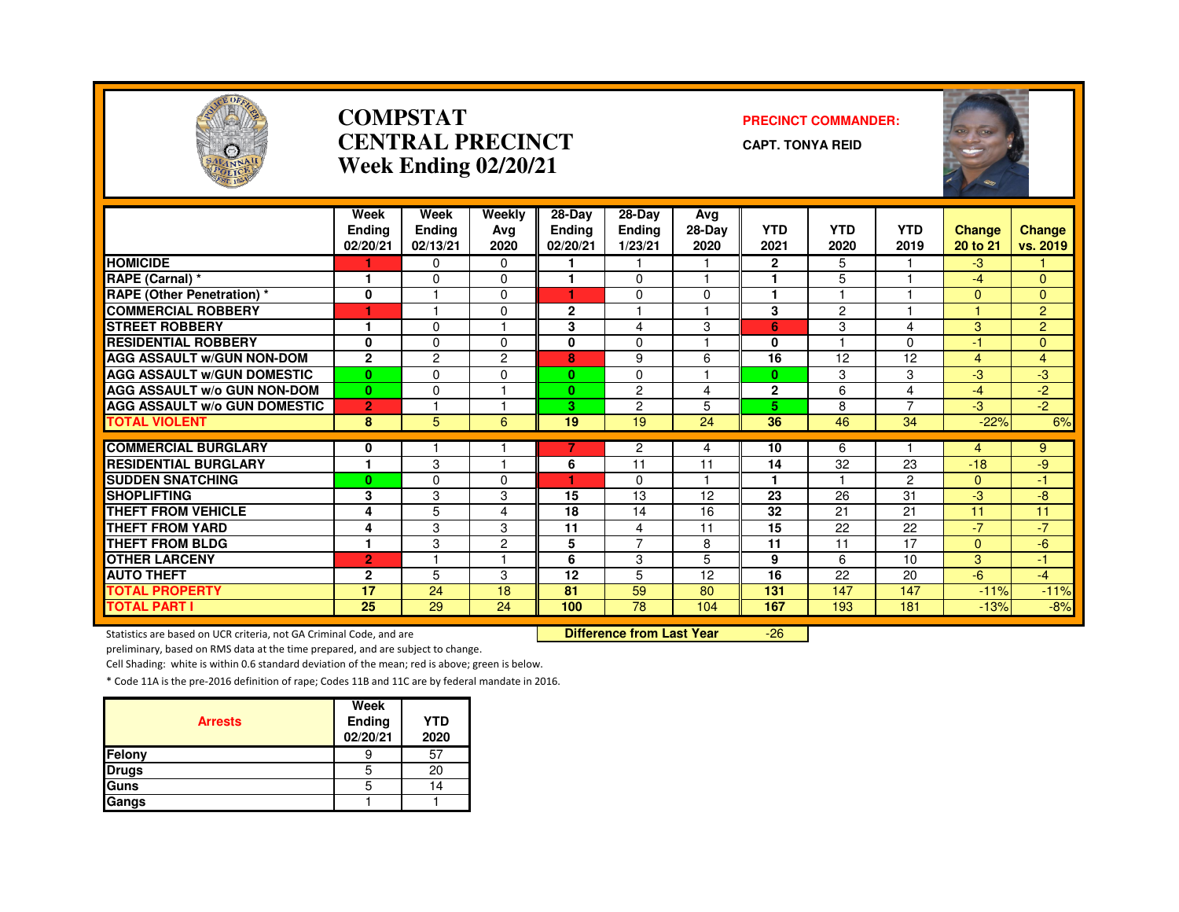# COMPSTAT
# CENTRAL PRECINCT
## Week Ending 02/20/21

**PRECINCT COMMANDER:**

**CAPT. TONYA REID**

| | Week Ending 02/20/21 | Week Ending 02/13/21 | Weekly Avg 2020 | 28-Day Ending 02/20/21 | 28-Day Ending 1/23/21 | Avg 28-Day 2020 | YTD 2021 | YTD 2020 | YTD 2019 | Change 20 to 21 | Change vs. 2019 |
|---|---|---|---|---|---|---|---|---|---|---|---|
| HOMICIDE | 1 | 0 | 0 | 1 | 1 | 1 | 2 | 5 | 1 | -3 | 1 |
| RAPE (Carnal) * | 1 | 0 | 0 | 1 | 0 | 1 | 1 | 5 | 1 | -4 | 0 |
| RAPE (Other Penetration) * | 0 | 1 | 0 | 1 | 0 | 0 | 1 | 1 | 1 | 0 | 0 |
| COMMERCIAL ROBBERY | 1 | 1 | 0 | 2 | 1 | 1 | 3 | 2 | 1 | 1 | 2 |
| STREET ROBBERY | 1 | 0 | 1 | 3 | 4 | 3 | 6 | 3 | 4 | 3 | 2 |
| RESIDENTIAL ROBBERY | 0 | 0 | 0 | 0 | 0 | 1 | 0 | 1 | 0 | -1 | 0 |
| AGG ASSAULT w/GUN NON-DOM | 2 | 2 | 2 | 8 | 9 | 6 | 16 | 12 | 12 | 4 | 4 |
| AGG ASSAULT w/GUN DOMESTIC | 0 | 0 | 0 | 0 | 0 | 1 | 0 | 3 | 3 | -3 | -3 |
| AGG ASSAULT w/o GUN NON-DOM | 0 | 0 | 1 | 0 | 2 | 4 | 2 | 6 | 4 | -4 | -2 |
| AGG ASSAULT w/o GUN DOMESTIC | 2 | 1 | 1 | 3 | 2 | 5 | 5 | 8 | 7 | -3 | -2 |
| TOTAL VIOLENT | 8 | 5 | 6 | 19 | 19 | 24 | 36 | 46 | 34 | -22% | 6% |
| COMMERCIAL BURGLARY | 0 | 1 | 1 | 7 | 2 | 4 | 10 | 6 | 1 | 4 | 9 |
| RESIDENTIAL BURGLARY | 1 | 3 | 1 | 6 | 11 | 11 | 14 | 32 | 23 | -18 | -9 |
| SUDDEN SNATCHING | 0 | 0 | 0 | 1 | 0 | 1 | 1 | 1 | 2 | 0 | -1 |
| SHOPLIFTING | 3 | 3 | 3 | 15 | 13 | 12 | 23 | 26 | 31 | -3 | -8 |
| THEFT FROM VEHICLE | 4 | 5 | 4 | 18 | 14 | 16 | 32 | 21 | 21 | 11 | 11 |
| THEFT FROM YARD | 4 | 3 | 3 | 11 | 4 | 11 | 15 | 22 | 22 | -7 | -7 |
| THEFT FROM BLDG | 1 | 3 | 2 | 5 | 7 | 8 | 11 | 11 | 17 | 0 | -6 |
| OTHER LARCENY | 2 | 1 | 1 | 6 | 3 | 5 | 9 | 6 | 10 | 3 | -1 |
| AUTO THEFT | 2 | 5 | 3 | 12 | 5 | 12 | 16 | 22 | 20 | -6 | -4 |
| TOTAL PROPERTY | 17 | 24 | 18 | 81 | 59 | 80 | 131 | 147 | 147 | -11% | -11% |
| TOTAL PART I | 25 | 29 | 24 | 100 | 78 | 104 | 167 | 193 | 181 | -13% | -8% |

**Difference from Last Year** -26

Statistics are based on UCR criteria, not GA Criminal Code, and are preliminary, based on RMS data at the time prepared, and are subject to change.

Cell Shading: white is within 0.6 standard deviation of the mean; red is above; green is below.

* Code 11A is the pre-2016 definition of rape; Codes 11B and 11C are by federal mandate in 2016.

| Arrests | Week Ending 02/20/21 | YTD 2020 |
|---|---|---|
| Felony | 9 | 57 |
| Drugs | 5 | 20 |
| Guns | 5 | 14 |
| Gangs | 1 | 1 |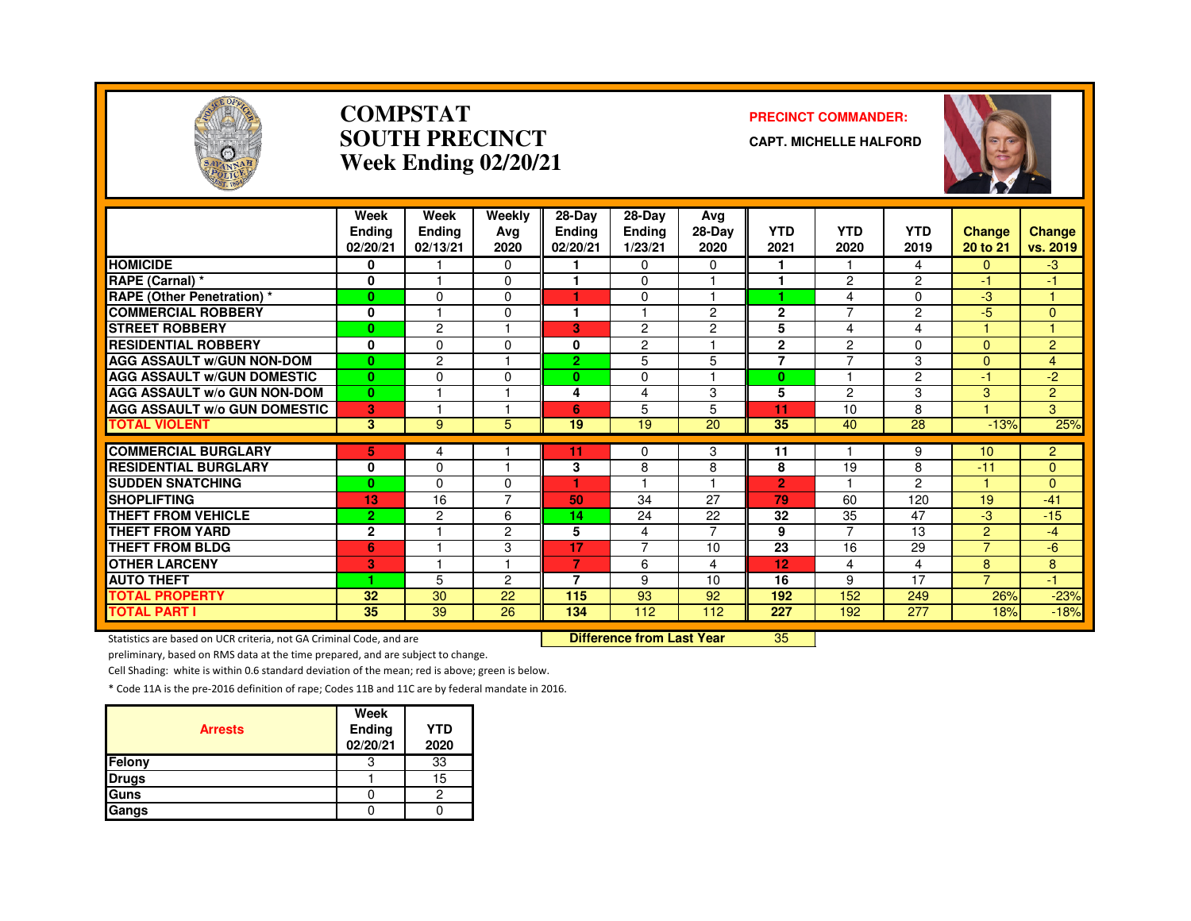# COMPSTAT
# SOUTH PRECINCT
## Week Ending 02/20/21

**PRECINCT COMMANDER:**

**CAPT. MICHELLE HALFORD**

| | Week Ending 02/20/21 | Week Ending 02/13/21 | Weekly Avg 2020 | 28-Day Ending 02/20/21 | 28-Day Ending 1/23/21 | Avg 28-Day 2020 | YTD 2021 | YTD 2020 | YTD 2019 | Change 20 to 21 | Change vs. 2019 |
|---|---|---|---|---|---|---|---|---|---|---|---|
| HOMICIDE | 0 | 1 | 0 | 1 | 0 | 0 | 1 | 1 | 4 | 0 | -3 |
| RAPE (Carnal) * | 0 | 1 | 0 | 1 | 0 | 1 | 1 | 2 | 2 | -1 | -1 |
| RAPE (Other Penetration) * | 0 | 0 | 0 | 1 | 0 | 1 | 1 | 4 | 0 | -3 | 1 |
| COMMERCIAL ROBBERY | 0 | 1 | 0 | 1 | 1 | 2 | 2 | 7 | 2 | -5 | 0 |
| STREET ROBBERY | 0 | 2 | 1 | 3 | 2 | 2 | 5 | 4 | 4 | 1 | 1 |
| RESIDENTIAL ROBBERY | 0 | 0 | 0 | 0 | 2 | 1 | 2 | 2 | 0 | 0 | 2 |
| AGG ASSAULT w/GUN NON-DOM | 0 | 2 | 1 | 2 | 5 | 5 | 7 | 7 | 3 | 0 | 4 |
| AGG ASSAULT w/GUN DOMESTIC | 0 | 0 | 0 | 0 | 0 | 1 | 0 | 1 | 2 | -1 | -2 |
| AGG ASSAULT w/o GUN NON-DOM | 0 | 1 | 1 | 4 | 4 | 3 | 5 | 2 | 3 | 3 | 2 |
| AGG ASSAULT w/o GUN DOMESTIC | 3 | 1 | 1 | 6 | 5 | 5 | 11 | 10 | 8 | 1 | 3 |
| TOTAL VIOLENT | 3 | 9 | 5 | 19 | 19 | 20 | 35 | 40 | 28 | -13% | 25% |
| COMMERCIAL BURGLARY | 5 | 4 | 1 | 11 | 0 | 3 | 11 | 1 | 9 | 10 | 2 |
| RESIDENTIAL BURGLARY | 0 | 0 | 1 | 3 | 8 | 8 | 8 | 19 | 8 | -11 | 0 |
| SUDDEN SNATCHING | 0 | 0 | 0 | 1 | 1 | 1 | 2 | 1 | 2 | 1 | 0 |
| SHOPLIFTING | 13 | 16 | 7 | 50 | 34 | 27 | 79 | 60 | 120 | 19 | -41 |
| THEFT FROM VEHICLE | 2 | 2 | 6 | 14 | 24 | 22 | 32 | 35 | 47 | -3 | -15 |
| THEFT FROM YARD | 2 | 1 | 2 | 5 | 4 | 7 | 9 | 7 | 13 | 2 | -4 |
| THEFT FROM BLDG | 6 | 1 | 3 | 17 | 7 | 10 | 23 | 16 | 29 | 7 | -6 |
| OTHER LARCENY | 3 | 1 | 1 | 7 | 6 | 4 | 12 | 4 | 4 | 8 | 8 |
| AUTO THEFT | 1 | 5 | 2 | 7 | 9 | 10 | 16 | 9 | 17 | 7 | -1 |
| TOTAL PROPERTY | 32 | 30 | 22 | 115 | 93 | 92 | 192 | 152 | 249 | 26% | -23% |
| TOTAL PART I | 35 | 39 | 26 | 134 | 112 | 112 | 227 | 192 | 277 | 18% | -18% |

**Difference from Last Year** 35

Statistics are based on UCR criteria, not GA Criminal Code, and are preliminary, based on RMS data at the time prepared, and are subject to change.

Cell Shading: white is within 0.6 standard deviation of the mean; red is above; green is below.

* Code 11A is the pre-2016 definition of rape; Codes 11B and 11C are by federal mandate in 2016.

| Arrests | Week Ending 02/20/21 | YTD 2020 |
|---|---|---|
| Felony | 3 | 33 |
| Drugs | 1 | 15 |
| Guns | 0 | 2 |
| Gangs | 0 | 0 |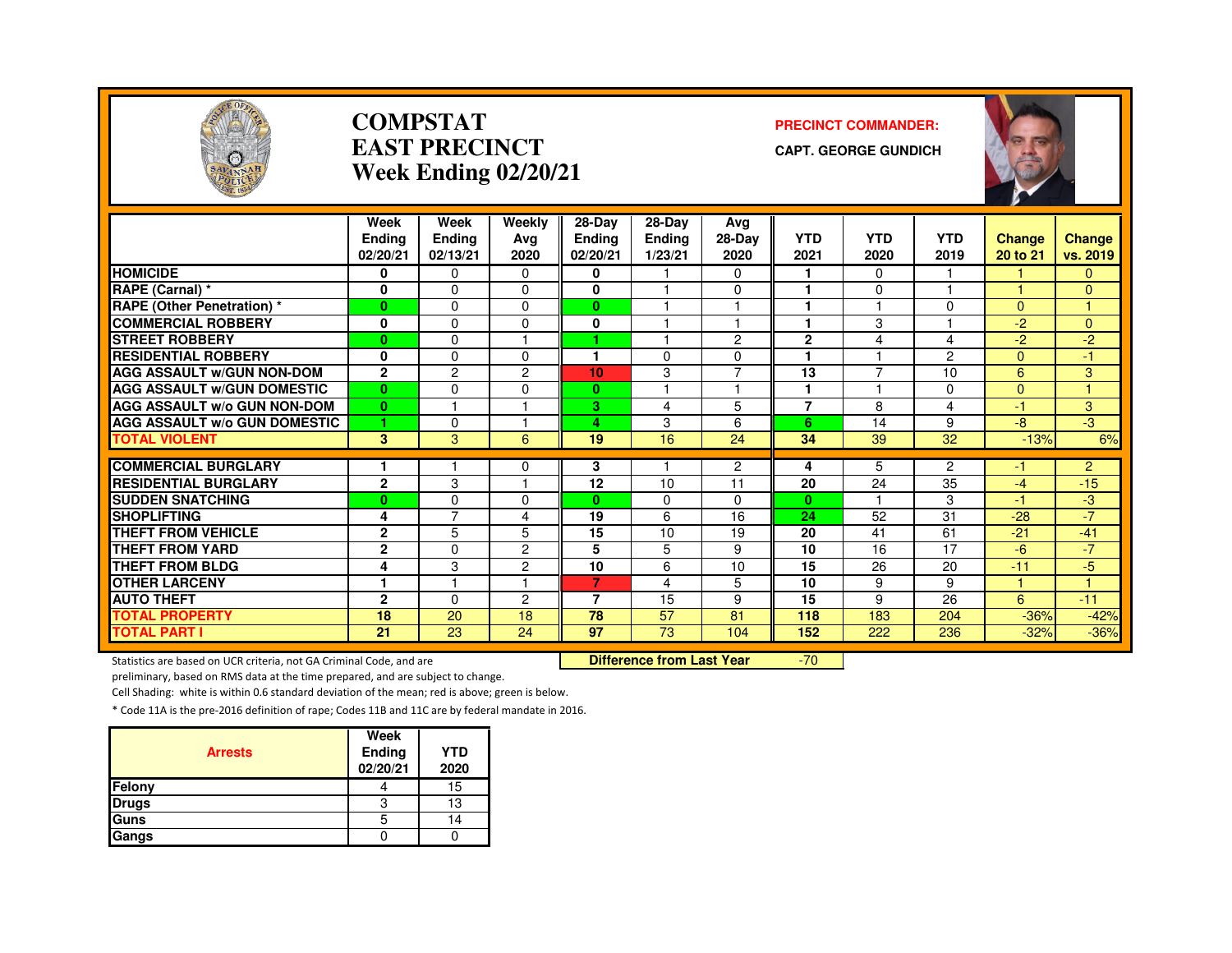# COMPSTAT
# EAST PRECINCT
# Week Ending 02/20/21

**PRECINCT COMMANDER:**

**CAPT. GEORGE GUNDICH**

| | Week Ending 02/20/21 | Week Ending 02/13/21 | Weekly Avg 2020 | 28-Day Ending 02/20/21 | 28-Day Ending 1/23/21 | Avg 28-Day 2020 | YTD 2021 | YTD 2020 | YTD 2019 | Change 20 to 21 | Change vs. 2019 |
|---|---|---|---|---|---|---|---|---|---|---|---|
| **HOMICIDE** | 0 | 0 | 0 | 0 | 1 | 0 | 1 | 0 | 1 | 1 | 0 |
| **RAPE (Carnal) *** | 0 | 0 | 0 | 0 | 1 | 0 | 1 | 0 | 1 | 1 | 0 |
| **RAPE (Other Penetration) *** | 0 | 0 | 0 | 0 | 1 | 1 | 1 | 1 | 0 | 0 | 1 |
| **COMMERCIAL ROBBERY** | 0 | 0 | 0 | 0 | 1 | 1 | 1 | 3 | 1 | -2 | 0 |
| **STREET ROBBERY** | 0 | 0 | 1 | 1 | 1 | 2 | 2 | 4 | 4 | -2 | -2 |
| **RESIDENTIAL ROBBERY** | 0 | 0 | 0 | 1 | 0 | 0 | 1 | 1 | 2 | 0 | -1 |
| **AGG ASSAULT w/GUN NON-DOM** | 2 | 2 | 2 | 10 | 3 | 7 | 13 | 7 | 10 | 6 | 3 |
| **AGG ASSAULT w/GUN DOMESTIC** | 0 | 0 | 0 | 0 | 1 | 1 | 1 | 1 | 0 | 0 | 1 |
| **AGG ASSAULT w/o GUN NON-DOM** | 0 | 1 | 1 | 3 | 4 | 5 | 7 | 8 | 4 | -1 | 3 |
| **AGG ASSAULT w/o GUN DOMESTIC** | 1 | 0 | 1 | 4 | 3 | 6 | 6 | 14 | 9 | -8 | -3 |
| **TOTAL VIOLENT** | 3 | 3 | 6 | 19 | 16 | 24 | 34 | 39 | 32 | -13% | 6% |
| **COMMERCIAL BURGLARY** | 1 | 1 | 0 | 3 | 1 | 2 | 4 | 5 | 2 | -1 | 2 |
| **RESIDENTIAL BURGLARY** | 2 | 3 | 1 | 12 | 10 | 11 | 20 | 24 | 35 | -4 | -15 |
| **SUDDEN SNATCHING** | 0 | 0 | 0 | 0 | 0 | 0 | 0 | 1 | 3 | -1 | -3 |
| **SHOPLIFTING** | 4 | 7 | 4 | 19 | 6 | 16 | 24 | 52 | 31 | -28 | -7 |
| **THEFT FROM VEHICLE** | 2 | 5 | 5 | 15 | 10 | 19 | 20 | 41 | 61 | -21 | -41 |
| **THEFT FROM YARD** | 2 | 0 | 2 | 5 | 5 | 9 | 10 | 16 | 17 | -6 | -7 |
| **THEFT FROM BLDG** | 4 | 3 | 2 | 10 | 6 | 10 | 15 | 26 | 20 | -11 | -5 |
| **OTHER LARCENY** | 1 | 1 | 1 | 7 | 4 | 5 | 10 | 9 | 9 | 1 | 1 |
| **AUTO THEFT** | 2 | 0 | 2 | 7 | 15 | 9 | 15 | 9 | 26 | 6 | -11 |
| **TOTAL PROPERTY** | 18 | 20 | 18 | 78 | 57 | 81 | 118 | 183 | 204 | -36% | -42% |
| **TOTAL PART I** | 21 | 23 | 24 | 97 | 73 | 104 | 152 | 222 | 236 | -32% | -36% |

**Difference from Last Year** -70

Statistics are based on UCR criteria, not GA Criminal Code, and are preliminary, based on RMS data at the time prepared, and are subject to change.

Cell Shading: white is within 0.6 standard deviation of the mean; red is above; green is below.

* Code 11A is the pre-2016 definition of rape; Codes 11B and 11C are by federal mandate in 2016.

| Arrests | Week Ending 02/20/21 | YTD 2020 |
|---|---|---|
| Felony | 4 | 15 |
| Drugs | 3 | 13 |
| Guns | 5 | 14 |
| Gangs | 0 | 0 |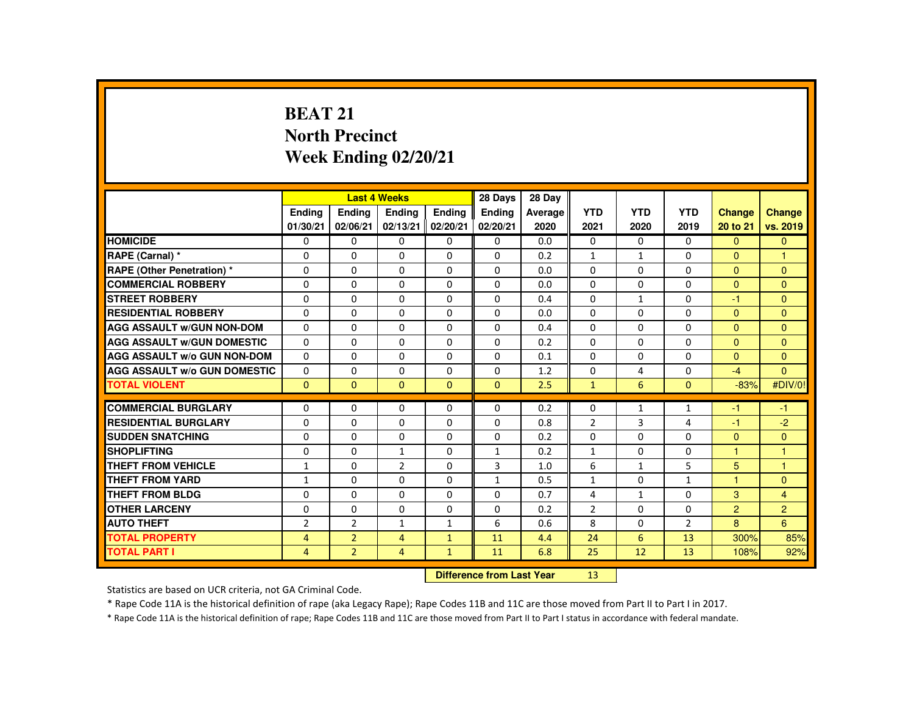# BEAT 21
## North Precinct
## Week Ending 02/20/21

| | Last 4 Weeks | | | | 28 Days | 28 Day | | | | | |
|---|---|---|---|---|---|---|---|---|---|---|---|
| | Ending 01/30/21 | Ending 02/06/21 | Ending 02/13/21 | Ending 02/20/21 | Ending 02/20/21 | Average 2020 | YTD 2021 | YTD 2020 | YTD 2019 | Change 20 to 21 | Change vs. 2019 |
| HOMICIDE | 0 | 0 | 0 | 0 | 0 | 0.0 | 0 | 0 | 0 | 0 | 0 |
| RAPE (Carnal) * | 0 | 0 | 0 | 0 | 0 | 0.2 | 1 | 1 | 0 | 0 | 1 |
| RAPE (Other Penetration) * | 0 | 0 | 0 | 0 | 0 | 0.0 | 0 | 0 | 0 | 0 | 0 |
| COMMERCIAL ROBBERY | 0 | 0 | 0 | 0 | 0 | 0.0 | 0 | 0 | 0 | 0 | 0 |
| STREET ROBBERY | 0 | 0 | 0 | 0 | 0 | 0.4 | 0 | 1 | 0 | -1 | 0 |
| RESIDENTIAL ROBBERY | 0 | 0 | 0 | 0 | 0 | 0.0 | 0 | 0 | 0 | 0 | 0 |
| AGG ASSAULT w/GUN NON-DOM | 0 | 0 | 0 | 0 | 0 | 0.4 | 0 | 0 | 0 | 0 | 0 |
| AGG ASSAULT w/GUN DOMESTIC | 0 | 0 | 0 | 0 | 0 | 0.2 | 0 | 0 | 0 | 0 | 0 |
| AGG ASSAULT w/o GUN NON-DOM | 0 | 0 | 0 | 0 | 0 | 0.1 | 0 | 0 | 0 | 0 | 0 |
| AGG ASSAULT w/o GUN DOMESTIC | 0 | 0 | 0 | 0 | 0 | 1.2 | 0 | 4 | 0 | -4 | 0 |
| TOTAL VIOLENT | 0 | 0 | 0 | 0 | 0 | 2.5 | 1 | 6 | 0 | -83% | #DIV/0! |
| COMMERCIAL BURGLARY | 0 | 0 | 0 | 0 | 0 | 0.2 | 0 | 1 | 1 | -1 | -1 |
| RESIDENTIAL BURGLARY | 0 | 0 | 0 | 0 | 0 | 0.8 | 2 | 3 | 4 | -1 | -2 |
| SUDDEN SNATCHING | 0 | 0 | 0 | 0 | 0 | 0.2 | 0 | 0 | 0 | 0 | 0 |
| SHOPLIFTING | 0 | 0 | 1 | 0 | 1 | 0.2 | 1 | 0 | 0 | 1 | 1 |
| THEFT FROM VEHICLE | 1 | 0 | 2 | 0 | 3 | 1.0 | 6 | 1 | 5 | 5 | 1 |
| THEFT FROM YARD | 1 | 0 | 0 | 0 | 1 | 0.5 | 1 | 0 | 1 | 1 | 0 |
| THEFT FROM BLDG | 0 | 0 | 0 | 0 | 0 | 0.7 | 4 | 1 | 0 | 3 | 4 |
| OTHER LARCENY | 0 | 0 | 0 | 0 | 0 | 0.2 | 2 | 0 | 0 | 2 | 2 |
| AUTO THEFT | 2 | 2 | 1 | 1 | 6 | 0.6 | 8 | 0 | 2 | 8 | 6 |
| TOTAL PROPERTY | 4 | 2 | 4 | 1 | 11 | 4.4 | 24 | 6 | 13 | 300% | 85% |
| TOTAL PART I | 4 | 2 | 4 | 1 | 11 | 6.8 | 25 | 12 | 13 | 108% | 92% |

**Difference from Last Year** 13

Statistics are based on UCR criteria, not GA Criminal Code.

* Rape Code 11A is the historical definition of rape (aka Legacy Rape); Rape Codes 11B and 11C are those moved from Part II to Part I in 2017.

* Rape Code 11A is the historical definition of rape; Rape Codes 11B and 11C are those moved from Part II to Part I status in accordance with federal mandate.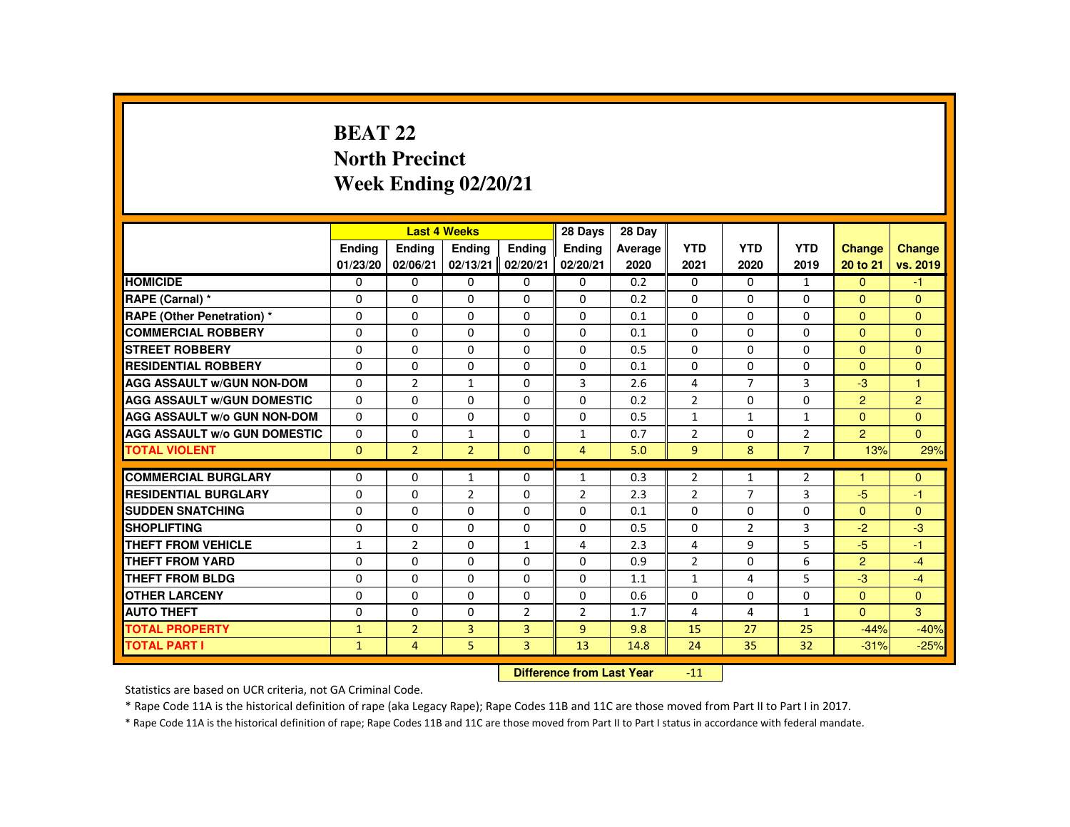# BEAT 22
## North Precinct
## Week Ending 02/20/21

| | Last 4 Weeks | | | | 28 Days | 28 Day | | | | | |
|---|---|---|---|---|---|---|---|---|---|---|---|
| | Ending 01/23/20 | Ending 02/06/21 | Ending 02/13/21 | Ending 02/20/21 | Ending 02/20/21 | Average 2020 | YTD 2021 | YTD 2020 | YTD 2019 | Change 20 to 21 | Change vs. 2019 |
| HOMICIDE | 0 | 0 | 0 | 0 | 0 | 0.2 | 0 | 0 | 1 | 0 | -1 |
| RAPE (Carnal) * | 0 | 0 | 0 | 0 | 0 | 0.2 | 0 | 0 | 0 | 0 | 0 |
| RAPE (Other Penetration) * | 0 | 0 | 0 | 0 | 0 | 0.1 | 0 | 0 | 0 | 0 | 0 |
| COMMERCIAL ROBBERY | 0 | 0 | 0 | 0 | 0 | 0.1 | 0 | 0 | 0 | 0 | 0 |
| STREET ROBBERY | 0 | 0 | 0 | 0 | 0 | 0.5 | 0 | 0 | 0 | 0 | 0 |
| RESIDENTIAL ROBBERY | 0 | 0 | 0 | 0 | 0 | 0.1 | 0 | 0 | 0 | 0 | 0 |
| AGG ASSAULT w/GUN NON-DOM | 0 | 2 | 1 | 0 | 3 | 2.6 | 4 | 7 | 3 | -3 | 1 |
| AGG ASSAULT w/GUN DOMESTIC | 0 | 0 | 0 | 0 | 0 | 0.2 | 2 | 0 | 0 | 2 | 2 |
| AGG ASSAULT w/o GUN NON-DOM | 0 | 0 | 0 | 0 | 0 | 0.5 | 1 | 1 | 1 | 0 | 0 |
| AGG ASSAULT w/o GUN DOMESTIC | 0 | 0 | 1 | 0 | 1 | 0.7 | 2 | 0 | 2 | 2 | 0 |
| TOTAL VIOLENT | 0 | 2 | 2 | 0 | 4 | 5.0 | 9 | 8 | 7 | 13% | 29% |
| COMMERCIAL BURGLARY | 0 | 0 | 1 | 0 | 1 | 0.3 | 2 | 1 | 2 | 1 | 0 |
| RESIDENTIAL BURGLARY | 0 | 0 | 2 | 0 | 2 | 2.3 | 2 | 7 | 3 | -5 | -1 |
| SUDDEN SNATCHING | 0 | 0 | 0 | 0 | 0 | 0.1 | 0 | 0 | 0 | 0 | 0 |
| SHOPLIFTING | 0 | 0 | 0 | 0 | 0 | 0.5 | 0 | 2 | 3 | -2 | -3 |
| THEFT FROM VEHICLE | 1 | 2 | 0 | 1 | 4 | 2.3 | 4 | 9 | 5 | -5 | -1 |
| THEFT FROM YARD | 0 | 0 | 0 | 0 | 0 | 0.9 | 2 | 0 | 6 | 2 | -4 |
| THEFT FROM BLDG | 0 | 0 | 0 | 0 | 0 | 1.1 | 1 | 4 | 5 | -3 | -4 |
| OTHER LARCENY | 0 | 0 | 0 | 0 | 0 | 0.6 | 0 | 0 | 0 | 0 | 0 |
| AUTO THEFT | 0 | 0 | 0 | 2 | 2 | 1.7 | 4 | 4 | 1 | 0 | 3 |
| TOTAL PROPERTY | 1 | 2 | 3 | 3 | 9 | 9.8 | 15 | 27 | 25 | -44% | -40% |
| TOTAL PART I | 1 | 4 | 5 | 3 | 13 | 14.8 | 24 | 35 | 32 | -31% | -25% |

**Difference from Last Year** -11

Statistics are based on UCR criteria, not GA Criminal Code.

* Rape Code 11A is the historical definition of rape (aka Legacy Rape); Rape Codes 11B and 11C are those moved from Part II to Part I in 2017.

* Rape Code 11A is the historical definition of rape; Rape Codes 11B and 11C are those moved from Part II to Part I status in accordance with federal mandate.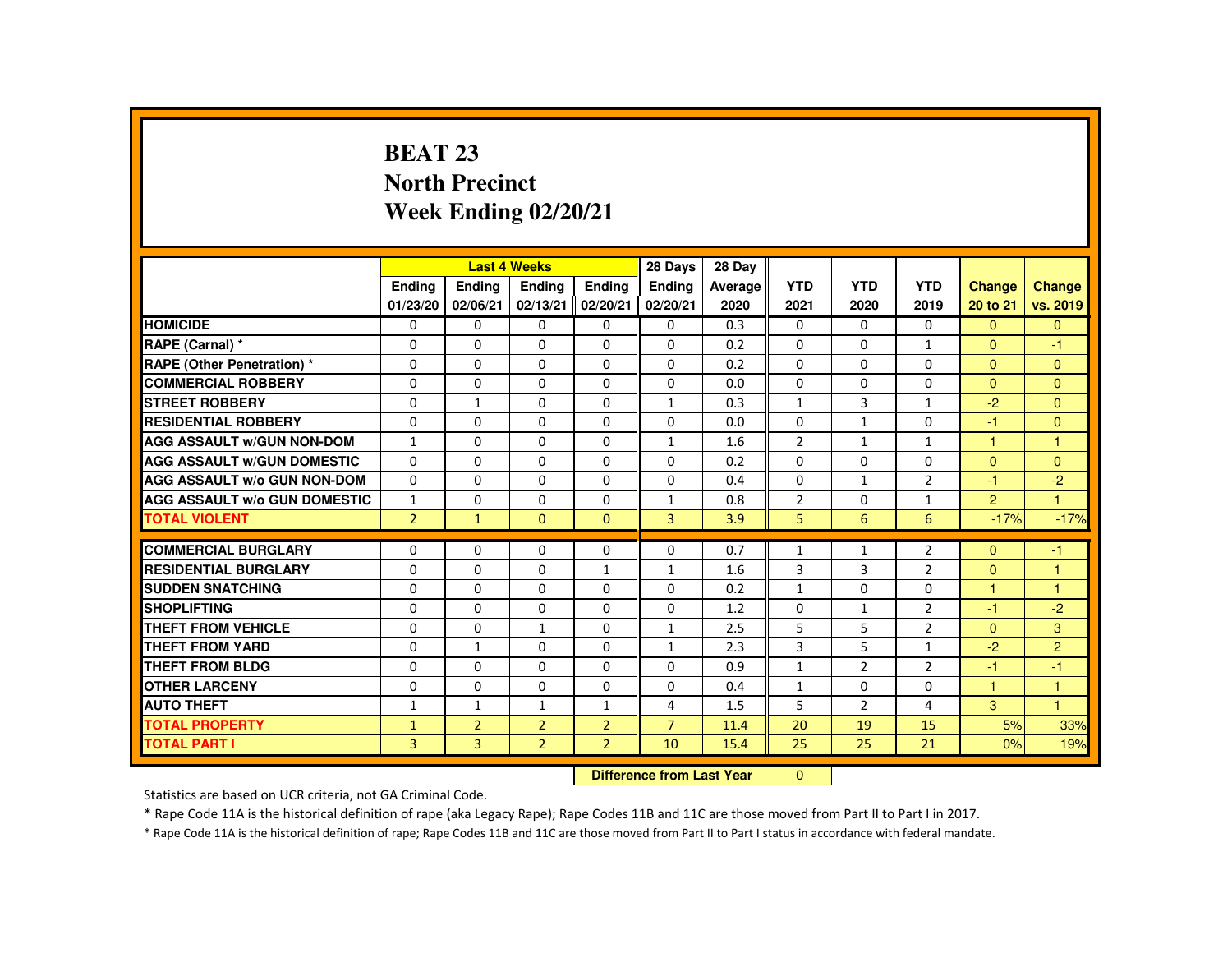# BEAT 23
## North Precinct
## Week Ending 02/20/21

| | Last 4 Weeks | | | | 28 Days | 28 Day | | | | | |
|---|---|---|---|---|---|---|---|---|---|---|---|
| | Ending 01/23/20 | Ending 02/06/21 | Ending 02/13/21 | Ending 02/20/21 | Ending 02/20/21 | Average 2020 | YTD 2021 | YTD 2020 | YTD 2019 | Change 20 to 21 | Change vs. 2019 |
| **HOMICIDE** | 0 | 0 | 0 | 0 | 0 | 0.3 | 0 | 0 | 0 | 0 | 0 |
| **RAPE (Carnal) *** | 0 | 0 | 0 | 0 | 0 | 0.2 | 0 | 0 | 1 | 0 | -1 |
| **RAPE (Other Penetration) *** | 0 | 0 | 0 | 0 | 0 | 0.2 | 0 | 0 | 0 | 0 | 0 |
| **COMMERCIAL ROBBERY** | 0 | 0 | 0 | 0 | 0 | 0.0 | 0 | 0 | 0 | 0 | 0 |
| **STREET ROBBERY** | 0 | 1 | 0 | 0 | 1 | 0.3 | 1 | 3 | 1 | -2 | 0 |
| **RESIDENTIAL ROBBERY** | 0 | 0 | 0 | 0 | 0 | 0.0 | 0 | 1 | 0 | -1 | 0 |
| **AGG ASSAULT w/GUN NON-DOM** | 1 | 0 | 0 | 0 | 1 | 1.6 | 2 | 1 | 1 | 1 | 1 |
| **AGG ASSAULT w/GUN DOMESTIC** | 0 | 0 | 0 | 0 | 0 | 0.2 | 0 | 0 | 0 | 0 | 0 |
| **AGG ASSAULT w/o GUN NON-DOM** | 0 | 0 | 0 | 0 | 0 | 0.4 | 0 | 1 | 2 | -1 | -2 |
| **AGG ASSAULT w/o GUN DOMESTIC** | 1 | 0 | 0 | 0 | 1 | 0.8 | 2 | 0 | 1 | 2 | 1 |
| **TOTAL VIOLENT** | 2 | 1 | 0 | 0 | 3 | 3.9 | 5 | 6 | 6 | -17% | -17% |
| **COMMERCIAL BURGLARY** | 0 | 0 | 0 | 0 | 0 | 0.7 | 1 | 1 | 2 | 0 | -1 |
| **RESIDENTIAL BURGLARY** | 0 | 0 | 0 | 1 | 1 | 1.6 | 3 | 3 | 2 | 0 | 1 |
| **SUDDEN SNATCHING** | 0 | 0 | 0 | 0 | 0 | 0.2 | 1 | 0 | 0 | 1 | 1 |
| **SHOPLIFTING** | 0 | 0 | 0 | 0 | 0 | 1.2 | 0 | 1 | 2 | -1 | -2 |
| **THEFT FROM VEHICLE** | 0 | 0 | 1 | 0 | 1 | 2.5 | 5 | 5 | 2 | 0 | 3 |
| **THEFT FROM YARD** | 0 | 1 | 0 | 0 | 1 | 2.3 | 3 | 5 | 1 | -2 | 2 |
| **THEFT FROM BLDG** | 0 | 0 | 0 | 0 | 0 | 0.9 | 1 | 2 | 2 | -1 | -1 |
| **OTHER LARCENY** | 0 | 0 | 0 | 0 | 0 | 0.4 | 1 | 0 | 0 | 1 | 1 |
| **AUTO THEFT** | 1 | 1 | 1 | 1 | 4 | 1.5 | 5 | 2 | 4 | 3 | 1 |
| **TOTAL PROPERTY** | 1 | 2 | 2 | 2 | 7 | 11.4 | 20 | 19 | 15 | 5% | 33% |
| **TOTAL PART I** | 3 | 3 | 2 | 2 | 10 | 15.4 | 25 | 25 | 21 | 0% | 19% |

**Difference from Last Year** 0

Statistics are based on UCR criteria, not GA Criminal Code.

* Rape Code 11A is the historical definition of rape (aka Legacy Rape); Rape Codes 11B and 11C are those moved from Part II to Part I in 2017.

* Rape Code 11A is the historical definition of rape; Rape Codes 11B and 11C are those moved from Part II to Part I status in accordance with federal mandate.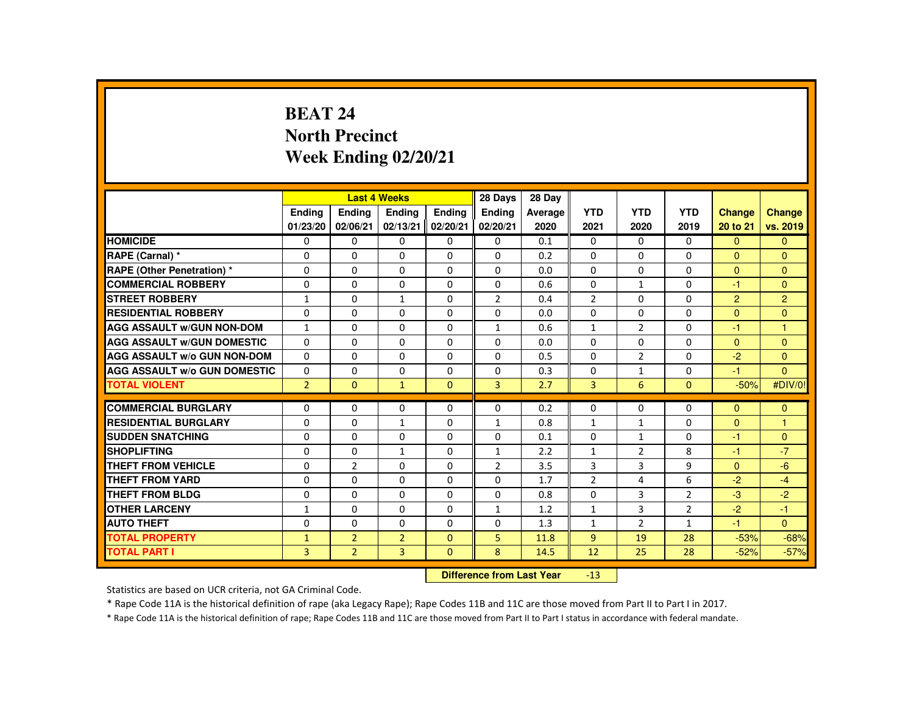# BEAT 24
## North Precinct
## Week Ending 02/20/21

| | Last 4 Weeks | | | | 28 Days | 28 Day | | | | | |
|---|---|---|---|---|---|---|---|---|---|---|---|
| | Ending 01/23/20 | Ending 02/06/21 | Ending 02/13/21 | Ending 02/20/21 | Ending 02/20/21 | Average 2020 | YTD 2021 | YTD 2020 | YTD 2019 | Change 20 to 21 | Change vs. 2019 |
| HOMICIDE | 0 | 0 | 0 | 0 | 0 | 0.1 | 0 | 0 | 0 | 0 | 0 |
| RAPE (Carnal) * | 0 | 0 | 0 | 0 | 0 | 0.2 | 0 | 0 | 0 | 0 | 0 |
| RAPE (Other Penetration) * | 0 | 0 | 0 | 0 | 0 | 0.0 | 0 | 0 | 0 | 0 | 0 |
| COMMERCIAL ROBBERY | 0 | 0 | 0 | 0 | 0 | 0.6 | 0 | 1 | 0 | -1 | 0 |
| STREET ROBBERY | 1 | 0 | 1 | 0 | 2 | 0.4 | 2 | 0 | 0 | 2 | 2 |
| RESIDENTIAL ROBBERY | 0 | 0 | 0 | 0 | 0 | 0.0 | 0 | 0 | 0 | 0 | 0 |
| AGG ASSAULT w/GUN NON-DOM | 1 | 0 | 0 | 0 | 1 | 0.6 | 1 | 2 | 0 | -1 | 1 |
| AGG ASSAULT w/GUN DOMESTIC | 0 | 0 | 0 | 0 | 0 | 0.0 | 0 | 0 | 0 | 0 | 0 |
| AGG ASSAULT w/o GUN NON-DOM | 0 | 0 | 0 | 0 | 0 | 0.5 | 0 | 2 | 0 | -2 | 0 |
| AGG ASSAULT w/o GUN DOMESTIC | 0 | 0 | 0 | 0 | 0 | 0.3 | 0 | 1 | 0 | -1 | 0 |
| TOTAL VIOLENT | 2 | 0 | 1 | 0 | 3 | 2.7 | 3 | 6 | 0 | -50% | #DIV/0! |
| COMMERCIAL BURGLARY | 0 | 0 | 0 | 0 | 0 | 0.2 | 0 | 0 | 0 | 0 | 0 |
| RESIDENTIAL BURGLARY | 0 | 0 | 1 | 0 | 1 | 0.8 | 1 | 1 | 0 | 0 | 1 |
| SUDDEN SNATCHING | 0 | 0 | 0 | 0 | 0 | 0.1 | 0 | 1 | 0 | -1 | 0 |
| SHOPLIFTING | 0 | 0 | 1 | 0 | 1 | 2.2 | 1 | 2 | 8 | -1 | -7 |
| THEFT FROM VEHICLE | 0 | 2 | 0 | 0 | 2 | 3.5 | 3 | 3 | 9 | 0 | -6 |
| THEFT FROM YARD | 0 | 0 | 0 | 0 | 0 | 1.7 | 2 | 4 | 6 | -2 | -4 |
| THEFT FROM BLDG | 0 | 0 | 0 | 0 | 0 | 0.8 | 0 | 3 | 2 | -3 | -2 |
| OTHER LARCENY | 1 | 0 | 0 | 0 | 1 | 1.2 | 1 | 3 | 2 | -2 | -1 |
| AUTO THEFT | 0 | 0 | 0 | 0 | 0 | 1.3 | 1 | 2 | 1 | -1 | 0 |
| TOTAL PROPERTY | 1 | 2 | 2 | 0 | 5 | 11.8 | 9 | 19 | 28 | -53% | -68% |
| TOTAL PART I | 3 | 2 | 3 | 0 | 8 | 14.5 | 12 | 25 | 28 | -52% | -57% |

**Difference from Last Year** -13

Statistics are based on UCR criteria, not GA Criminal Code.

* Rape Code 11A is the historical definition of rape (aka Legacy Rape); Rape Codes 11B and 11C are those moved from Part II to Part I in 2017.

* Rape Code 11A is the historical definition of rape; Rape Codes 11B and 11C are those moved from Part II to Part I status in accordance with federal mandate.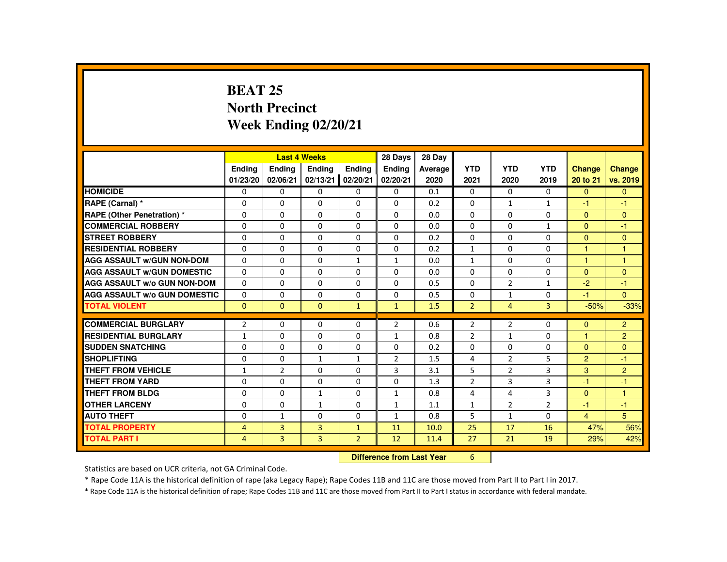# BEAT 25
## North Precinct
## Week Ending 02/20/21

| | Last 4 Weeks | | | | 28 Days | 28 Day | | | | | |
|---|---|---|---|---|---|---|---|---|---|---|---|
| | Ending 01/23/20 | Ending 02/06/21 | Ending 02/13/21 | Ending 02/20/21 | Ending 02/20/21 | Average 2020 | YTD 2021 | YTD 2020 | YTD 2019 | Change 20 to 21 | Change vs. 2019 |
| HOMICIDE | 0 | 0 | 0 | 0 | 0 | 0.1 | 0 | 0 | 0 | 0 | 0 |
| RAPE (Carnal) * | 0 | 0 | 0 | 0 | 0 | 0.2 | 0 | 1 | 1 | -1 | -1 |
| RAPE (Other Penetration) * | 0 | 0 | 0 | 0 | 0 | 0.0 | 0 | 0 | 0 | 0 | 0 |
| COMMERCIAL ROBBERY | 0 | 0 | 0 | 0 | 0 | 0.0 | 0 | 0 | 1 | 0 | -1 |
| STREET ROBBERY | 0 | 0 | 0 | 0 | 0 | 0.2 | 0 | 0 | 0 | 0 | 0 |
| RESIDENTIAL ROBBERY | 0 | 0 | 0 | 0 | 0 | 0.2 | 1 | 0 | 0 | 1 | 1 |
| AGG ASSAULT w/GUN NON-DOM | 0 | 0 | 0 | 1 | 1 | 0.0 | 1 | 0 | 0 | 1 | 1 |
| AGG ASSAULT w/GUN DOMESTIC | 0 | 0 | 0 | 0 | 0 | 0.0 | 0 | 0 | 0 | 0 | 0 |
| AGG ASSAULT w/o GUN NON-DOM | 0 | 0 | 0 | 0 | 0 | 0.5 | 0 | 2 | 1 | -2 | -1 |
| AGG ASSAULT w/o GUN DOMESTIC | 0 | 0 | 0 | 0 | 0 | 0.5 | 0 | 1 | 0 | -1 | 0 |
| TOTAL VIOLENT | 0 | 0 | 0 | 1 | 1 | 1.5 | 2 | 4 | 3 | -50% | -33% |
| COMMERCIAL BURGLARY | 2 | 0 | 0 | 0 | 2 | 0.6 | 2 | 2 | 0 | 0 | 2 |
| RESIDENTIAL BURGLARY | 1 | 0 | 0 | 0 | 1 | 0.8 | 2 | 1 | 0 | 1 | 2 |
| SUDDEN SNATCHING | 0 | 0 | 0 | 0 | 0 | 0.2 | 0 | 0 | 0 | 0 | 0 |
| SHOPLIFTING | 0 | 0 | 1 | 1 | 2 | 1.5 | 4 | 2 | 5 | 2 | -1 |
| THEFT FROM VEHICLE | 1 | 2 | 0 | 0 | 3 | 3.1 | 5 | 2 | 3 | 3 | 2 |
| THEFT FROM YARD | 0 | 0 | 0 | 0 | 0 | 1.3 | 2 | 3 | 3 | -1 | -1 |
| THEFT FROM BLDG | 0 | 0 | 1 | 0 | 1 | 0.8 | 4 | 4 | 3 | 0 | 1 |
| OTHER LARCENY | 0 | 0 | 1 | 0 | 1 | 1.1 | 1 | 2 | 2 | -1 | -1 |
| AUTO THEFT | 0 | 1 | 0 | 0 | 1 | 0.8 | 5 | 1 | 0 | 4 | 5 |
| TOTAL PROPERTY | 4 | 3 | 3 | 1 | 11 | 10.0 | 25 | 17 | 16 | 47% | 56% |
| TOTAL PART I | 4 | 3 | 3 | 2 | 12 | 11.4 | 27 | 21 | 19 | 29% | 42% |

**Difference from Last Year** 6

Statistics are based on UCR criteria, not GA Criminal Code.

* Rape Code 11A is the historical definition of rape (aka Legacy Rape); Rape Codes 11B and 11C are those moved from Part II to Part I in 2017.

* Rape Code 11A is the historical definition of rape; Rape Codes 11B and 11C are those moved from Part II to Part I status in accordance with federal mandate.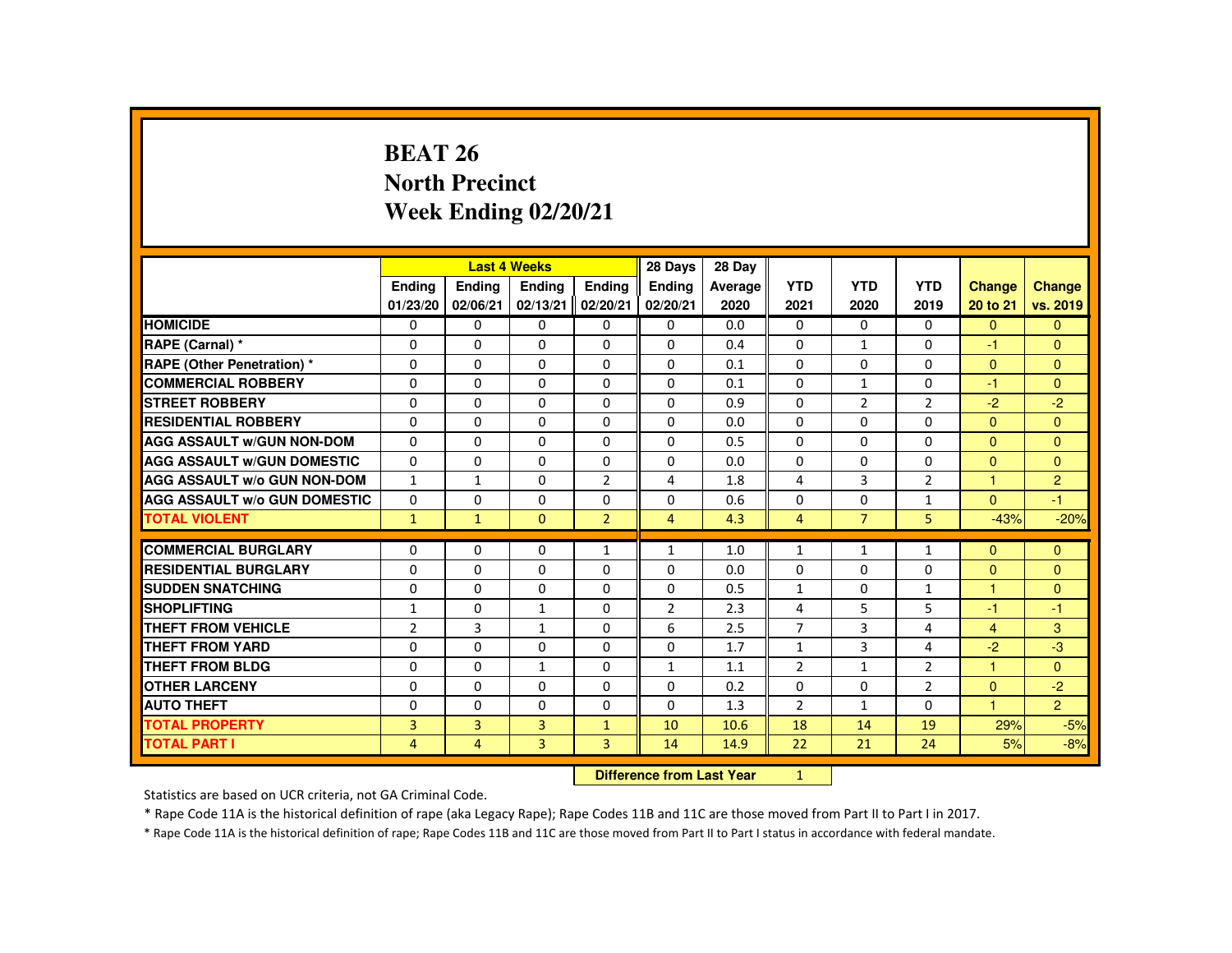# BEAT 26
## North Precinct
## Week Ending 02/20/21

| | Last 4 Weeks | | | | 28 Days | 28 Day | | | | | |
|---|---|---|---|---|---|---|---|---|---|---|---|
| | Ending 01/23/20 | Ending 02/06/21 | Ending 02/13/21 | Ending 02/20/21 | Ending 02/20/21 | Average 2020 | YTD 2021 | YTD 2020 | YTD 2019 | Change 20 to 21 | Change vs. 2019 |
| HOMICIDE | 0 | 0 | 0 | 0 | 0 | 0.0 | 0 | 0 | 0 | 0 | 0 |
| RAPE (Carnal) * | 0 | 0 | 0 | 0 | 0 | 0.4 | 0 | 1 | 0 | -1 | 0 |
| RAPE (Other Penetration) * | 0 | 0 | 0 | 0 | 0 | 0.1 | 0 | 0 | 0 | 0 | 0 |
| COMMERCIAL ROBBERY | 0 | 0 | 0 | 0 | 0 | 0.1 | 0 | 1 | 0 | -1 | 0 |
| STREET ROBBERY | 0 | 0 | 0 | 0 | 0 | 0.9 | 0 | 2 | 2 | -2 | -2 |
| RESIDENTIAL ROBBERY | 0 | 0 | 0 | 0 | 0 | 0.0 | 0 | 0 | 0 | 0 | 0 |
| AGG ASSAULT w/GUN NON-DOM | 0 | 0 | 0 | 0 | 0 | 0.5 | 0 | 0 | 0 | 0 | 0 |
| AGG ASSAULT w/GUN DOMESTIC | 0 | 0 | 0 | 0 | 0 | 0.0 | 0 | 0 | 0 | 0 | 0 |
| AGG ASSAULT w/o GUN NON-DOM | 1 | 1 | 0 | 2 | 4 | 1.8 | 4 | 3 | 2 | 1 | 2 |
| AGG ASSAULT w/o GUN DOMESTIC | 0 | 0 | 0 | 0 | 0 | 0.6 | 0 | 0 | 1 | 0 | -1 |
| TOTAL VIOLENT | 1 | 1 | 0 | 2 | 4 | 4.3 | 4 | 7 | 5 | -43% | -20% |
| COMMERCIAL BURGLARY | 0 | 0 | 0 | 1 | 1 | 1.0 | 1 | 1 | 1 | 0 | 0 |
| RESIDENTIAL BURGLARY | 0 | 0 | 0 | 0 | 0 | 0.0 | 0 | 0 | 0 | 0 | 0 |
| SUDDEN SNATCHING | 0 | 0 | 0 | 0 | 0 | 0.5 | 1 | 0 | 1 | 1 | 0 |
| SHOPLIFTING | 1 | 0 | 1 | 0 | 2 | 2.3 | 4 | 5 | 5 | -1 | -1 |
| THEFT FROM VEHICLE | 2 | 3 | 1 | 0 | 6 | 2.5 | 7 | 3 | 4 | 4 | 3 |
| THEFT FROM YARD | 0 | 0 | 0 | 0 | 0 | 1.7 | 1 | 3 | 4 | -2 | -3 |
| THEFT FROM BLDG | 0 | 0 | 1 | 0 | 1 | 1.1 | 2 | 1 | 2 | 1 | 0 |
| OTHER LARCENY | 0 | 0 | 0 | 0 | 0 | 0.2 | 0 | 0 | 2 | 0 | -2 |
| AUTO THEFT | 0 | 0 | 0 | 0 | 0 | 1.3 | 2 | 1 | 0 | 1 | 2 |
| TOTAL PROPERTY | 3 | 3 | 3 | 1 | 10 | 10.6 | 18 | 14 | 19 | 29% | -5% |
| TOTAL PART I | 4 | 4 | 3 | 3 | 14 | 14.9 | 22 | 21 | 24 | 5% | -8% |

**Difference from Last Year** 1

Statistics are based on UCR criteria, not GA Criminal Code.

* Rape Code 11A is the historical definition of rape (aka Legacy Rape); Rape Codes 11B and 11C are those moved from Part II to Part I in 2017.

* Rape Code 11A is the historical definition of rape; Rape Codes 11B and 11C are those moved from Part II to Part I status in accordance with federal mandate.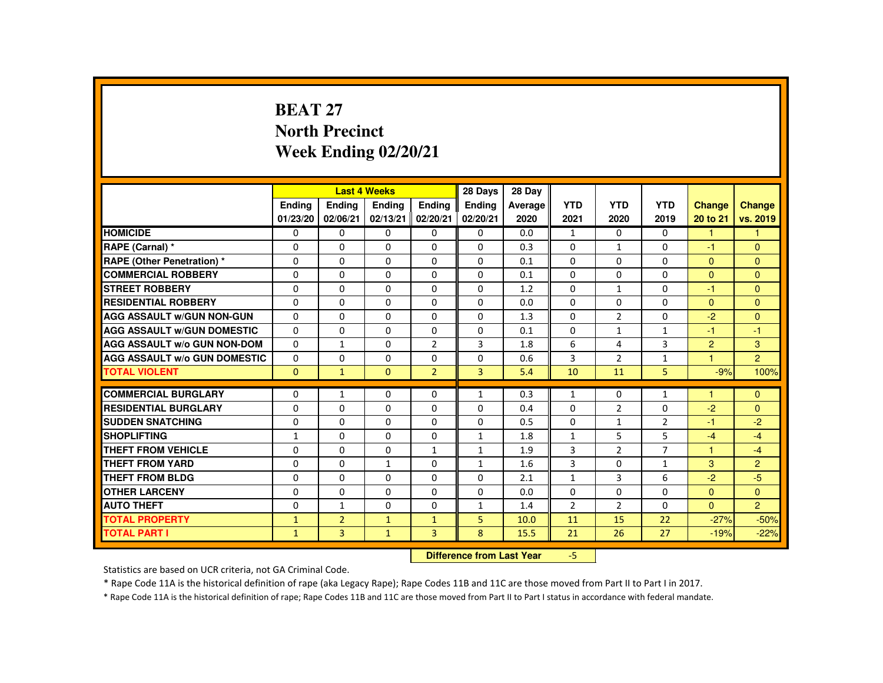# BEAT 27
## North Precinct
## Week Ending 02/20/21

| | Last 4 Weeks | | | | 28 Days | 28 Day | | | | | |
|---|---|---|---|---|---|---|---|---|---|---|---|
| | Ending 01/23/20 | Ending 02/06/21 | Ending 02/13/21 | Ending 02/20/21 | Ending 02/20/21 | Average 2020 | YTD 2021 | YTD 2020 | YTD 2019 | Change 20 to 21 | Change vs. 2019 |
| HOMICIDE | 0 | 0 | 0 | 0 | 0 | 0.0 | 1 | 0 | 0 | 1 | 1 |
| RAPE (Carnal) * | 0 | 0 | 0 | 0 | 0 | 0.3 | 0 | 1 | 0 | -1 | 0 |
| RAPE (Other Penetration) * | 0 | 0 | 0 | 0 | 0 | 0.1 | 0 | 0 | 0 | 0 | 0 |
| COMMERCIAL ROBBERY | 0 | 0 | 0 | 0 | 0 | 0.1 | 0 | 0 | 0 | 0 | 0 |
| STREET ROBBERY | 0 | 0 | 0 | 0 | 0 | 1.2 | 0 | 1 | 0 | -1 | 0 |
| RESIDENTIAL ROBBERY | 0 | 0 | 0 | 0 | 0 | 0.0 | 0 | 0 | 0 | 0 | 0 |
| AGG ASSAULT w/GUN NON-GUN | 0 | 0 | 0 | 0 | 0 | 1.3 | 0 | 2 | 0 | -2 | 0 |
| AGG ASSAULT w/GUN DOMESTIC | 0 | 0 | 0 | 0 | 0 | 0.1 | 0 | 1 | 1 | -1 | -1 |
| AGG ASSAULT w/o GUN NON-DOM | 0 | 1 | 0 | 2 | 3 | 1.8 | 6 | 4 | 3 | 2 | 3 |
| AGG ASSAULT w/o GUN DOMESTIC | 0 | 0 | 0 | 0 | 0 | 0.6 | 3 | 2 | 1 | 1 | 2 |
| TOTAL VIOLENT | 0 | 1 | 0 | 2 | 3 | 5.4 | 10 | 11 | 5 | -9% | 100% |
| COMMERCIAL BURGLARY | 0 | 1 | 0 | 0 | 1 | 0.3 | 1 | 0 | 1 | 1 | 0 |
| RESIDENTIAL BURGLARY | 0 | 0 | 0 | 0 | 0 | 0.4 | 0 | 2 | 0 | -2 | 0 |
| SUDDEN SNATCHING | 0 | 0 | 0 | 0 | 0 | 0.5 | 0 | 1 | 2 | -1 | -2 |
| SHOPLIFTING | 1 | 0 | 0 | 0 | 1 | 1.8 | 1 | 5 | 5 | -4 | -4 |
| THEFT FROM VEHICLE | 0 | 0 | 0 | 1 | 1 | 1.9 | 3 | 2 | 7 | 1 | -4 |
| THEFT FROM YARD | 0 | 0 | 1 | 0 | 1 | 1.6 | 3 | 0 | 1 | 3 | 2 |
| THEFT FROM BLDG | 0 | 0 | 0 | 0 | 0 | 2.1 | 1 | 3 | 6 | -2 | -5 |
| OTHER LARCENY | 0 | 0 | 0 | 0 | 0 | 0.0 | 0 | 0 | 0 | 0 | 0 |
| AUTO THEFT | 0 | 1 | 0 | 0 | 1 | 1.4 | 2 | 2 | 0 | 0 | 2 |
| TOTAL PROPERTY | 1 | 2 | 1 | 1 | 5 | 10.0 | 11 | 15 | 22 | -27% | -50% |
| TOTAL PART I | 1 | 3 | 1 | 3 | 8 | 15.5 | 21 | 26 | 27 | -19% | -22% |

**Difference from Last Year** -5

Statistics are based on UCR criteria, not GA Criminal Code.

* Rape Code 11A is the historical definition of rape (aka Legacy Rape); Rape Codes 11B and 11C are those moved from Part II to Part I in 2017.

* Rape Code 11A is the historical definition of rape; Rape Codes 11B and 11C are those moved from Part II to Part I status in accordance with federal mandate.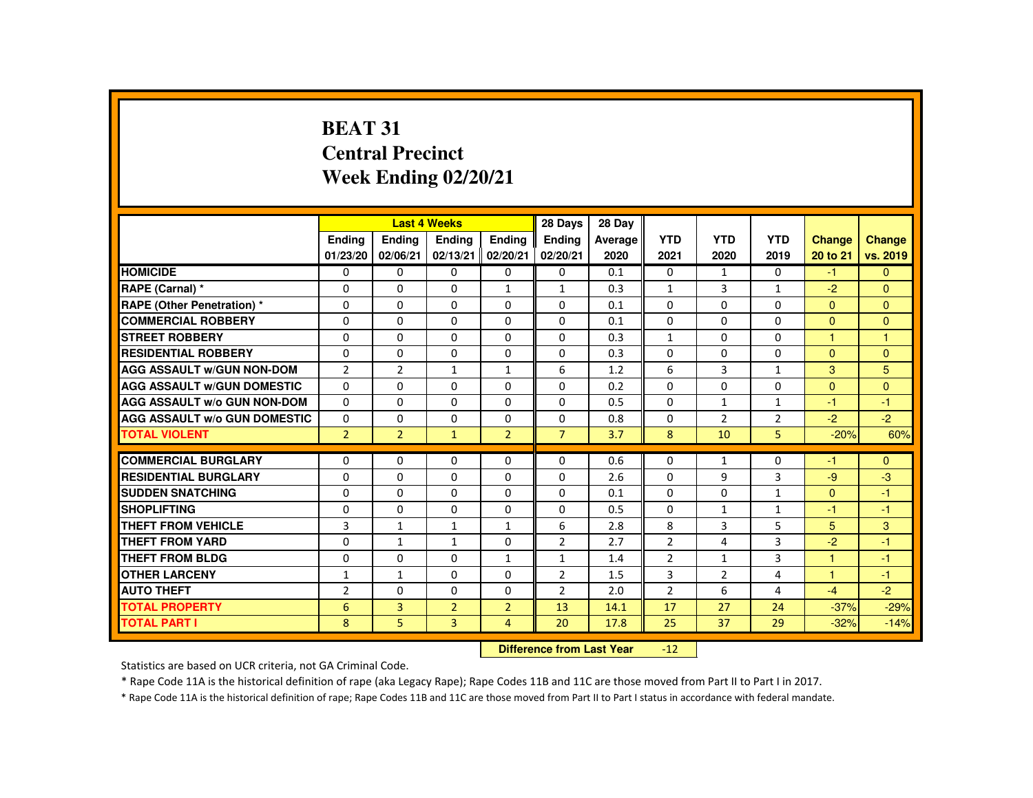# BEAT 31
## Central Precinct
## Week Ending 02/20/21

| | Last 4 Weeks | | | | 28 Days | 28 Day | | | | | |
|---|---|---|---|---|---|---|---|---|---|---|---|
| | Ending 01/23/20 | Ending 02/06/21 | Ending 02/13/21 | Ending 02/20/21 | Ending 02/20/21 | Average 2020 | YTD 2021 | YTD 2020 | YTD 2019 | Change 20 to 21 | Change vs. 2019 |
| **HOMICIDE** | 0 | 0 | 0 | 0 | 0 | 0.1 | 0 | 1 | 0 | -1 | 0 |
| **RAPE (Carnal) *** | 0 | 0 | 0 | 1 | 1 | 0.3 | 1 | 3 | 1 | -2 | 0 |
| **RAPE (Other Penetration) *** | 0 | 0 | 0 | 0 | 0 | 0.1 | 0 | 0 | 0 | 0 | 0 |
| **COMMERCIAL ROBBERY** | 0 | 0 | 0 | 0 | 0 | 0.1 | 0 | 0 | 0 | 0 | 0 |
| **STREET ROBBERY** | 0 | 0 | 0 | 0 | 0 | 0.3 | 1 | 0 | 0 | 1 | 1 |
| **RESIDENTIAL ROBBERY** | 0 | 0 | 0 | 0 | 0 | 0.3 | 0 | 0 | 0 | 0 | 0 |
| **AGG ASSAULT w/GUN NON-DOM** | 2 | 2 | 1 | 1 | 6 | 1.2 | 6 | 3 | 1 | 3 | 5 |
| **AGG ASSAULT w/GUN DOMESTIC** | 0 | 0 | 0 | 0 | 0 | 0.2 | 0 | 0 | 0 | 0 | 0 |
| **AGG ASSAULT w/o GUN NON-DOM** | 0 | 0 | 0 | 0 | 0 | 0.5 | 0 | 1 | 1 | -1 | -1 |
| **AGG ASSAULT w/o GUN DOMESTIC** | 0 | 0 | 0 | 0 | 0 | 0.8 | 0 | 2 | 2 | -2 | -2 |
| **TOTAL VIOLENT** | 2 | 2 | 1 | 2 | 7 | 3.7 | 8 | 10 | 5 | -20% | 60% |
| **COMMERCIAL BURGLARY** | 0 | 0 | 0 | 0 | 0 | 0.6 | 0 | 1 | 0 | -1 | 0 |
| **RESIDENTIAL BURGLARY** | 0 | 0 | 0 | 0 | 0 | 2.6 | 0 | 9 | 3 | -9 | -3 |
| **SUDDEN SNATCHING** | 0 | 0 | 0 | 0 | 0 | 0.1 | 0 | 0 | 1 | 0 | -1 |
| **SHOPLIFTING** | 0 | 0 | 0 | 0 | 0 | 0.5 | 0 | 1 | 1 | -1 | -1 |
| **THEFT FROM VEHICLE** | 3 | 1 | 1 | 1 | 6 | 2.8 | 8 | 3 | 5 | 5 | 3 |
| **THEFT FROM YARD** | 0 | 1 | 1 | 0 | 2 | 2.7 | 2 | 4 | 3 | -2 | -1 |
| **THEFT FROM BLDG** | 0 | 0 | 0 | 1 | 1 | 1.4 | 2 | 1 | 3 | 1 | -1 |
| **OTHER LARCENY** | 1 | 1 | 0 | 0 | 2 | 1.5 | 3 | 2 | 4 | 1 | -1 |
| **AUTO THEFT** | 2 | 0 | 0 | 0 | 2 | 2.0 | 2 | 6 | 4 | -4 | -2 |
| **TOTAL PROPERTY** | 6 | 3 | 2 | 2 | 13 | 14.1 | 17 | 27 | 24 | -37% | -29% |
| **TOTAL PART I** | 8 | 5 | 3 | 4 | 20 | 17.8 | 25 | 37 | 29 | -32% | -14% |

**Difference from Last Year** -12

Statistics are based on UCR criteria, not GA Criminal Code.

* Rape Code 11A is the historical definition of rape (aka Legacy Rape); Rape Codes 11B and 11C are those moved from Part II to Part I in 2017.

* Rape Code 11A is the historical definition of rape; Rape Codes 11B and 11C are those moved from Part II to Part I status in accordance with federal mandate.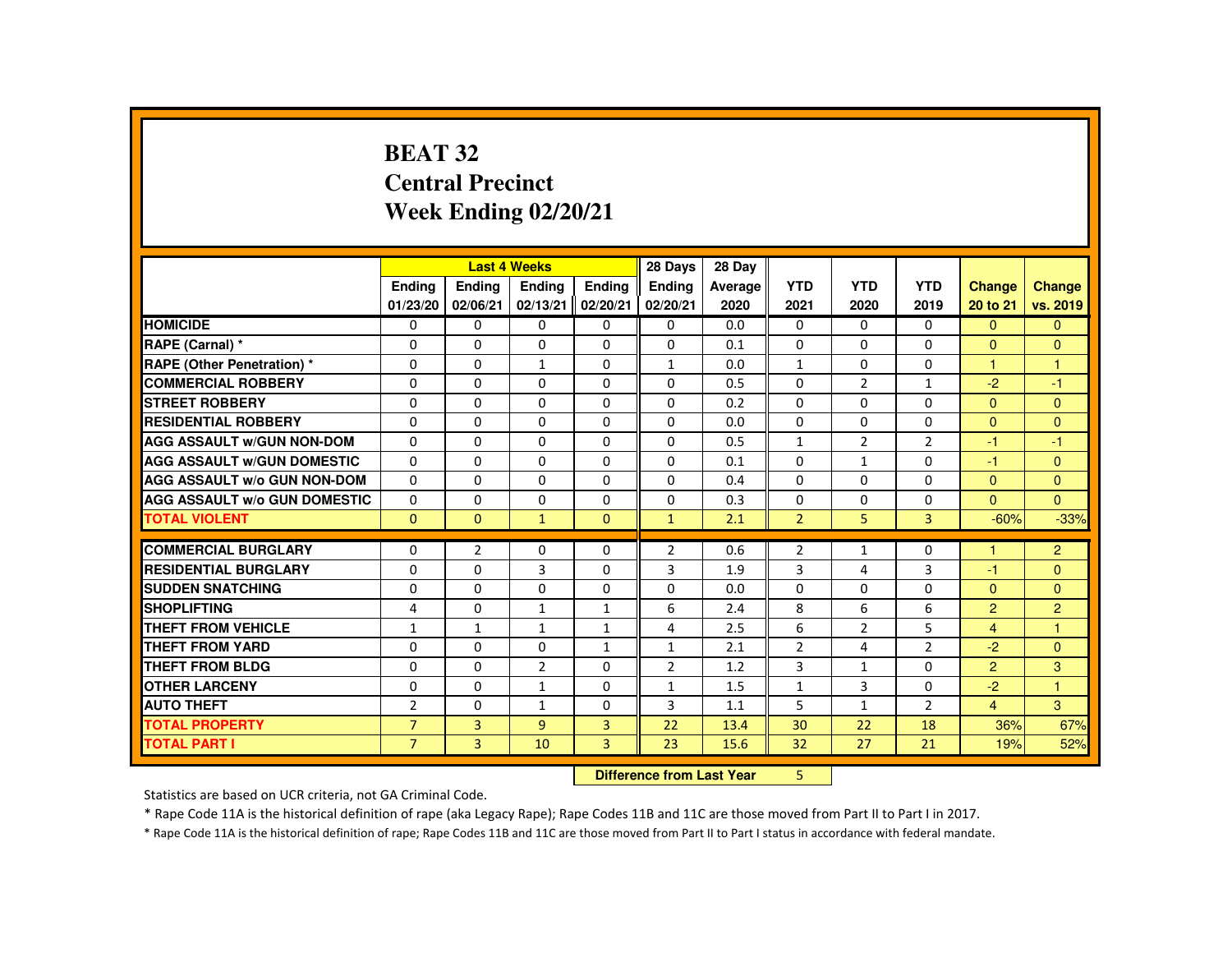# BEAT 32
# Central Precinct
# Week Ending 02/20/21

| | Last 4 Weeks | | | | 28 Days | 28 Day | | | | | |
|---|---|---|---|---|---|---|---|---|---|---|---|
| | Ending 01/23/20 | Ending 02/06/21 | Ending 02/13/21 | Ending 02/20/21 | Ending 02/20/21 | Average 2020 | YTD 2021 | YTD 2020 | YTD 2019 | Change 20 to 21 | Change vs. 2019 |
| HOMICIDE | 0 | 0 | 0 | 0 | 0 | 0.0 | 0 | 0 | 0 | 0 | 0 |
| RAPE (Carnal) * | 0 | 0 | 0 | 0 | 0 | 0.1 | 0 | 0 | 0 | 0 | 0 |
| RAPE (Other Penetration) * | 0 | 0 | 1 | 0 | 1 | 0.0 | 1 | 0 | 0 | 1 | 1 |
| COMMERCIAL ROBBERY | 0 | 0 | 0 | 0 | 0 | 0.5 | 0 | 2 | 1 | -2 | -1 |
| STREET ROBBERY | 0 | 0 | 0 | 0 | 0 | 0.2 | 0 | 0 | 0 | 0 | 0 |
| RESIDENTIAL ROBBERY | 0 | 0 | 0 | 0 | 0 | 0.0 | 0 | 0 | 0 | 0 | 0 |
| AGG ASSAULT w/GUN NON-DOM | 0 | 0 | 0 | 0 | 0 | 0.5 | 1 | 2 | 2 | -1 | -1 |
| AGG ASSAULT w/GUN DOMESTIC | 0 | 0 | 0 | 0 | 0 | 0.1 | 0 | 1 | 0 | -1 | 0 |
| AGG ASSAULT w/o GUN NON-DOM | 0 | 0 | 0 | 0 | 0 | 0.4 | 0 | 0 | 0 | 0 | 0 |
| AGG ASSAULT w/o GUN DOMESTIC | 0 | 0 | 0 | 0 | 0 | 0.3 | 0 | 0 | 0 | 0 | 0 |
| TOTAL VIOLENT | 0 | 0 | 1 | 0 | 1 | 2.1 | 2 | 5 | 3 | -60% | -33% |
| COMMERCIAL BURGLARY | 0 | 2 | 0 | 0 | 2 | 0.6 | 2 | 1 | 0 | 1 | 2 |
| RESIDENTIAL BURGLARY | 0 | 0 | 3 | 0 | 3 | 1.9 | 3 | 4 | 3 | -1 | 0 |
| SUDDEN SNATCHING | 0 | 0 | 0 | 0 | 0 | 0.0 | 0 | 0 | 0 | 0 | 0 |
| SHOPLIFTING | 4 | 0 | 1 | 1 | 6 | 2.4 | 8 | 6 | 6 | 2 | 2 |
| THEFT FROM VEHICLE | 1 | 1 | 1 | 1 | 4 | 2.5 | 6 | 2 | 5 | 4 | 1 |
| THEFT FROM YARD | 0 | 0 | 0 | 1 | 1 | 2.1 | 2 | 4 | 2 | -2 | 0 |
| THEFT FROM BLDG | 0 | 0 | 2 | 0 | 2 | 1.2 | 3 | 1 | 0 | 2 | 3 |
| OTHER LARCENY | 0 | 0 | 1 | 0 | 1 | 1.5 | 1 | 3 | 0 | -2 | 1 |
| AUTO THEFT | 2 | 0 | 1 | 0 | 3 | 1.1 | 5 | 1 | 2 | 4 | 3 |
| TOTAL PROPERTY | 7 | 3 | 9 | 3 | 22 | 13.4 | 30 | 22 | 18 | 36% | 67% |
| TOTAL PART I | 7 | 3 | 10 | 3 | 23 | 15.6 | 32 | 27 | 21 | 19% | 52% |

**Difference from Last Year** 5

Statistics are based on UCR criteria, not GA Criminal Code.

* Rape Code 11A is the historical definition of rape (aka Legacy Rape); Rape Codes 11B and 11C are those moved from Part II to Part I in 2017.

* Rape Code 11A is the historical definition of rape; Rape Codes 11B and 11C are those moved from Part II to Part I status in accordance with federal mandate.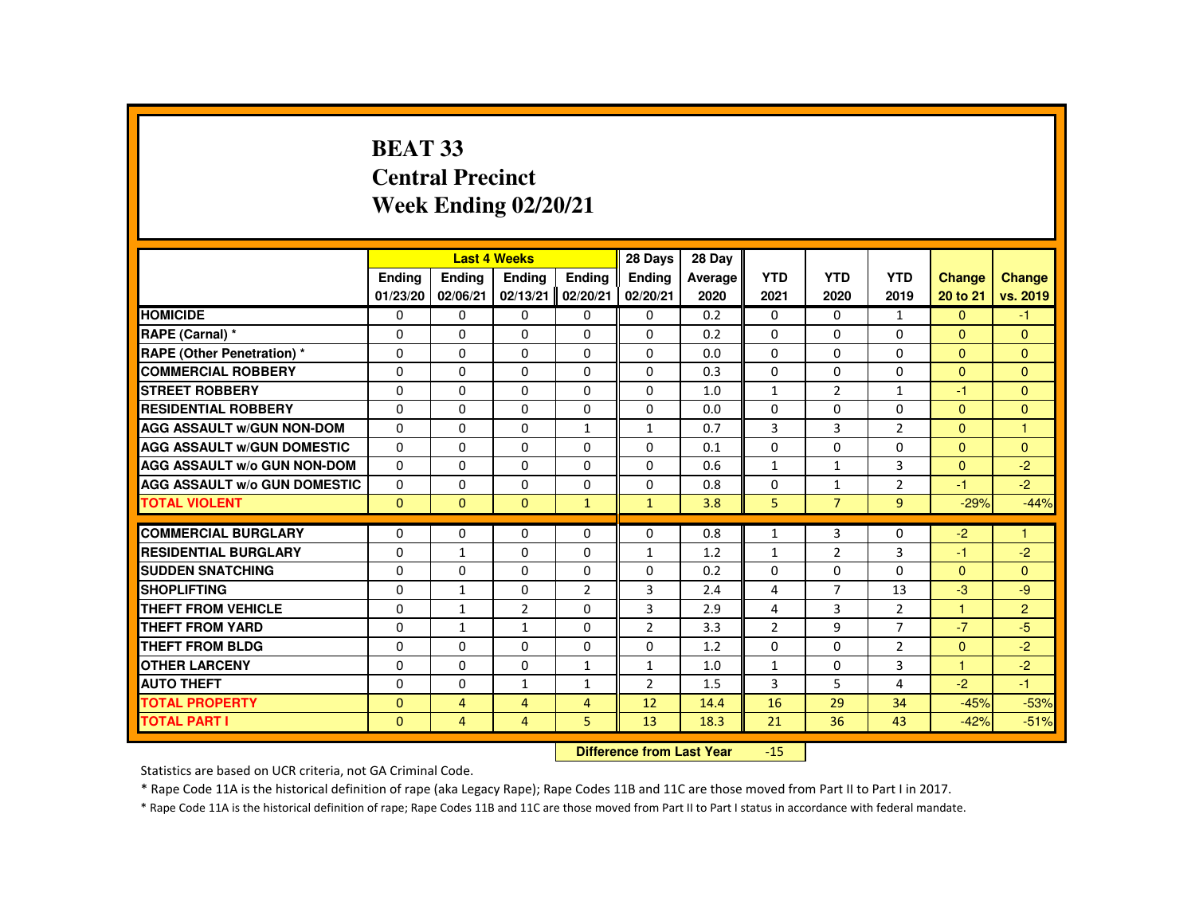# BEAT 33
## Central Precinct
## Week Ending 02/20/21

| | Last 4 Weeks | | | | 28 Days | 28 Day | | | | | |
|---|---|---|---|---|---|---|---|---|---|---|---|
| | Ending 01/23/20 | Ending 02/06/21 | Ending 02/13/21 | Ending 02/20/21 | Ending 02/20/21 | Average 2020 | YTD 2021 | YTD 2020 | YTD 2019 | Change 20 to 21 | Change vs. 2019 |
| HOMICIDE | 0 | 0 | 0 | 0 | 0 | 0.2 | 0 | 0 | 1 | 0 | -1 |
| RAPE (Carnal) * | 0 | 0 | 0 | 0 | 0 | 0.2 | 0 | 0 | 0 | 0 | 0 |
| RAPE (Other Penetration) * | 0 | 0 | 0 | 0 | 0 | 0.0 | 0 | 0 | 0 | 0 | 0 |
| COMMERCIAL ROBBERY | 0 | 0 | 0 | 0 | 0 | 0.3 | 0 | 0 | 0 | 0 | 0 |
| STREET ROBBERY | 0 | 0 | 0 | 0 | 0 | 1.0 | 1 | 2 | 1 | -1 | 0 |
| RESIDENTIAL ROBBERY | 0 | 0 | 0 | 0 | 0 | 0.0 | 0 | 0 | 0 | 0 | 0 |
| AGG ASSAULT w/GUN NON-DOM | 0 | 0 | 0 | 1 | 1 | 0.7 | 3 | 3 | 2 | 0 | 1 |
| AGG ASSAULT w/GUN DOMESTIC | 0 | 0 | 0 | 0 | 0 | 0.1 | 0 | 0 | 0 | 0 | 0 |
| AGG ASSAULT w/o GUN NON-DOM | 0 | 0 | 0 | 0 | 0 | 0.6 | 1 | 1 | 3 | 0 | -2 |
| AGG ASSAULT w/o GUN DOMESTIC | 0 | 0 | 0 | 0 | 0 | 0.8 | 0 | 1 | 2 | -1 | -2 |
| TOTAL VIOLENT | 0 | 0 | 0 | 1 | 1 | 3.8 | 5 | 7 | 9 | -29% | -44% |
| COMMERCIAL BURGLARY | 0 | 0 | 0 | 0 | 0 | 0.8 | 1 | 3 | 0 | -2 | 1 |
| RESIDENTIAL BURGLARY | 0 | 1 | 0 | 0 | 1 | 1.2 | 1 | 2 | 3 | -1 | -2 |
| SUDDEN SNATCHING | 0 | 0 | 0 | 0 | 0 | 0.2 | 0 | 0 | 0 | 0 | 0 |
| SHOPLIFTING | 0 | 1 | 0 | 2 | 3 | 2.4 | 4 | 7 | 13 | -3 | -9 |
| THEFT FROM VEHICLE | 0 | 1 | 2 | 0 | 3 | 2.9 | 4 | 3 | 2 | 1 | 2 |
| THEFT FROM YARD | 0 | 1 | 1 | 0 | 2 | 3.3 | 2 | 9 | 7 | -7 | -5 |
| THEFT FROM BLDG | 0 | 0 | 0 | 0 | 0 | 1.2 | 0 | 0 | 2 | 0 | -2 |
| OTHER LARCENY | 0 | 0 | 0 | 1 | 1 | 1.0 | 1 | 0 | 3 | 1 | -2 |
| AUTO THEFT | 0 | 0 | 1 | 1 | 2 | 1.5 | 3 | 5 | 4 | -2 | -1 |
| TOTAL PROPERTY | 0 | 4 | 4 | 4 | 12 | 14.4 | 16 | 29 | 34 | -45% | -53% |
| TOTAL PART I | 0 | 4 | 4 | 5 | 13 | 18.3 | 21 | 36 | 43 | -42% | -51% |

**Difference from Last Year** -15

Statistics are based on UCR criteria, not GA Criminal Code.

* Rape Code 11A is the historical definition of rape (aka Legacy Rape); Rape Codes 11B and 11C are those moved from Part II to Part I in 2017.

* Rape Code 11A is the historical definition of rape; Rape Codes 11B and 11C are those moved from Part II to Part I status in accordance with federal mandate.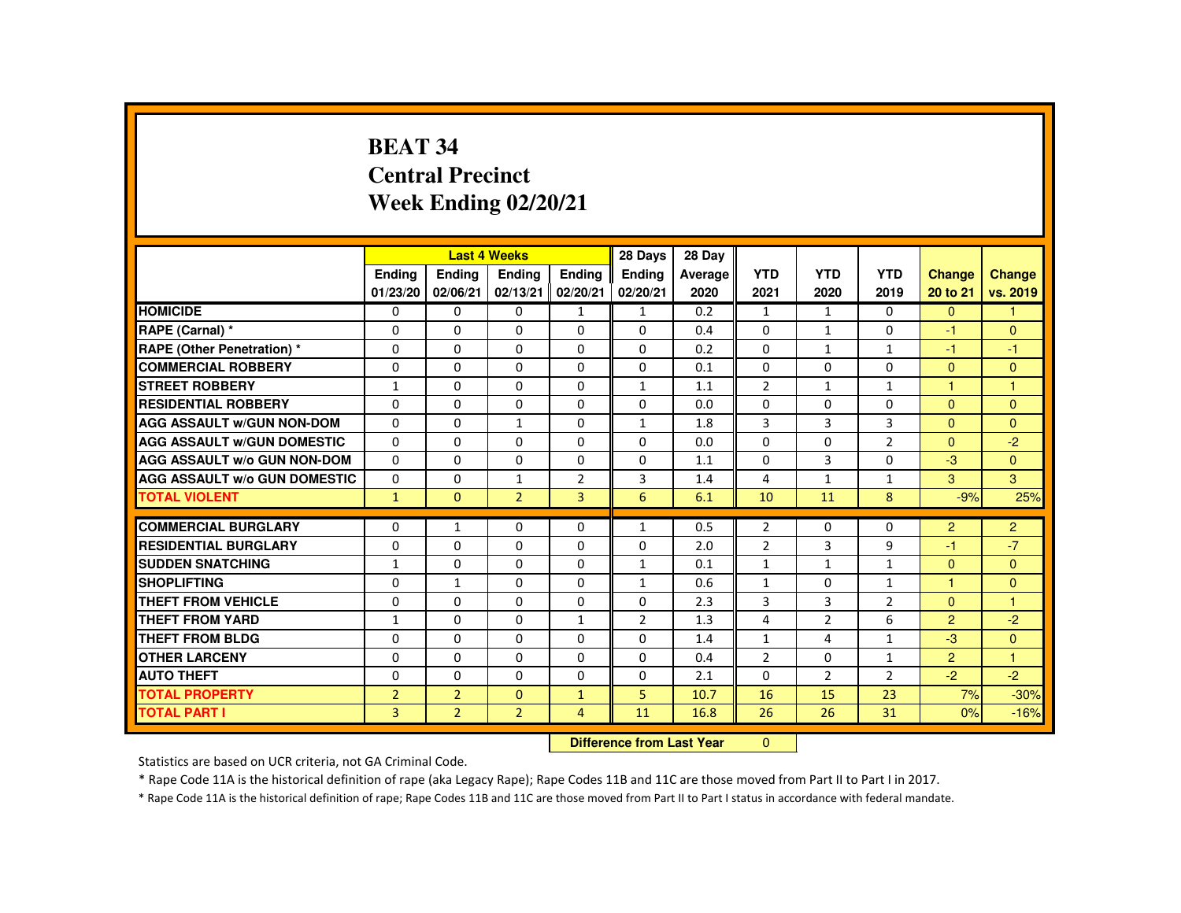# BEAT 34
## Central Precinct
## Week Ending 02/20/21

| | Last 4 Weeks | | | | 28 Days | 28 Day | | | | | |
|---|---|---|---|---|---|---|---|---|---|---|---|
| | Ending 01/23/20 | Ending 02/06/21 | Ending 02/13/21 | Ending 02/20/21 | Ending 02/20/21 | Average 2020 | YTD 2021 | YTD 2020 | YTD 2019 | Change 20 to 21 | Change vs. 2019 |
| HOMICIDE | 0 | 0 | 0 | 1 | 1 | 0.2 | 1 | 1 | 0 | 0 | 1 |
| RAPE (Carnal) * | 0 | 0 | 0 | 0 | 0 | 0.4 | 0 | 1 | 0 | -1 | 0 |
| RAPE (Other Penetration) * | 0 | 0 | 0 | 0 | 0 | 0.2 | 0 | 1 | 1 | -1 | -1 |
| COMMERCIAL ROBBERY | 0 | 0 | 0 | 0 | 0 | 0.1 | 0 | 0 | 0 | 0 | 0 |
| STREET ROBBERY | 1 | 0 | 0 | 0 | 1 | 1.1 | 2 | 1 | 1 | 1 | 1 |
| RESIDENTIAL ROBBERY | 0 | 0 | 0 | 0 | 0 | 0.0 | 0 | 0 | 0 | 0 | 0 |
| AGG ASSAULT w/GUN NON-DOM | 0 | 0 | 1 | 0 | 1 | 1.8 | 3 | 3 | 3 | 0 | 0 |
| AGG ASSAULT w/GUN DOMESTIC | 0 | 0 | 0 | 0 | 0 | 0.0 | 0 | 0 | 2 | 0 | -2 |
| AGG ASSAULT w/o GUN NON-DOM | 0 | 0 | 0 | 0 | 0 | 1.1 | 0 | 3 | 0 | -3 | 0 |
| AGG ASSAULT w/o GUN DOMESTIC | 0 | 0 | 1 | 2 | 3 | 1.4 | 4 | 1 | 1 | 3 | 3 |
| TOTAL VIOLENT | 1 | 0 | 2 | 3 | 6 | 6.1 | 10 | 11 | 8 | -9% | 25% |
| COMMERCIAL BURGLARY | 0 | 1 | 0 | 0 | 1 | 0.5 | 2 | 0 | 0 | 2 | 2 |
| RESIDENTIAL BURGLARY | 0 | 0 | 0 | 0 | 0 | 2.0 | 2 | 3 | 9 | -1 | -7 |
| SUDDEN SNATCHING | 1 | 0 | 0 | 0 | 1 | 0.1 | 1 | 1 | 1 | 0 | 0 |
| SHOPLIFTING | 0 | 1 | 0 | 0 | 1 | 0.6 | 1 | 0 | 1 | 1 | 0 |
| THEFT FROM VEHICLE | 0 | 0 | 0 | 0 | 0 | 2.3 | 3 | 3 | 2 | 0 | 1 |
| THEFT FROM YARD | 1 | 0 | 0 | 1 | 2 | 1.3 | 4 | 2 | 6 | 2 | -2 |
| THEFT FROM BLDG | 0 | 0 | 0 | 0 | 0 | 1.4 | 1 | 4 | 1 | -3 | 0 |
| OTHER LARCENY | 0 | 0 | 0 | 0 | 0 | 0.4 | 2 | 0 | 1 | 2 | 1 |
| AUTO THEFT | 0 | 0 | 0 | 0 | 0 | 2.1 | 0 | 2 | 2 | -2 | -2 |
| TOTAL PROPERTY | 2 | 2 | 0 | 1 | 5 | 10.7 | 16 | 15 | 23 | 7% | -30% |
| TOTAL PART I | 3 | 2 | 2 | 4 | 11 | 16.8 | 26 | 26 | 31 | 0% | -16% |

**Difference from Last Year** 0

Statistics are based on UCR criteria, not GA Criminal Code.

* Rape Code 11A is the historical definition of rape (aka Legacy Rape); Rape Codes 11B and 11C are those moved from Part II to Part I in 2017.

* Rape Code 11A is the historical definition of rape; Rape Codes 11B and 11C are those moved from Part II to Part I status in accordance with federal mandate.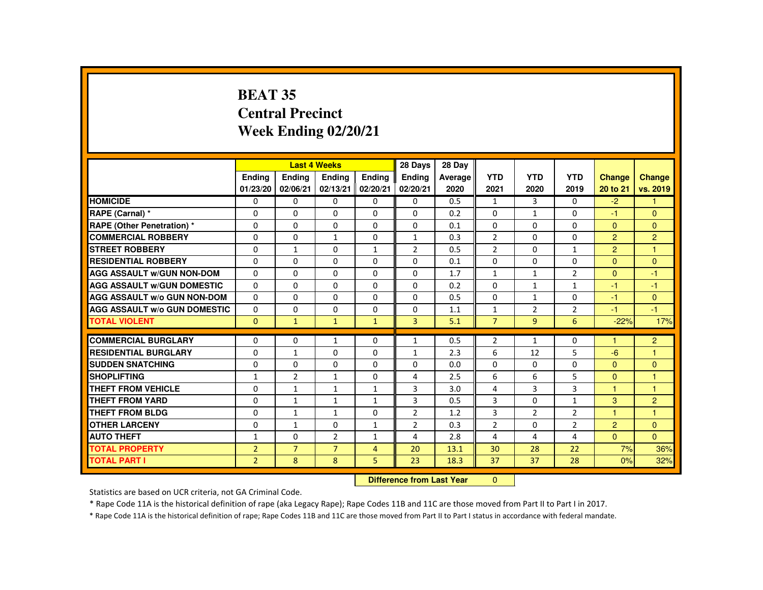# BEAT 35
# Central Precinct
# Week Ending 02/20/21

| | Last 4 Weeks | | | | 28 Days | 28 Day | | | | | |
|---|---|---|---|---|---|---|---|---|---|---|---|
| | Ending 01/23/20 | Ending 02/06/21 | Ending 02/13/21 | Ending 02/20/21 | Ending 02/20/21 | Average 2020 | YTD 2021 | YTD 2020 | YTD 2019 | Change 20 to 21 | Change vs. 2019 |
| HOMICIDE | 0 | 0 | 0 | 0 | 0 | 0.5 | 1 | 3 | 0 | -2 | 1 |
| RAPE (Carnal) * | 0 | 0 | 0 | 0 | 0 | 0.2 | 0 | 1 | 0 | -1 | 0 |
| RAPE (Other Penetration) * | 0 | 0 | 0 | 0 | 0 | 0.1 | 0 | 0 | 0 | 0 | 0 |
| COMMERCIAL ROBBERY | 0 | 0 | 1 | 0 | 1 | 0.3 | 2 | 0 | 0 | 2 | 2 |
| STREET ROBBERY | 0 | 1 | 0 | 1 | 2 | 0.5 | 2 | 0 | 1 | 2 | 1 |
| RESIDENTIAL ROBBERY | 0 | 0 | 0 | 0 | 0 | 0.1 | 0 | 0 | 0 | 0 | 0 |
| AGG ASSAULT w/GUN NON-DOM | 0 | 0 | 0 | 0 | 0 | 1.7 | 1 | 1 | 2 | 0 | -1 |
| AGG ASSAULT w/GUN DOMESTIC | 0 | 0 | 0 | 0 | 0 | 0.2 | 0 | 1 | 1 | -1 | -1 |
| AGG ASSAULT w/o GUN NON-DOM | 0 | 0 | 0 | 0 | 0 | 0.5 | 0 | 1 | 0 | -1 | 0 |
| AGG ASSAULT w/o GUN DOMESTIC | 0 | 0 | 0 | 0 | 0 | 1.1 | 1 | 2 | 2 | -1 | -1 |
| TOTAL VIOLENT | 0 | 1 | 1 | 1 | 3 | 5.1 | 7 | 9 | 6 | -22% | 17% |
| COMMERCIAL BURGLARY | 0 | 0 | 1 | 0 | 1 | 0.5 | 2 | 1 | 0 | 1 | 2 |
| RESIDENTIAL BURGLARY | 0 | 1 | 0 | 0 | 1 | 2.3 | 6 | 12 | 5 | -6 | 1 |
| SUDDEN SNATCHING | 0 | 0 | 0 | 0 | 0 | 0.0 | 0 | 0 | 0 | 0 | 0 |
| SHOPLIFTING | 1 | 2 | 1 | 0 | 4 | 2.5 | 6 | 6 | 5 | 0 | 1 |
| THEFT FROM VEHICLE | 0 | 1 | 1 | 1 | 3 | 3.0 | 4 | 3 | 3 | 1 | 1 |
| THEFT FROM YARD | 0 | 1 | 1 | 1 | 3 | 0.5 | 3 | 0 | 1 | 3 | 2 |
| THEFT FROM BLDG | 0 | 1 | 1 | 0 | 2 | 1.2 | 3 | 2 | 2 | 1 | 1 |
| OTHER LARCENY | 0 | 1 | 0 | 1 | 2 | 0.3 | 2 | 0 | 2 | 2 | 0 |
| AUTO THEFT | 1 | 0 | 2 | 1 | 4 | 2.8 | 4 | 4 | 4 | 0 | 0 |
| TOTAL PROPERTY | 2 | 7 | 7 | 4 | 20 | 13.1 | 30 | 28 | 22 | 7% | 36% |
| TOTAL PART I | 2 | 8 | 8 | 5 | 23 | 18.3 | 37 | 37 | 28 | 0% | 32% |

**Difference from Last Year** 0

Statistics are based on UCR criteria, not GA Criminal Code.

* Rape Code 11A is the historical definition of rape (aka Legacy Rape); Rape Codes 11B and 11C are those moved from Part II to Part I in 2017.

* Rape Code 11A is the historical definition of rape; Rape Codes 11B and 11C are those moved from Part II to Part I status in accordance with federal mandate.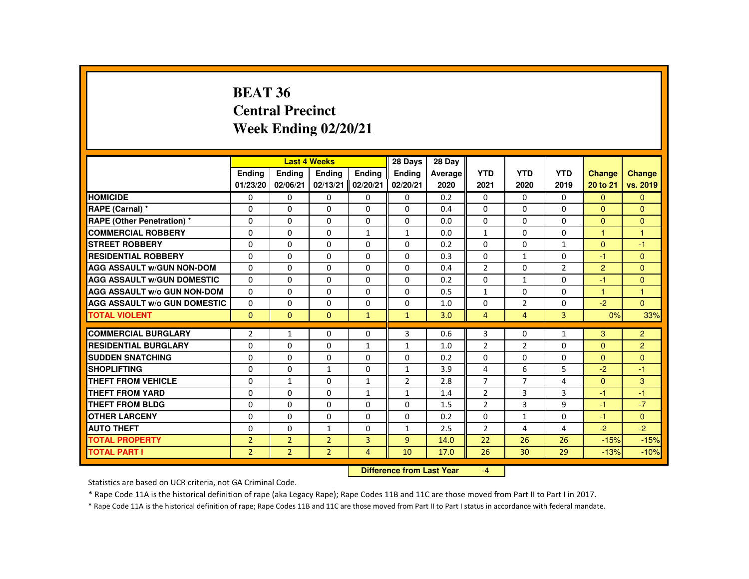# BEAT 36
## Central Precinct
## Week Ending 02/20/21

| | Last 4 Weeks | | | | 28 Days | 28 Day | | | | | |
|---|---|---|---|---|---|---|---|---|---|---|---|
| | Ending 01/23/20 | Ending 02/06/21 | Ending 02/13/21 | Ending 02/20/21 | Ending 02/20/21 | Average 2020 | YTD 2021 | YTD 2020 | YTD 2019 | Change 20 to 21 | Change vs. 2019 |
| HOMICIDE | 0 | 0 | 0 | 0 | 0 | 0.2 | 0 | 0 | 0 | 0 | 0 |
| RAPE (Carnal) * | 0 | 0 | 0 | 0 | 0 | 0.4 | 0 | 0 | 0 | 0 | 0 |
| RAPE (Other Penetration) * | 0 | 0 | 0 | 0 | 0 | 0.0 | 0 | 0 | 0 | 0 | 0 |
| COMMERCIAL ROBBERY | 0 | 0 | 0 | 1 | 1 | 0.0 | 1 | 0 | 0 | 1 | 1 |
| STREET ROBBERY | 0 | 0 | 0 | 0 | 0 | 0.2 | 0 | 0 | 1 | 0 | -1 |
| RESIDENTIAL ROBBERY | 0 | 0 | 0 | 0 | 0 | 0.3 | 0 | 1 | 0 | -1 | 0 |
| AGG ASSAULT w/GUN NON-DOM | 0 | 0 | 0 | 0 | 0 | 0.4 | 2 | 0 | 2 | 2 | 0 |
| AGG ASSAULT w/GUN DOMESTIC | 0 | 0 | 0 | 0 | 0 | 0.2 | 0 | 1 | 0 | -1 | 0 |
| AGG ASSAULT w/o GUN NON-DOM | 0 | 0 | 0 | 0 | 0 | 0.5 | 1 | 0 | 0 | 1 | 1 |
| AGG ASSAULT w/o GUN DOMESTIC | 0 | 0 | 0 | 0 | 0 | 1.0 | 0 | 2 | 0 | -2 | 0 |
| TOTAL VIOLENT | 0 | 0 | 0 | 1 | 1 | 3.0 | 4 | 4 | 3 | 0% | 33% |
| COMMERCIAL BURGLARY | 2 | 1 | 0 | 0 | 3 | 0.6 | 3 | 0 | 1 | 3 | 2 |
| RESIDENTIAL BURGLARY | 0 | 0 | 0 | 1 | 1 | 1.0 | 2 | 2 | 0 | 0 | 2 |
| SUDDEN SNATCHING | 0 | 0 | 0 | 0 | 0 | 0.2 | 0 | 0 | 0 | 0 | 0 |
| SHOPLIFTING | 0 | 0 | 1 | 0 | 1 | 3.9 | 4 | 6 | 5 | -2 | -1 |
| THEFT FROM VEHICLE | 0 | 1 | 0 | 1 | 2 | 2.8 | 7 | 7 | 4 | 0 | 3 |
| THEFT FROM YARD | 0 | 0 | 0 | 1 | 1 | 1.4 | 2 | 3 | 3 | -1 | -1 |
| THEFT FROM BLDG | 0 | 0 | 0 | 0 | 0 | 1.5 | 2 | 3 | 9 | -1 | -7 |
| OTHER LARCENY | 0 | 0 | 0 | 0 | 0 | 0.2 | 0 | 1 | 0 | -1 | 0 |
| AUTO THEFT | 0 | 0 | 1 | 0 | 1 | 2.5 | 2 | 4 | 4 | -2 | -2 |
| TOTAL PROPERTY | 2 | 2 | 2 | 3 | 9 | 14.0 | 22 | 26 | 26 | -15% | -15% |
| TOTAL PART I | 2 | 2 | 2 | 4 | 10 | 17.0 | 26 | 30 | 29 | -13% | -10% |

**Difference from Last Year** -4

Statistics are based on UCR criteria, not GA Criminal Code.

* Rape Code 11A is the historical definition of rape (aka Legacy Rape); Rape Codes 11B and 11C are those moved from Part II to Part I in 2017.

* Rape Code 11A is the historical definition of rape; Rape Codes 11B and 11C are those moved from Part II to Part I status in accordance with federal mandate.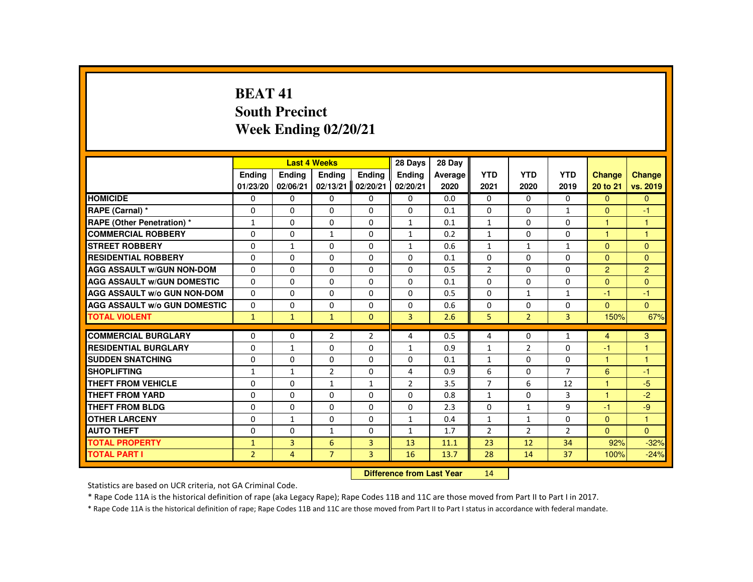# BEAT 41
## South Precinct
## Week Ending 02/20/21

| | Last 4 Weeks | | | | 28 Days | 28 Day | | | | | |
|---|---|---|---|---|---|---|---|---|---|---|---|
| | Ending 01/23/20 | Ending 02/06/21 | Ending 02/13/21 | Ending 02/20/21 | Ending 02/20/21 | Average 2020 | YTD 2021 | YTD 2020 | YTD 2019 | Change 20 to 21 | Change vs. 2019 |
| HOMICIDE | 0 | 0 | 0 | 0 | 0 | 0.0 | 0 | 0 | 0 | 0 | 0 |
| RAPE (Carnal) * | 0 | 0 | 0 | 0 | 0 | 0.1 | 0 | 0 | 1 | 0 | -1 |
| RAPE (Other Penetration) * | 1 | 0 | 0 | 0 | 1 | 0.1 | 1 | 0 | 0 | 1 | 1 |
| COMMERCIAL ROBBERY | 0 | 0 | 1 | 0 | 1 | 0.2 | 1 | 0 | 0 | 1 | 1 |
| STREET ROBBERY | 0 | 1 | 0 | 0 | 1 | 0.6 | 1 | 1 | 1 | 0 | 0 |
| RESIDENTIAL ROBBERY | 0 | 0 | 0 | 0 | 0 | 0.1 | 0 | 0 | 0 | 0 | 0 |
| AGG ASSAULT w/GUN NON-DOM | 0 | 0 | 0 | 0 | 0 | 0.5 | 2 | 0 | 0 | 2 | 2 |
| AGG ASSAULT w/GUN DOMESTIC | 0 | 0 | 0 | 0 | 0 | 0.1 | 0 | 0 | 0 | 0 | 0 |
| AGG ASSAULT w/o GUN NON-DOM | 0 | 0 | 0 | 0 | 0 | 0.5 | 0 | 1 | 1 | -1 | -1 |
| AGG ASSAULT w/o GUN DOMESTIC | 0 | 0 | 0 | 0 | 0 | 0.6 | 0 | 0 | 0 | 0 | 0 |
| TOTAL VIOLENT | 1 | 1 | 1 | 0 | 3 | 2.6 | 5 | 2 | 3 | 150% | 67% |
| COMMERCIAL BURGLARY | 0 | 0 | 2 | 2 | 4 | 0.5 | 4 | 0 | 1 | 4 | 3 |
| RESIDENTIAL BURGLARY | 0 | 1 | 0 | 0 | 1 | 0.9 | 1 | 2 | 0 | -1 | 1 |
| SUDDEN SNATCHING | 0 | 0 | 0 | 0 | 0 | 0.1 | 1 | 0 | 0 | 1 | 1 |
| SHOPLIFTING | 1 | 1 | 2 | 0 | 4 | 0.9 | 6 | 0 | 7 | 6 | -1 |
| THEFT FROM VEHICLE | 0 | 0 | 1 | 1 | 2 | 3.5 | 7 | 6 | 12 | 1 | -5 |
| THEFT FROM YARD | 0 | 0 | 0 | 0 | 0 | 0.8 | 1 | 0 | 3 | 1 | -2 |
| THEFT FROM BLDG | 0 | 0 | 0 | 0 | 0 | 2.3 | 0 | 1 | 9 | -1 | -9 |
| OTHER LARCENY | 0 | 1 | 0 | 0 | 1 | 0.4 | 1 | 1 | 0 | 0 | 1 |
| AUTO THEFT | 0 | 0 | 1 | 0 | 1 | 1.7 | 2 | 2 | 2 | 0 | 0 |
| TOTAL PROPERTY | 1 | 3 | 6 | 3 | 13 | 11.1 | 23 | 12 | 34 | 92% | -32% |
| TOTAL PART I | 2 | 4 | 7 | 3 | 16 | 13.7 | 28 | 14 | 37 | 100% | -24% |

**Difference from Last Year** 14

Statistics are based on UCR criteria, not GA Criminal Code.

* Rape Code 11A is the historical definition of rape (aka Legacy Rape); Rape Codes 11B and 11C are those moved from Part II to Part I in 2017.

* Rape Code 11A is the historical definition of rape; Rape Codes 11B and 11C are those moved from Part II to Part I status in accordance with federal mandate.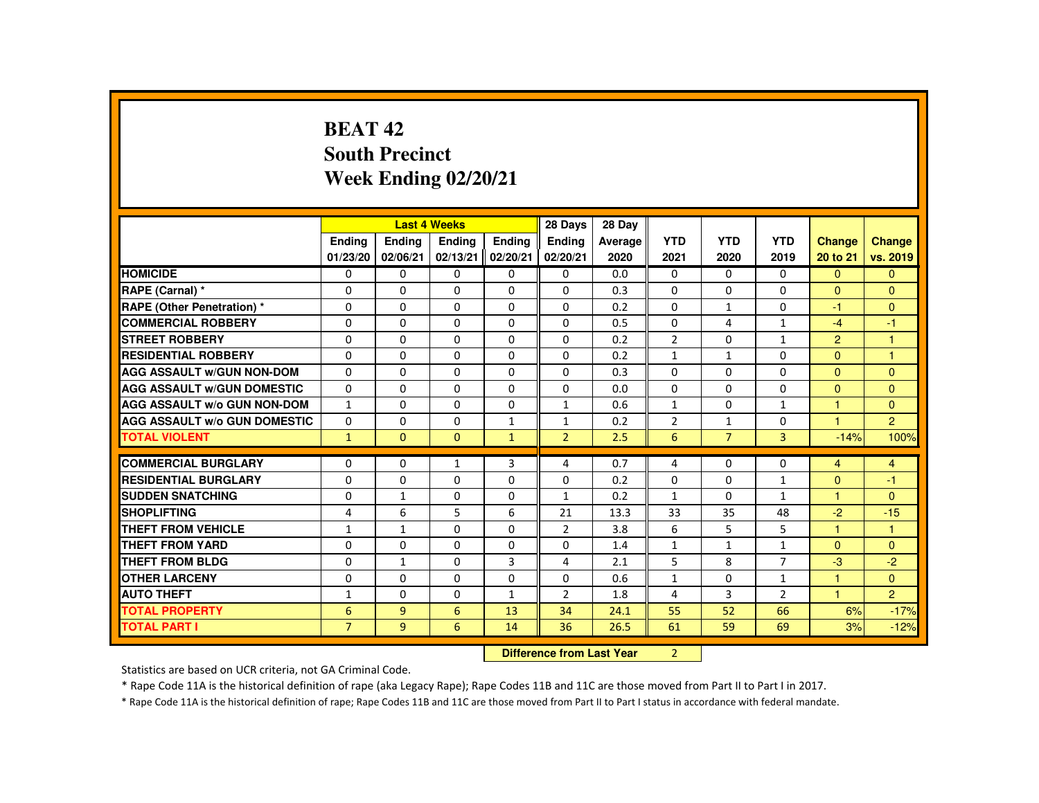# BEAT 42
## South Precinct
## Week Ending 02/20/21

| | Last 4 Weeks | | | | 28 Days | 28 Day | | | | | |
|---|---|---|---|---|---|---|---|---|---|---|---|
| | Ending 01/23/20 | Ending 02/06/21 | Ending 02/13/21 | Ending 02/20/21 | Ending 02/20/21 | Average 2020 | YTD 2021 | YTD 2020 | YTD 2019 | Change 20 to 21 | Change vs. 2019 |
| HOMICIDE | 0 | 0 | 0 | 0 | 0 | 0.0 | 0 | 0 | 0 | 0 | 0 |
| RAPE (Carnal) * | 0 | 0 | 0 | 0 | 0 | 0.3 | 0 | 0 | 0 | 0 | 0 |
| RAPE (Other Penetration) * | 0 | 0 | 0 | 0 | 0 | 0.2 | 0 | 1 | 0 | -1 | 0 |
| COMMERCIAL ROBBERY | 0 | 0 | 0 | 0 | 0 | 0.5 | 0 | 4 | 1 | -4 | -1 |
| STREET ROBBERY | 0 | 0 | 0 | 0 | 0 | 0.2 | 2 | 0 | 1 | 2 | 1 |
| RESIDENTIAL ROBBERY | 0 | 0 | 0 | 0 | 0 | 0.2 | 1 | 1 | 0 | 0 | 1 |
| AGG ASSAULT w/GUN NON-DOM | 0 | 0 | 0 | 0 | 0 | 0.3 | 0 | 0 | 0 | 0 | 0 |
| AGG ASSAULT w/GUN DOMESTIC | 0 | 0 | 0 | 0 | 0 | 0.0 | 0 | 0 | 0 | 0 | 0 |
| AGG ASSAULT w/o GUN NON-DOM | 1 | 0 | 0 | 0 | 1 | 0.6 | 1 | 0 | 1 | 1 | 0 |
| AGG ASSAULT w/o GUN DOMESTIC | 0 | 0 | 0 | 1 | 1 | 0.2 | 2 | 1 | 0 | 1 | 2 |
| TOTAL VIOLENT | 1 | 0 | 0 | 1 | 2 | 2.5 | 6 | 7 | 3 | -14% | 100% |
| COMMERCIAL BURGLARY | 0 | 0 | 1 | 3 | 4 | 0.7 | 4 | 0 | 0 | 4 | 4 |
| RESIDENTIAL BURGLARY | 0 | 0 | 0 | 0 | 0 | 0.2 | 0 | 0 | 1 | 0 | -1 |
| SUDDEN SNATCHING | 0 | 1 | 0 | 0 | 1 | 0.2 | 1 | 0 | 1 | 1 | 0 |
| SHOPLIFTING | 4 | 6 | 5 | 6 | 21 | 13.3 | 33 | 35 | 48 | -2 | -15 |
| THEFT FROM VEHICLE | 1 | 1 | 0 | 0 | 2 | 3.8 | 6 | 5 | 5 | 1 | 1 |
| THEFT FROM YARD | 0 | 0 | 0 | 0 | 0 | 1.4 | 1 | 1 | 1 | 0 | 0 |
| THEFT FROM BLDG | 0 | 1 | 0 | 3 | 4 | 2.1 | 5 | 8 | 7 | -3 | -2 |
| OTHER LARCENY | 0 | 0 | 0 | 0 | 0 | 0.6 | 1 | 0 | 1 | 1 | 0 |
| AUTO THEFT | 1 | 0 | 0 | 1 | 2 | 1.8 | 4 | 3 | 2 | 1 | 2 |
| TOTAL PROPERTY | 6 | 9 | 6 | 13 | 34 | 24.1 | 55 | 52 | 66 | 6% | -17% |
| TOTAL PART I | 7 | 9 | 6 | 14 | 36 | 26.5 | 61 | 59 | 69 | 3% | -12% |

**Difference from Last Year** 2

Statistics are based on UCR criteria, not GA Criminal Code.

* Rape Code 11A is the historical definition of rape (aka Legacy Rape); Rape Codes 11B and 11C are those moved from Part II to Part I in 2017.

* Rape Code 11A is the historical definition of rape; Rape Codes 11B and 11C are those moved from Part II to Part I status in accordance with federal mandate.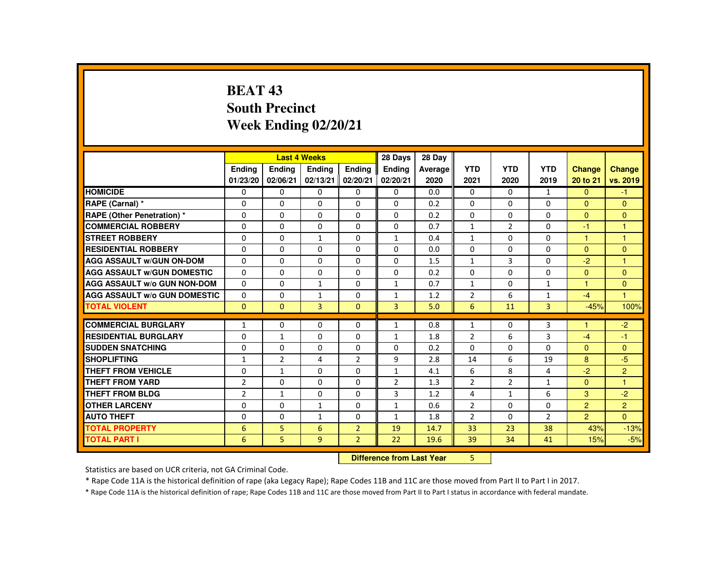# BEAT 43
## South Precinct
## Week Ending 02/20/21

| | Last 4 Weeks | | | | 28 Days | 28 Day | | | | | |
|---|---|---|---|---|---|---|---|---|---|---|---|
| | Ending 01/23/20 | Ending 02/06/21 | Ending 02/13/21 | Ending 02/20/21 | Ending 02/20/21 | Average 2020 | YTD 2021 | YTD 2020 | YTD 2019 | Change 20 to 21 | Change vs. 2019 |
| HOMICIDE | 0 | 0 | 0 | 0 | 0 | 0.0 | 0 | 0 | 1 | 0 | -1 |
| RAPE (Carnal) * | 0 | 0 | 0 | 0 | 0 | 0.2 | 0 | 0 | 0 | 0 | 0 |
| RAPE (Other Penetration) * | 0 | 0 | 0 | 0 | 0 | 0.2 | 0 | 0 | 0 | 0 | 0 |
| COMMERCIAL ROBBERY | 0 | 0 | 0 | 0 | 0 | 0.7 | 1 | 2 | 0 | -1 | 1 |
| STREET ROBBERY | 0 | 0 | 1 | 0 | 1 | 0.4 | 1 | 0 | 0 | 1 | 1 |
| RESIDENTIAL ROBBERY | 0 | 0 | 0 | 0 | 0 | 0.0 | 0 | 0 | 0 | 0 | 0 |
| AGG ASSAULT w/GUN ON-DOM | 0 | 0 | 0 | 0 | 0 | 1.5 | 1 | 3 | 0 | -2 | 1 |
| AGG ASSAULT w/GUN DOMESTIC | 0 | 0 | 0 | 0 | 0 | 0.2 | 0 | 0 | 0 | 0 | 0 |
| AGG ASSAULT w/o GUN NON-DOM | 0 | 0 | 1 | 0 | 1 | 0.7 | 1 | 0 | 1 | 1 | 0 |
| AGG ASSAULT w/o GUN DOMESTIC | 0 | 0 | 1 | 0 | 1 | 1.2 | 2 | 6 | 1 | -4 | 1 |
| TOTAL VIOLENT | 0 | 0 | 3 | 0 | 3 | 5.0 | 6 | 11 | 3 | -45% | 100% |
| COMMERCIAL BURGLARY | 1 | 0 | 0 | 0 | 1 | 0.8 | 1 | 0 | 3 | 1 | -2 |
| RESIDENTIAL BURGLARY | 0 | 1 | 0 | 0 | 1 | 1.8 | 2 | 6 | 3 | -4 | -1 |
| SUDDEN SNATCHING | 0 | 0 | 0 | 0 | 0 | 0.2 | 0 | 0 | 0 | 0 | 0 |
| SHOPLIFTING | 1 | 2 | 4 | 2 | 9 | 2.8 | 14 | 6 | 19 | 8 | -5 |
| THEFT FROM VEHICLE | 0 | 1 | 0 | 0 | 1 | 4.1 | 6 | 8 | 4 | -2 | 2 |
| THEFT FROM YARD | 2 | 0 | 0 | 0 | 2 | 1.3 | 2 | 2 | 1 | 0 | 1 |
| THEFT FROM BLDG | 2 | 1 | 0 | 0 | 3 | 1.2 | 4 | 1 | 6 | 3 | -2 |
| OTHER LARCENY | 0 | 0 | 1 | 0 | 1 | 0.6 | 2 | 0 | 0 | 2 | 2 |
| AUTO THEFT | 0 | 0 | 1 | 0 | 1 | 1.8 | 2 | 0 | 2 | 2 | 0 |
| TOTAL PROPERTY | 6 | 5 | 6 | 2 | 19 | 14.7 | 33 | 23 | 38 | 43% | -13% |
| TOTAL PART I | 6 | 5 | 9 | 2 | 22 | 19.6 | 39 | 34 | 41 | 15% | -5% |

**Difference from Last Year** 5

Statistics are based on UCR criteria, not GA Criminal Code.

* Rape Code 11A is the historical definition of rape (aka Legacy Rape); Rape Codes 11B and 11C are those moved from Part II to Part I in 2017.

* Rape Code 11A is the historical definition of rape; Rape Codes 11B and 11C are those moved from Part II to Part I status in accordance with federal mandate.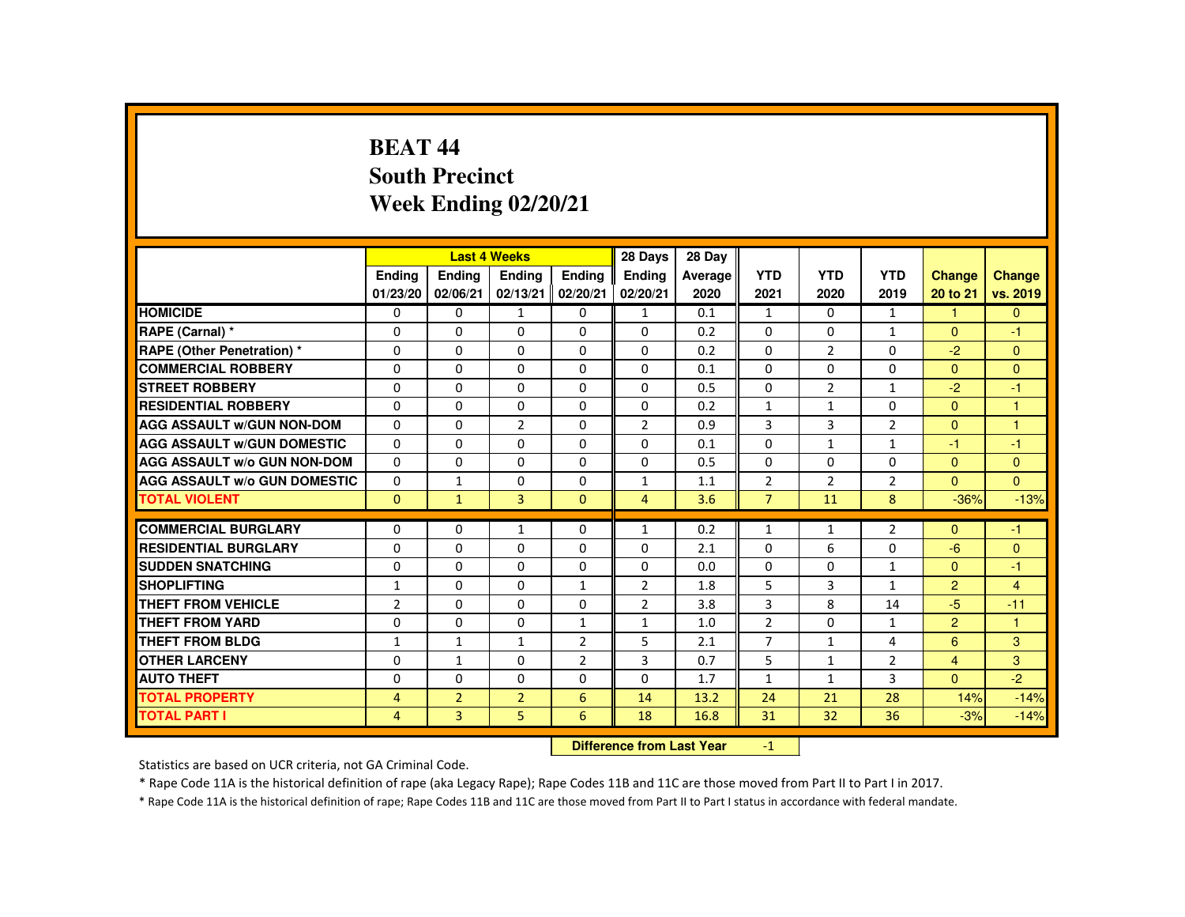# BEAT 44
## South Precinct
## Week Ending 02/20/21

| | Last 4 Weeks | | | | 28 Days | 28 Day | | | | | |
|---|---|---|---|---|---|---|---|---|---|---|---|
| | Ending 01/23/20 | Ending 02/06/21 | Ending 02/13/21 | Ending 02/20/21 | Ending 02/20/21 | Average 2020 | YTD 2021 | YTD 2020 | YTD 2019 | Change 20 to 21 | Change vs. 2019 |
| HOMICIDE | 0 | 0 | 1 | 0 | 1 | 0.1 | 1 | 0 | 1 | 1 | 0 |
| RAPE (Carnal) * | 0 | 0 | 0 | 0 | 0 | 0.2 | 0 | 0 | 1 | 0 | -1 |
| RAPE (Other Penetration) * | 0 | 0 | 0 | 0 | 0 | 0.2 | 0 | 2 | 0 | -2 | 0 |
| COMMERCIAL ROBBERY | 0 | 0 | 0 | 0 | 0 | 0.1 | 0 | 0 | 0 | 0 | 0 |
| STREET ROBBERY | 0 | 0 | 0 | 0 | 0 | 0.5 | 0 | 2 | 1 | -2 | -1 |
| RESIDENTIAL ROBBERY | 0 | 0 | 0 | 0 | 0 | 0.2 | 1 | 1 | 0 | 0 | 1 |
| AGG ASSAULT w/GUN NON-DOM | 0 | 0 | 2 | 0 | 2 | 0.9 | 3 | 3 | 2 | 0 | 1 |
| AGG ASSAULT w/GUN DOMESTIC | 0 | 0 | 0 | 0 | 0 | 0.1 | 0 | 1 | 1 | -1 | -1 |
| AGG ASSAULT w/o GUN NON-DOM | 0 | 0 | 0 | 0 | 0 | 0.5 | 0 | 0 | 0 | 0 | 0 |
| AGG ASSAULT w/o GUN DOMESTIC | 0 | 1 | 0 | 0 | 1 | 1.1 | 2 | 2 | 2 | 0 | 0 |
| TOTAL VIOLENT | 0 | 1 | 3 | 0 | 4 | 3.6 | 7 | 11 | 8 | -36% | -13% |
| COMMERCIAL BURGLARY | 0 | 0 | 1 | 0 | 1 | 0.2 | 1 | 1 | 2 | 0 | -1 |
| RESIDENTIAL BURGLARY | 0 | 0 | 0 | 0 | 0 | 2.1 | 0 | 6 | 0 | -6 | 0 |
| SUDDEN SNATCHING | 0 | 0 | 0 | 0 | 0 | 0.0 | 0 | 0 | 1 | 0 | -1 |
| SHOPLIFTING | 1 | 0 | 0 | 1 | 2 | 1.8 | 5 | 3 | 1 | 2 | 4 |
| THEFT FROM VEHICLE | 2 | 0 | 0 | 0 | 2 | 3.8 | 3 | 8 | 14 | -5 | -11 |
| THEFT FROM YARD | 0 | 0 | 0 | 1 | 1 | 1.0 | 2 | 0 | 1 | 2 | 1 |
| THEFT FROM BLDG | 1 | 1 | 1 | 2 | 5 | 2.1 | 7 | 1 | 4 | 6 | 3 |
| OTHER LARCENY | 0 | 1 | 0 | 2 | 3 | 0.7 | 5 | 1 | 2 | 4 | 3 |
| AUTO THEFT | 0 | 0 | 0 | 0 | 0 | 1.7 | 1 | 1 | 3 | 0 | -2 |
| TOTAL PROPERTY | 4 | 2 | 2 | 6 | 14 | 13.2 | 24 | 21 | 28 | 14% | -14% |
| TOTAL PART I | 4 | 3 | 5 | 6 | 18 | 16.8 | 31 | 32 | 36 | -3% | -14% |

**Difference from Last Year** -1

Statistics are based on UCR criteria, not GA Criminal Code.

* Rape Code 11A is the historical definition of rape (aka Legacy Rape); Rape Codes 11B and 11C are those moved from Part II to Part I in 2017.

* Rape Code 11A is the historical definition of rape; Rape Codes 11B and 11C are those moved from Part II to Part I status in accordance with federal mandate.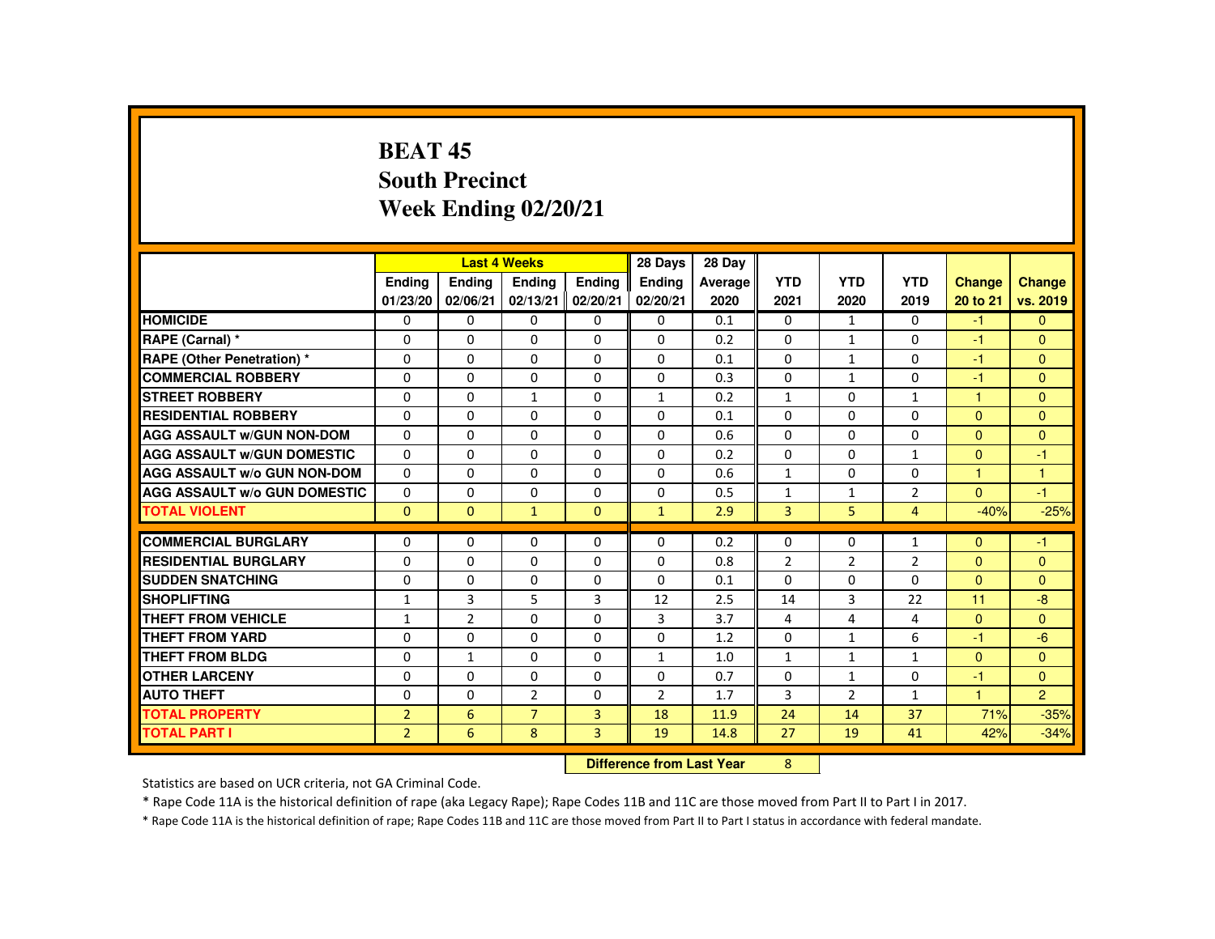**BEAT 45**
**South Precinct**
**Week Ending 02/20/21**

| | Last 4 Weeks | | | | 28 Days | 28 Day | | | | | |
|---|---|---|---|---|---|---|---|---|---|---|---|
| | Ending 01/23/20 | Ending 02/06/21 | Ending 02/13/21 | Ending 02/20/21 | Ending 02/20/21 | Average 2020 | YTD 2021 | YTD 2020 | YTD 2019 | Change 20 to 21 | Change vs. 2019 |
| **HOMICIDE** | 0 | 0 | 0 | 0 | 0 | 0.1 | 0 | 1 | 0 | -1 | 0 |
| **RAPE (Carnal) *** | 0 | 0 | 0 | 0 | 0 | 0.2 | 0 | 1 | 0 | -1 | 0 |
| **RAPE (Other Penetration) *** | 0 | 0 | 0 | 0 | 0 | 0.1 | 0 | 1 | 0 | -1 | 0 |
| **COMMERCIAL ROBBERY** | 0 | 0 | 0 | 0 | 0 | 0.3 | 0 | 1 | 0 | -1 | 0 |
| **STREET ROBBERY** | 0 | 0 | 1 | 0 | 1 | 0.2 | 1 | 0 | 1 | 1 | 0 |
| **RESIDENTIAL ROBBERY** | 0 | 0 | 0 | 0 | 0 | 0.1 | 0 | 0 | 0 | 0 | 0 |
| **AGG ASSAULT w/GUN NON-DOM** | 0 | 0 | 0 | 0 | 0 | 0.6 | 0 | 0 | 0 | 0 | 0 |
| **AGG ASSAULT w/GUN DOMESTIC** | 0 | 0 | 0 | 0 | 0 | 0.2 | 0 | 0 | 1 | 0 | -1 |
| **AGG ASSAULT w/o GUN NON-DOM** | 0 | 0 | 0 | 0 | 0 | 0.6 | 1 | 0 | 0 | 1 | 1 |
| **AGG ASSAULT w/o GUN DOMESTIC** | 0 | 0 | 0 | 0 | 0 | 0.5 | 1 | 1 | 2 | 0 | -1 |
| **TOTAL VIOLENT** | 0 | 0 | 1 | 0 | 1 | 2.9 | 3 | 5 | 4 | -40% | -25% |
| **COMMERCIAL BURGLARY** | 0 | 0 | 0 | 0 | 0 | 0.2 | 0 | 0 | 1 | 0 | -1 |
| **RESIDENTIAL BURGLARY** | 0 | 0 | 0 | 0 | 0 | 0.8 | 2 | 2 | 2 | 0 | 0 |
| **SUDDEN SNATCHING** | 0 | 0 | 0 | 0 | 0 | 0.1 | 0 | 0 | 0 | 0 | 0 |
| **SHOPLIFTING** | 1 | 3 | 5 | 3 | 12 | 2.5 | 14 | 3 | 22 | 11 | -8 |
| **THEFT FROM VEHICLE** | 1 | 2 | 0 | 0 | 3 | 3.7 | 4 | 4 | 4 | 0 | 0 |
| **THEFT FROM YARD** | 0 | 0 | 0 | 0 | 0 | 1.2 | 0 | 1 | 6 | -1 | -6 |
| **THEFT FROM BLDG** | 0 | 1 | 0 | 0 | 1 | 1.0 | 1 | 1 | 1 | 0 | 0 |
| **OTHER LARCENY** | 0 | 0 | 0 | 0 | 0 | 0.7 | 0 | 1 | 0 | -1 | 0 |
| **AUTO THEFT** | 0 | 0 | 2 | 0 | 2 | 1.7 | 3 | 2 | 1 | 1 | 2 |
| **TOTAL PROPERTY** | 2 | 6 | 7 | 3 | 18 | 11.9 | 24 | 14 | 37 | 71% | -35% |
| **TOTAL PART I** | 2 | 6 | 8 | 3 | 19 | 14.8 | 27 | 19 | 41 | 42% | -34% |

**Difference from Last Year** 8

Statistics are based on UCR criteria, not GA Criminal Code.

* Rape Code 11A is the historical definition of rape (aka Legacy Rape); Rape Codes 11B and 11C are those moved from Part II to Part I in 2017.

* Rape Code 11A is the historical definition of rape; Rape Codes 11B and 11C are those moved from Part II to Part I status in accordance with federal mandate.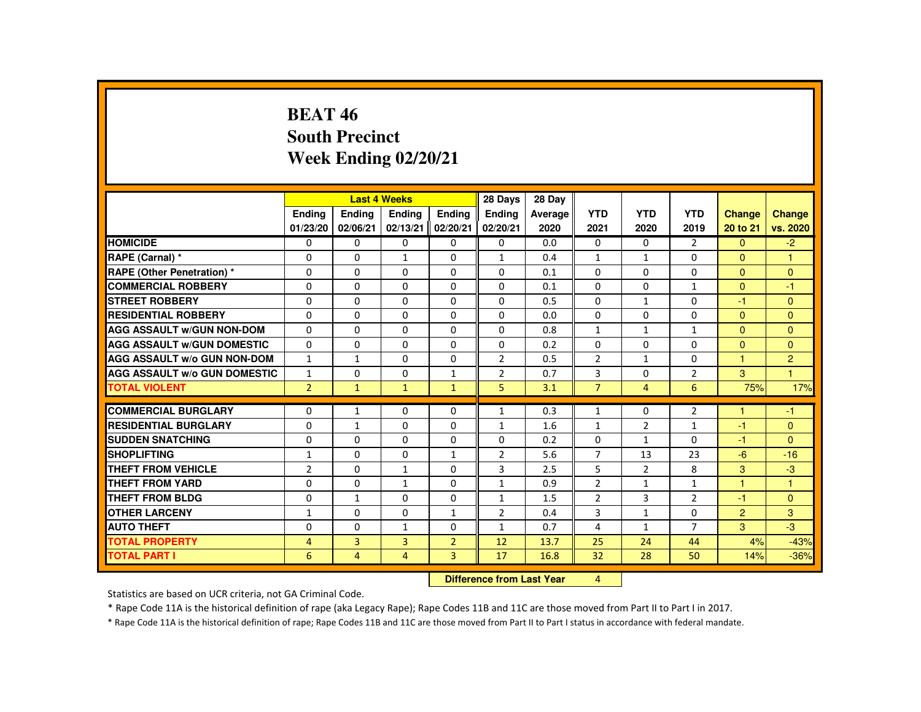# BEAT 46
## South Precinct
## Week Ending 02/20/21

| | Last 4 Weeks | | | | 28 Days | 28 Day | | | | | |
|---|---|---|---|---|---|---|---|---|---|---|---|
| | Ending 01/23/20 | Ending 02/06/21 | Ending 02/13/21 | Ending 02/20/21 | Ending 02/20/21 | Average 2020 | YTD 2021 | YTD 2020 | YTD 2019 | Change 20 to 21 | Change vs. 2020 |
| **HOMICIDE** | 0 | 0 | 0 | 0 | 0 | 0.0 | 0 | 0 | 2 | 0 | -2 |
| **RAPE (Carnal) *** | 0 | 0 | 1 | 0 | 1 | 0.4 | 1 | 1 | 0 | 0 | 1 |
| **RAPE (Other Penetration) *** | 0 | 0 | 0 | 0 | 0 | 0.1 | 0 | 0 | 0 | 0 | 0 |
| **COMMERCIAL ROBBERY** | 0 | 0 | 0 | 0 | 0 | 0.1 | 0 | 0 | 1 | 0 | -1 |
| **STREET ROBBERY** | 0 | 0 | 0 | 0 | 0 | 0.5 | 0 | 1 | 0 | -1 | 0 |
| **RESIDENTIAL ROBBERY** | 0 | 0 | 0 | 0 | 0 | 0.0 | 0 | 0 | 0 | 0 | 0 |
| **AGG ASSAULT w/GUN NON-DOM** | 0 | 0 | 0 | 0 | 0 | 0.8 | 1 | 1 | 1 | 0 | 0 |
| **AGG ASSAULT w/GUN DOMESTIC** | 0 | 0 | 0 | 0 | 0 | 0.2 | 0 | 0 | 0 | 0 | 0 |
| **AGG ASSAULT w/o GUN NON-DOM** | 1 | 1 | 0 | 0 | 2 | 0.5 | 2 | 1 | 0 | 1 | 2 |
| **AGG ASSAULT w/o GUN DOMESTIC** | 1 | 0 | 0 | 1 | 2 | 0.7 | 3 | 0 | 2 | 3 | 1 |
| **TOTAL VIOLENT** | 2 | 1 | 1 | 1 | 5 | 3.1 | 7 | 4 | 6 | 75% | 17% |
| **COMMERCIAL BURGLARY** | 0 | 1 | 0 | 0 | 1 | 0.3 | 1 | 0 | 2 | 1 | -1 |
| **RESIDENTIAL BURGLARY** | 0 | 1 | 0 | 0 | 1 | 1.6 | 1 | 2 | 1 | -1 | 0 |
| **SUDDEN SNATCHING** | 0 | 0 | 0 | 0 | 0 | 0.2 | 0 | 1 | 0 | -1 | 0 |
| **SHOPLIFTING** | 1 | 0 | 0 | 1 | 2 | 5.6 | 7 | 13 | 23 | -6 | -16 |
| **THEFT FROM VEHICLE** | 2 | 0 | 1 | 0 | 3 | 2.5 | 5 | 2 | 8 | 3 | -3 |
| **THEFT FROM YARD** | 0 | 0 | 1 | 0 | 1 | 0.9 | 2 | 1 | 1 | 1 | 1 |
| **THEFT FROM BLDG** | 0 | 1 | 0 | 0 | 1 | 1.5 | 2 | 3 | 2 | -1 | 0 |
| **OTHER LARCENY** | 1 | 0 | 0 | 1 | 2 | 0.4 | 3 | 1 | 0 | 2 | 3 |
| **AUTO THEFT** | 0 | 0 | 1 | 0 | 1 | 0.7 | 4 | 1 | 7 | 3 | -3 |
| **TOTAL PROPERTY** | 4 | 3 | 3 | 2 | 12 | 13.7 | 25 | 24 | 44 | 4% | -43% |
| **TOTAL PART I** | 6 | 4 | 4 | 3 | 17 | 16.8 | 32 | 28 | 50 | 14% | -36% |

**Difference from Last Year** 4

Statistics are based on UCR criteria, not GA Criminal Code.

* Rape Code 11A is the historical definition of rape (aka Legacy Rape); Rape Codes 11B and 11C are those moved from Part II to Part I in 2017.

* Rape Code 11A is the historical definition of rape; Rape Codes 11B and 11C are those moved from Part II to Part I status in accordance with federal mandate.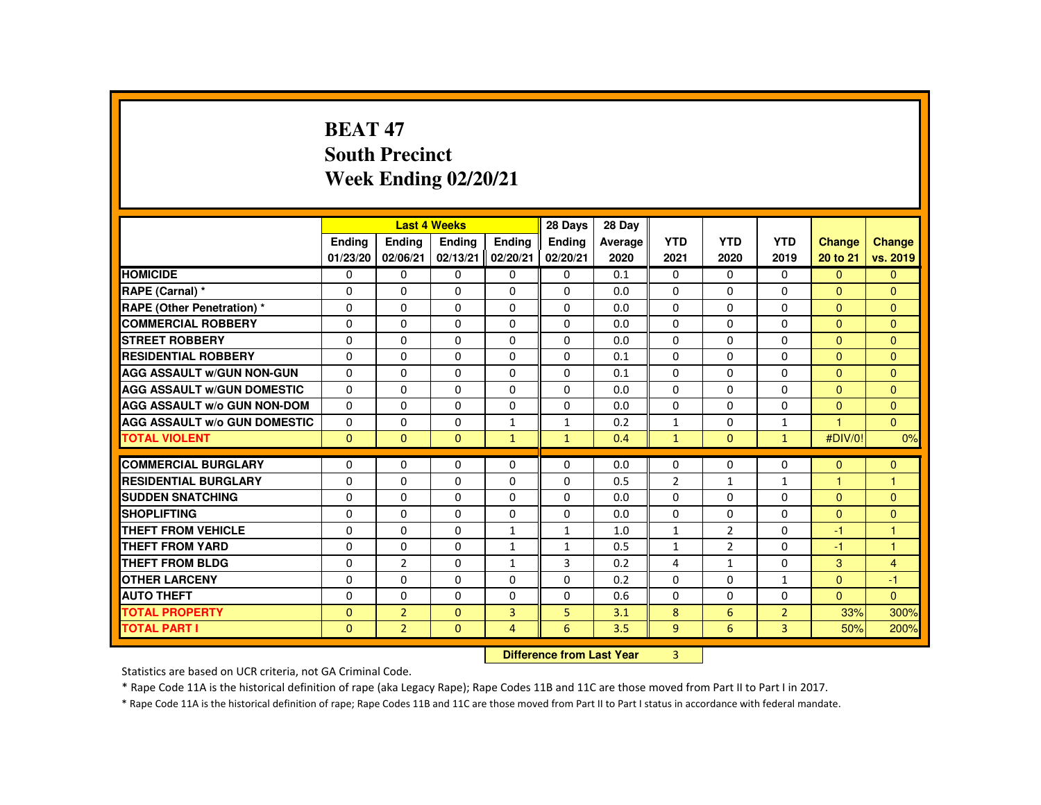# BEAT 47
## South Precinct
## Week Ending 02/20/21

| | Last 4 Weeks | | | | 28 Days | 28 Day | | | | | |
|---|---|---|---|---|---|---|---|---|---|---|---|
| | Ending 01/23/20 | Ending 02/06/21 | Ending 02/13/21 | Ending 02/20/21 | Ending 02/20/21 | Average 2020 | YTD 2021 | YTD 2020 | YTD 2019 | Change 20 to 21 | Change vs. 2019 |
| HOMICIDE | 0 | 0 | 0 | 0 | 0 | 0.1 | 0 | 0 | 0 | 0 | 0 |
| RAPE (Carnal) * | 0 | 0 | 0 | 0 | 0 | 0.0 | 0 | 0 | 0 | 0 | 0 |
| RAPE (Other Penetration) * | 0 | 0 | 0 | 0 | 0 | 0.0 | 0 | 0 | 0 | 0 | 0 |
| COMMERCIAL ROBBERY | 0 | 0 | 0 | 0 | 0 | 0.0 | 0 | 0 | 0 | 0 | 0 |
| STREET ROBBERY | 0 | 0 | 0 | 0 | 0 | 0.0 | 0 | 0 | 0 | 0 | 0 |
| RESIDENTIAL ROBBERY | 0 | 0 | 0 | 0 | 0 | 0.1 | 0 | 0 | 0 | 0 | 0 |
| AGG ASSAULT w/GUN NON-GUN | 0 | 0 | 0 | 0 | 0 | 0.1 | 0 | 0 | 0 | 0 | 0 |
| AGG ASSAULT w/GUN DOMESTIC | 0 | 0 | 0 | 0 | 0 | 0.0 | 0 | 0 | 0 | 0 | 0 |
| AGG ASSAULT w/o GUN NON-DOM | 0 | 0 | 0 | 0 | 0 | 0.0 | 0 | 0 | 0 | 0 | 0 |
| AGG ASSAULT w/o GUN DOMESTIC | 0 | 0 | 0 | 1 | 1 | 0.2 | 1 | 0 | 1 | 1 | 0 |
| TOTAL VIOLENT | 0 | 0 | 0 | 1 | 1 | 0.4 | 1 | 0 | 1 | #DIV/0! | 0% |
| COMMERCIAL BURGLARY | 0 | 0 | 0 | 0 | 0 | 0.0 | 0 | 0 | 0 | 0 | 0 |
| RESIDENTIAL BURGLARY | 0 | 0 | 0 | 0 | 0 | 0.5 | 2 | 1 | 1 | 1 | 1 |
| SUDDEN SNATCHING | 0 | 0 | 0 | 0 | 0 | 0.0 | 0 | 0 | 0 | 0 | 0 |
| SHOPLIFTING | 0 | 0 | 0 | 0 | 0 | 0.0 | 0 | 0 | 0 | 0 | 0 |
| THEFT FROM VEHICLE | 0 | 0 | 0 | 1 | 1 | 1.0 | 1 | 2 | 0 | -1 | 1 |
| THEFT FROM YARD | 0 | 0 | 0 | 1 | 1 | 0.5 | 1 | 2 | 0 | -1 | 1 |
| THEFT FROM BLDG | 0 | 2 | 0 | 1 | 3 | 0.2 | 4 | 1 | 0 | 3 | 4 |
| OTHER LARCENY | 0 | 0 | 0 | 0 | 0 | 0.2 | 0 | 0 | 1 | 0 | -1 |
| AUTO THEFT | 0 | 0 | 0 | 0 | 0 | 0.6 | 0 | 0 | 0 | 0 | 0 |
| TOTAL PROPERTY | 0 | 2 | 0 | 3 | 5 | 3.1 | 8 | 6 | 2 | 33% | 300% |
| TOTAL PART I | 0 | 2 | 0 | 4 | 6 | 3.5 | 9 | 6 | 3 | 50% | 200% |

**Difference from Last Year** 3

Statistics are based on UCR criteria, not GA Criminal Code.

* Rape Code 11A is the historical definition of rape (aka Legacy Rape); Rape Codes 11B and 11C are those moved from Part II to Part I in 2017.

* Rape Code 11A is the historical definition of rape; Rape Codes 11B and 11C are those moved from Part II to Part I status in accordance with federal mandate.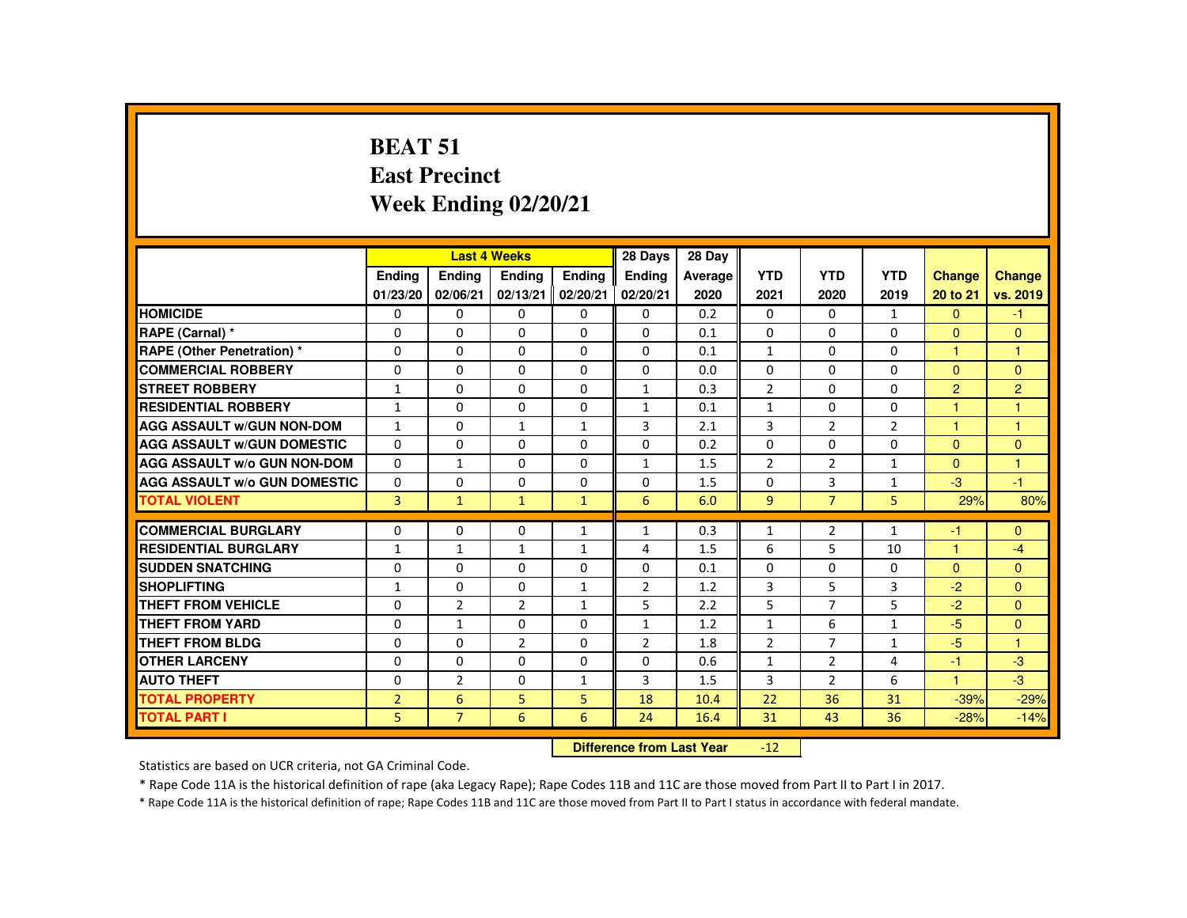# BEAT 51
# East Precinct
# Week Ending 02/20/21

| | Last 4 Weeks | | | | 28 Days | 28 Day | | | | | |
|---|---|---|---|---|---|---|---|---|---|---|---|
| | Ending 01/23/20 | Ending 02/06/21 | Ending 02/13/21 | Ending 02/20/21 | Ending 02/20/21 | Average 2020 | YTD 2021 | YTD 2020 | YTD 2019 | Change 20 to 21 | Change vs. 2019 |
| HOMICIDE | 0 | 0 | 0 | 0 | 0 | 0.2 | 0 | 0 | 1 | 0 | -1 |
| RAPE (Carnal) * | 0 | 0 | 0 | 0 | 0 | 0.1 | 0 | 0 | 0 | 0 | 0 |
| RAPE (Other Penetration) * | 0 | 0 | 0 | 0 | 0 | 0.1 | 1 | 0 | 0 | 1 | 1 |
| COMMERCIAL ROBBERY | 0 | 0 | 0 | 0 | 0 | 0.0 | 0 | 0 | 0 | 0 | 0 |
| STREET ROBBERY | 1 | 0 | 0 | 0 | 1 | 0.3 | 2 | 0 | 0 | 2 | 2 |
| RESIDENTIAL ROBBERY | 1 | 0 | 0 | 0 | 1 | 0.1 | 1 | 0 | 0 | 1 | 1 |
| AGG ASSAULT w/GUN NON-DOM | 1 | 0 | 1 | 1 | 3 | 2.1 | 3 | 2 | 2 | 1 | 1 |
| AGG ASSAULT w/GUN DOMESTIC | 0 | 0 | 0 | 0 | 0 | 0.2 | 0 | 0 | 0 | 0 | 0 |
| AGG ASSAULT w/o GUN NON-DOM | 0 | 1 | 0 | 0 | 1 | 1.5 | 2 | 2 | 1 | 0 | 1 |
| AGG ASSAULT w/o GUN DOMESTIC | 0 | 0 | 0 | 0 | 0 | 1.5 | 0 | 3 | 1 | -3 | -1 |
| TOTAL VIOLENT | 3 | 1 | 1 | 1 | 6 | 6.0 | 9 | 7 | 5 | 29% | 80% |
| COMMERCIAL BURGLARY | 0 | 0 | 0 | 1 | 1 | 0.3 | 1 | 2 | 1 | -1 | 0 |
| RESIDENTIAL BURGLARY | 1 | 1 | 1 | 1 | 4 | 1.5 | 6 | 5 | 10 | 1 | -4 |
| SUDDEN SNATCHING | 0 | 0 | 0 | 0 | 0 | 0.1 | 0 | 0 | 0 | 0 | 0 |
| SHOPLIFTING | 1 | 0 | 0 | 1 | 2 | 1.2 | 3 | 5 | 3 | -2 | 0 |
| THEFT FROM VEHICLE | 0 | 2 | 2 | 1 | 5 | 2.2 | 5 | 7 | 5 | -2 | 0 |
| THEFT FROM YARD | 0 | 1 | 0 | 0 | 1 | 1.2 | 1 | 6 | 1 | -5 | 0 |
| THEFT FROM BLDG | 0 | 0 | 2 | 0 | 2 | 1.8 | 2 | 7 | 1 | -5 | 1 |
| OTHER LARCENY | 0 | 0 | 0 | 0 | 0 | 0.6 | 1 | 2 | 4 | -1 | -3 |
| AUTO THEFT | 0 | 2 | 0 | 1 | 3 | 1.5 | 3 | 2 | 6 | 1 | -3 |
| TOTAL PROPERTY | 2 | 6 | 5 | 5 | 18 | 10.4 | 22 | 36 | 31 | -39% | -29% |
| TOTAL PART I | 5 | 7 | 6 | 6 | 24 | 16.4 | 31 | 43 | 36 | -28% | -14% |

**Difference from Last Year** -12

Statistics are based on UCR criteria, not GA Criminal Code.

* Rape Code 11A is the historical definition of rape (aka Legacy Rape); Rape Codes 11B and 11C are those moved from Part II to Part I in 2017.

* Rape Code 11A is the historical definition of rape; Rape Codes 11B and 11C are those moved from Part II to Part I status in accordance with federal mandate.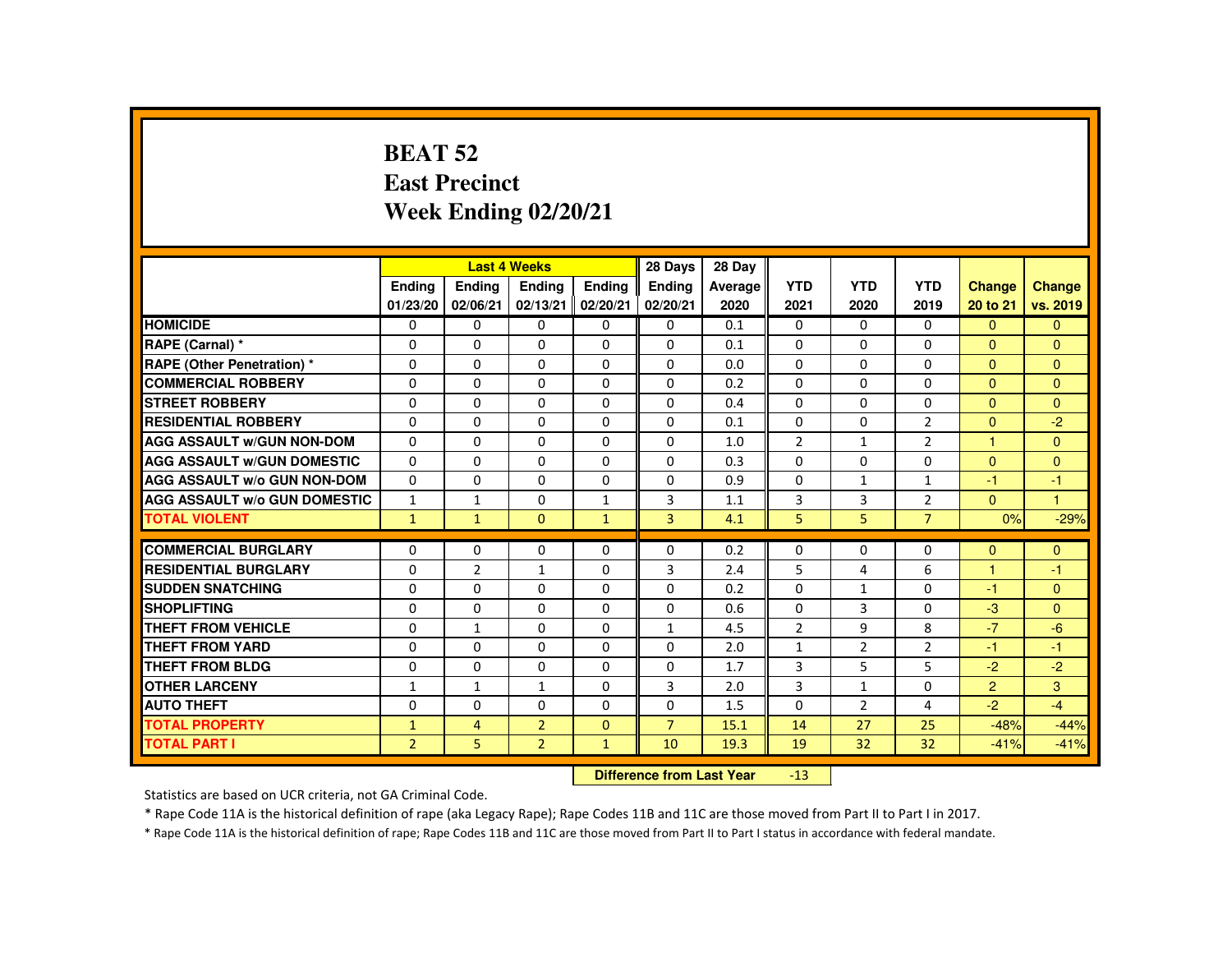# BEAT 52
# East Precinct
# Week Ending 02/20/21

| | Last 4 Weeks | | | | 28 Days | 28 Day | | | | | |
|---|---|---|---|---|---|---|---|---|---|---|---|
| | Ending 01/23/20 | Ending 02/06/21 | Ending 02/13/21 | Ending 02/20/21 | Ending 02/20/21 | Average 2020 | YTD 2021 | YTD 2020 | YTD 2019 | Change 20 to 21 | Change vs. 2019 |
| HOMICIDE | 0 | 0 | 0 | 0 | 0 | 0.1 | 0 | 0 | 0 | 0 | 0 |
| RAPE (Carnal) * | 0 | 0 | 0 | 0 | 0 | 0.1 | 0 | 0 | 0 | 0 | 0 |
| RAPE (Other Penetration) * | 0 | 0 | 0 | 0 | 0 | 0.0 | 0 | 0 | 0 | 0 | 0 |
| COMMERCIAL ROBBERY | 0 | 0 | 0 | 0 | 0 | 0.2 | 0 | 0 | 0 | 0 | 0 |
| STREET ROBBERY | 0 | 0 | 0 | 0 | 0 | 0.4 | 0 | 0 | 0 | 0 | 0 |
| RESIDENTIAL ROBBERY | 0 | 0 | 0 | 0 | 0 | 0.1 | 0 | 0 | 2 | 0 | -2 |
| AGG ASSAULT w/GUN NON-DOM | 0 | 0 | 0 | 0 | 0 | 1.0 | 2 | 1 | 2 | 1 | 0 |
| AGG ASSAULT w/GUN DOMESTIC | 0 | 0 | 0 | 0 | 0 | 0.3 | 0 | 0 | 0 | 0 | 0 |
| AGG ASSAULT w/o GUN NON-DOM | 0 | 0 | 0 | 0 | 0 | 0.9 | 0 | 1 | 1 | -1 | -1 |
| AGG ASSAULT w/o GUN DOMESTIC | 1 | 1 | 0 | 1 | 3 | 1.1 | 3 | 3 | 2 | 0 | 1 |
| TOTAL VIOLENT | 1 | 1 | 0 | 1 | 3 | 4.1 | 5 | 5 | 7 | 0% | -29% |
| COMMERCIAL BURGLARY | 0 | 0 | 0 | 0 | 0 | 0.2 | 0 | 0 | 0 | 0 | 0 |
| RESIDENTIAL BURGLARY | 0 | 2 | 1 | 0 | 3 | 2.4 | 5 | 4 | 6 | 1 | -1 |
| SUDDEN SNATCHING | 0 | 0 | 0 | 0 | 0 | 0.2 | 0 | 1 | 0 | -1 | 0 |
| SHOPLIFTING | 0 | 0 | 0 | 0 | 0 | 0.6 | 0 | 3 | 0 | -3 | 0 |
| THEFT FROM VEHICLE | 0 | 1 | 0 | 0 | 1 | 4.5 | 2 | 9 | 8 | -7 | -6 |
| THEFT FROM YARD | 0 | 0 | 0 | 0 | 0 | 2.0 | 1 | 2 | 2 | -1 | -1 |
| THEFT FROM BLDG | 0 | 0 | 0 | 0 | 0 | 1.7 | 3 | 5 | 5 | -2 | -2 |
| OTHER LARCENY | 1 | 1 | 1 | 0 | 3 | 2.0 | 3 | 1 | 0 | 2 | 3 |
| AUTO THEFT | 0 | 0 | 0 | 0 | 0 | 1.5 | 0 | 2 | 4 | -2 | -4 |
| TOTAL PROPERTY | 1 | 4 | 2 | 0 | 7 | 15.1 | 14 | 27 | 25 | -48% | -44% |
| TOTAL PART I | 2 | 5 | 2 | 1 | 10 | 19.3 | 19 | 32 | 32 | -41% | -41% |

**Difference from Last Year** -13

Statistics are based on UCR criteria, not GA Criminal Code.

* Rape Code 11A is the historical definition of rape (aka Legacy Rape); Rape Codes 11B and 11C are those moved from Part II to Part I in 2017.

* Rape Code 11A is the historical definition of rape; Rape Codes 11B and 11C are those moved from Part II to Part I status in accordance with federal mandate.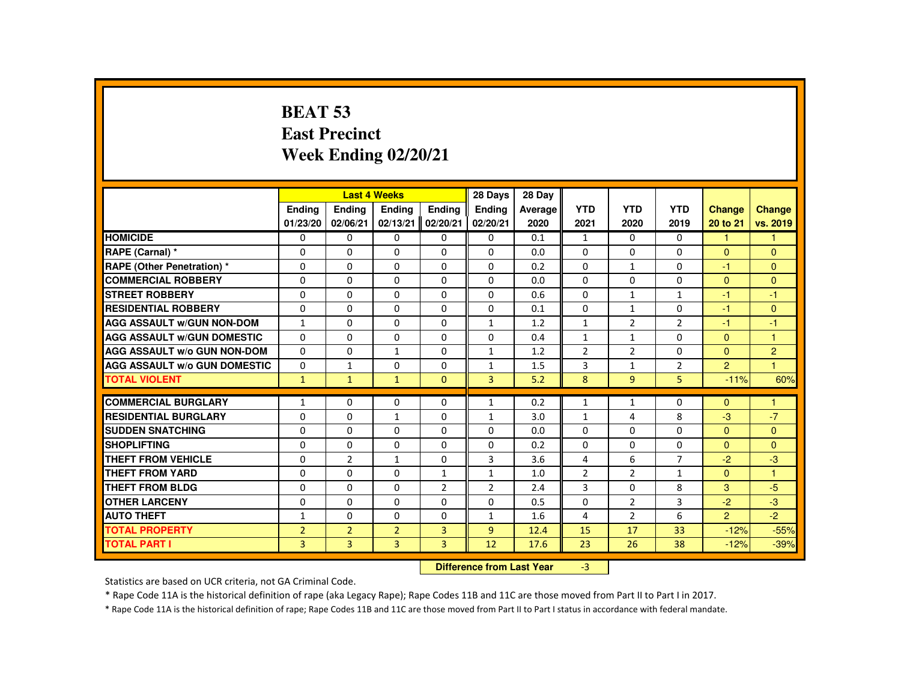# BEAT 53
## East Precinct
## Week Ending 02/20/21

| | Last 4 Weeks | | | | 28 Days | 28 Day | YTD | YTD | YTD | Change | Change |
|---|---|---|---|---|---|---|---|---|---|---|---|
| | Ending 01/23/20 | Ending 02/06/21 | Ending 02/13/21 | Ending 02/20/21 | Ending 02/20/21 | Average 2020 | 2021 | 2020 | 2019 | 20 to 21 | vs. 2019 |
| HOMICIDE | 0 | 0 | 0 | 0 | 0 | 0.1 | 1 | 0 | 0 | 1 | 1 |
| RAPE (Carnal) * | 0 | 0 | 0 | 0 | 0 | 0.0 | 0 | 0 | 0 | 0 | 0 |
| RAPE (Other Penetration) * | 0 | 0 | 0 | 0 | 0 | 0.2 | 0 | 1 | 0 | -1 | 0 |
| COMMERCIAL ROBBERY | 0 | 0 | 0 | 0 | 0 | 0.0 | 0 | 0 | 0 | 0 | 0 |
| STREET ROBBERY | 0 | 0 | 0 | 0 | 0 | 0.6 | 0 | 1 | 1 | -1 | -1 |
| RESIDENTIAL ROBBERY | 0 | 0 | 0 | 0 | 0 | 0.1 | 0 | 1 | 0 | -1 | 0 |
| AGG ASSAULT w/GUN NON-DOM | 1 | 0 | 0 | 0 | 1 | 1.2 | 1 | 2 | 2 | -1 | -1 |
| AGG ASSAULT w/GUN DOMESTIC | 0 | 0 | 0 | 0 | 0 | 0.4 | 1 | 1 | 0 | 0 | 1 |
| AGG ASSAULT w/o GUN NON-DOM | 0 | 0 | 1 | 0 | 1 | 1.2 | 2 | 2 | 0 | 0 | 2 |
| AGG ASSAULT w/o GUN DOMESTIC | 0 | 1 | 0 | 0 | 1 | 1.5 | 3 | 1 | 2 | 2 | 1 |
| TOTAL VIOLENT | 1 | 1 | 1 | 0 | 3 | 5.2 | 8 | 9 | 5 | -11% | 60% |
| COMMERCIAL BURGLARY | 1 | 0 | 0 | 0 | 1 | 0.2 | 1 | 1 | 0 | 0 | 1 |
| RESIDENTIAL BURGLARY | 0 | 0 | 1 | 0 | 1 | 3.0 | 1 | 4 | 8 | -3 | -7 |
| SUDDEN SNATCHING | 0 | 0 | 0 | 0 | 0 | 0.0 | 0 | 0 | 0 | 0 | 0 |
| SHOPLIFTING | 0 | 0 | 0 | 0 | 0 | 0.2 | 0 | 0 | 0 | 0 | 0 |
| THEFT FROM VEHICLE | 0 | 2 | 1 | 0 | 3 | 3.6 | 4 | 6 | 7 | -2 | -3 |
| THEFT FROM YARD | 0 | 0 | 0 | 1 | 1 | 1.0 | 2 | 2 | 1 | 0 | 1 |
| THEFT FROM BLDG | 0 | 0 | 0 | 2 | 2 | 2.4 | 3 | 0 | 8 | 3 | -5 |
| OTHER LARCENY | 0 | 0 | 0 | 0 | 0 | 0.5 | 0 | 2 | 3 | -2 | -3 |
| AUTO THEFT | 1 | 0 | 0 | 0 | 1 | 1.6 | 4 | 2 | 6 | 2 | -2 |
| TOTAL PROPERTY | 2 | 2 | 2 | 3 | 9 | 12.4 | 15 | 17 | 33 | -12% | -55% |
| TOTAL PART I | 3 | 3 | 3 | 3 | 12 | 17.6 | 23 | 26 | 38 | -12% | -39% |

**Difference from Last Year** -3

Statistics are based on UCR criteria, not GA Criminal Code.

* Rape Code 11A is the historical definition of rape (aka Legacy Rape); Rape Codes 11B and 11C are those moved from Part II to Part I in 2017.

* Rape Code 11A is the historical definition of rape; Rape Codes 11B and 11C are those moved from Part II to Part I status in accordance with federal mandate.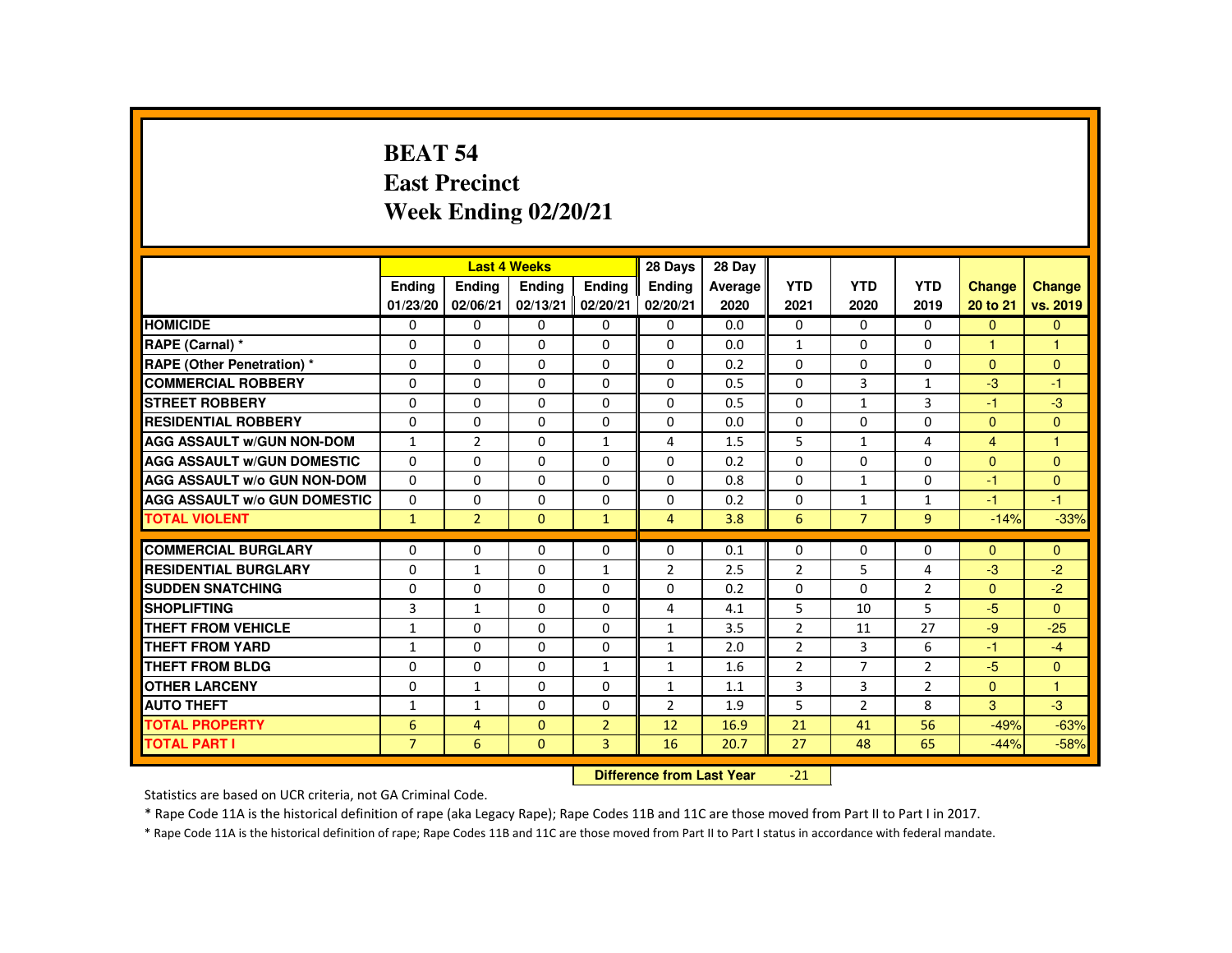# BEAT 54
# East Precinct
# Week Ending 02/20/21

| | Last 4 Weeks | | | | 28 Days | 28 Day | | | | | |
|---|---|---|---|---|---|---|---|---|---|---|---|
| | Ending 01/23/20 | Ending 02/06/21 | Ending 02/13/21 | Ending 02/20/21 | Ending 02/20/21 | Average 2020 | YTD 2021 | YTD 2020 | YTD 2019 | Change 20 to 21 | Change vs. 2019 |
| HOMICIDE | 0 | 0 | 0 | 0 | 0 | 0.0 | 0 | 0 | 0 | 0 | 0 |
| RAPE (Carnal) * | 0 | 0 | 0 | 0 | 0 | 0.0 | 1 | 0 | 0 | 1 | 1 |
| RAPE (Other Penetration) * | 0 | 0 | 0 | 0 | 0 | 0.2 | 0 | 0 | 0 | 0 | 0 |
| COMMERCIAL ROBBERY | 0 | 0 | 0 | 0 | 0 | 0.5 | 0 | 3 | 1 | -3 | -1 |
| STREET ROBBERY | 0 | 0 | 0 | 0 | 0 | 0.5 | 0 | 1 | 3 | -1 | -3 |
| RESIDENTIAL ROBBERY | 0 | 0 | 0 | 0 | 0 | 0.0 | 0 | 0 | 0 | 0 | 0 |
| AGG ASSAULT w/GUN NON-DOM | 1 | 2 | 0 | 1 | 4 | 1.5 | 5 | 1 | 4 | 4 | 1 |
| AGG ASSAULT w/GUN DOMESTIC | 0 | 0 | 0 | 0 | 0 | 0.2 | 0 | 0 | 0 | 0 | 0 |
| AGG ASSAULT w/o GUN NON-DOM | 0 | 0 | 0 | 0 | 0 | 0.8 | 0 | 1 | 0 | -1 | 0 |
| AGG ASSAULT w/o GUN DOMESTIC | 0 | 0 | 0 | 0 | 0 | 0.2 | 0 | 1 | 1 | -1 | -1 |
| TOTAL VIOLENT | 1 | 2 | 0 | 1 | 4 | 3.8 | 6 | 7 | 9 | -14% | -33% |
| COMMERCIAL BURGLARY | 0 | 0 | 0 | 0 | 0 | 0.1 | 0 | 0 | 0 | 0 | 0 |
| RESIDENTIAL BURGLARY | 0 | 1 | 0 | 1 | 2 | 2.5 | 2 | 5 | 4 | -3 | -2 |
| SUDDEN SNATCHING | 0 | 0 | 0 | 0 | 0 | 0.2 | 0 | 0 | 2 | 0 | -2 |
| SHOPLIFTING | 3 | 1 | 0 | 0 | 4 | 4.1 | 5 | 10 | 5 | -5 | 0 |
| THEFT FROM VEHICLE | 1 | 0 | 0 | 0 | 1 | 3.5 | 2 | 11 | 27 | -9 | -25 |
| THEFT FROM YARD | 1 | 0 | 0 | 0 | 1 | 2.0 | 2 | 3 | 6 | -1 | -4 |
| THEFT FROM BLDG | 0 | 0 | 0 | 1 | 1 | 1.6 | 2 | 7 | 2 | -5 | 0 |
| OTHER LARCENY | 0 | 1 | 0 | 0 | 1 | 1.1 | 3 | 3 | 2 | 0 | 1 |
| AUTO THEFT | 1 | 1 | 0 | 0 | 2 | 1.9 | 5 | 2 | 8 | 3 | -3 |
| TOTAL PROPERTY | 6 | 4 | 0 | 2 | 12 | 16.9 | 21 | 41 | 56 | -49% | -63% |
| TOTAL PART I | 7 | 6 | 0 | 3 | 16 | 20.7 | 27 | 48 | 65 | -44% | -58% |

**Difference from Last Year** -21

Statistics are based on UCR criteria, not GA Criminal Code.

* Rape Code 11A is the historical definition of rape (aka Legacy Rape); Rape Codes 11B and 11C are those moved from Part II to Part I in 2017.

* Rape Code 11A is the historical definition of rape; Rape Codes 11B and 11C are those moved from Part II to Part I status in accordance with federal mandate.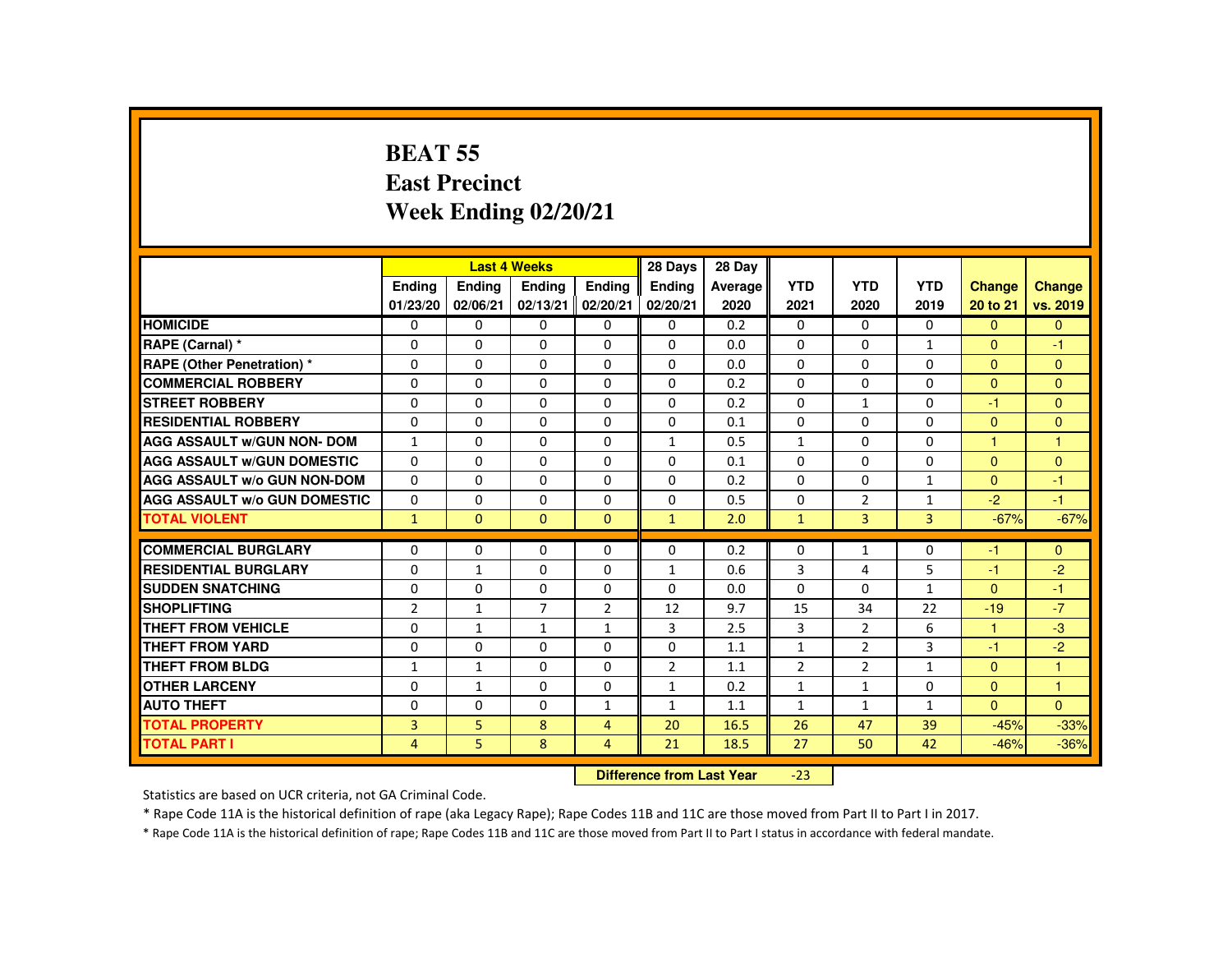# BEAT 55
# East Precinct
# Week Ending 02/20/21

| | Last 4 Weeks | | | | 28 Days | 28 Day | | | | | |
|---|---|---|---|---|---|---|---|---|---|---|---|
| | Ending 01/23/20 | Ending 02/06/21 | Ending 02/13/21 | Ending 02/20/21 | Ending 02/20/21 | Average 2020 | YTD 2021 | YTD 2020 | YTD 2019 | Change 20 to 21 | Change vs. 2019 |
| HOMICIDE | 0 | 0 | 0 | 0 | 0 | 0.2 | 0 | 0 | 0 | 0 | 0 |
| RAPE (Carnal) * | 0 | 0 | 0 | 0 | 0 | 0.0 | 0 | 0 | 1 | 0 | -1 |
| RAPE (Other Penetration) * | 0 | 0 | 0 | 0 | 0 | 0.0 | 0 | 0 | 0 | 0 | 0 |
| COMMERCIAL ROBBERY | 0 | 0 | 0 | 0 | 0 | 0.2 | 0 | 0 | 0 | 0 | 0 |
| STREET ROBBERY | 0 | 0 | 0 | 0 | 0 | 0.2 | 0 | 1 | 0 | -1 | 0 |
| RESIDENTIAL ROBBERY | 0 | 0 | 0 | 0 | 0 | 0.1 | 0 | 0 | 0 | 0 | 0 |
| AGG ASSAULT w/GUN NON- DOM | 1 | 0 | 0 | 0 | 1 | 0.5 | 1 | 0 | 0 | 1 | 1 |
| AGG ASSAULT w/GUN DOMESTIC | 0 | 0 | 0 | 0 | 0 | 0.1 | 0 | 0 | 0 | 0 | 0 |
| AGG ASSAULT w/o GUN NON-DOM | 0 | 0 | 0 | 0 | 0 | 0.2 | 0 | 0 | 1 | 0 | -1 |
| AGG ASSAULT w/o GUN DOMESTIC | 0 | 0 | 0 | 0 | 0 | 0.5 | 0 | 2 | 1 | -2 | -1 |
| TOTAL VIOLENT | 1 | 0 | 0 | 0 | 1 | 2.0 | 1 | 3 | 3 | -67% | -67% |
| COMMERCIAL BURGLARY | 0 | 0 | 0 | 0 | 0 | 0.2 | 0 | 1 | 0 | -1 | 0 |
| RESIDENTIAL BURGLARY | 0 | 1 | 0 | 0 | 1 | 0.6 | 3 | 4 | 5 | -1 | -2 |
| SUDDEN SNATCHING | 0 | 0 | 0 | 0 | 0 | 0.0 | 0 | 0 | 1 | 0 | -1 |
| SHOPLIFTING | 2 | 1 | 7 | 2 | 12 | 9.7 | 15 | 34 | 22 | -19 | -7 |
| THEFT FROM VEHICLE | 0 | 1 | 1 | 1 | 3 | 2.5 | 3 | 2 | 6 | 1 | -3 |
| THEFT FROM YARD | 0 | 0 | 0 | 0 | 0 | 1.1 | 1 | 2 | 3 | -1 | -2 |
| THEFT FROM BLDG | 1 | 1 | 0 | 0 | 2 | 1.1 | 2 | 2 | 1 | 0 | 1 |
| OTHER LARCENY | 0 | 1 | 0 | 0 | 1 | 0.2 | 1 | 1 | 0 | 0 | 1 |
| AUTO THEFT | 0 | 0 | 0 | 1 | 1 | 1.1 | 1 | 1 | 1 | 0 | 0 |
| TOTAL PROPERTY | 3 | 5 | 8 | 4 | 20 | 16.5 | 26 | 47 | 39 | -45% | -33% |
| TOTAL PART I | 4 | 5 | 8 | 4 | 21 | 18.5 | 27 | 50 | 42 | -46% | -36% |

**Difference from Last Year** -23

Statistics are based on UCR criteria, not GA Criminal Code.

* Rape Code 11A is the historical definition of rape (aka Legacy Rape); Rape Codes 11B and 11C are those moved from Part II to Part I in 2017.

* Rape Code 11A is the historical definition of rape; Rape Codes 11B and 11C are those moved from Part II to Part I status in accordance with federal mandate.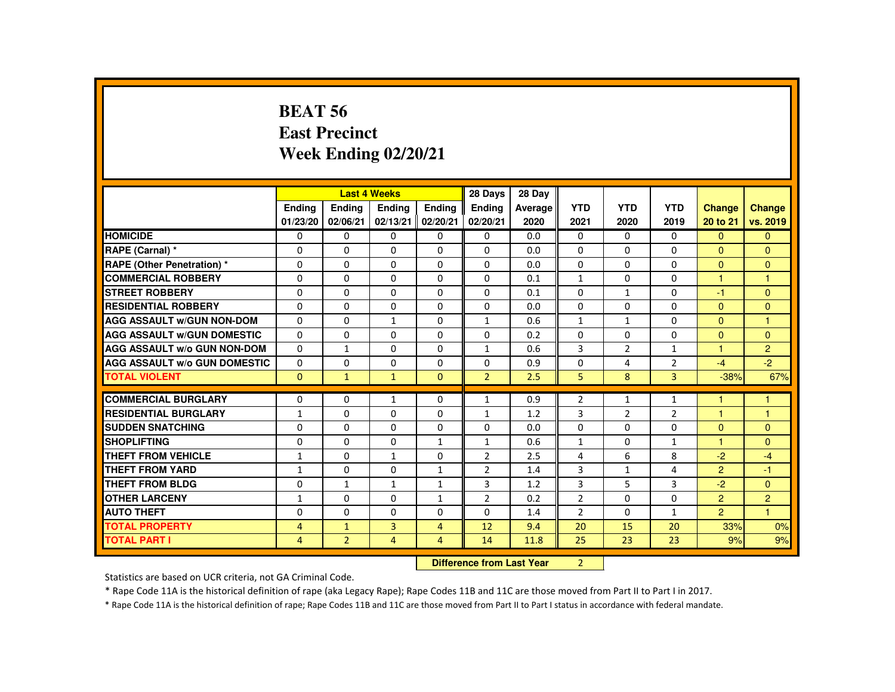# BEAT 56
# East Precinct
# Week Ending 02/20/21

| | Last 4 Weeks | | | | 28 Days | 28 Day | | | | | |
|---|---|---|---|---|---|---|---|---|---|---|---|
| | Ending 01/23/20 | Ending 02/06/21 | Ending 02/13/21 | Ending 02/20/21 | Ending 02/20/21 | Average 2020 | YTD 2021 | YTD 2020 | YTD 2019 | Change 20 to 21 | Change vs. 2019 |
| HOMICIDE | 0 | 0 | 0 | 0 | 0 | 0.0 | 0 | 0 | 0 | 0 | 0 |
| RAPE (Carnal) * | 0 | 0 | 0 | 0 | 0 | 0.0 | 0 | 0 | 0 | 0 | 0 |
| RAPE (Other Penetration) * | 0 | 0 | 0 | 0 | 0 | 0.0 | 0 | 0 | 0 | 0 | 0 |
| COMMERCIAL ROBBERY | 0 | 0 | 0 | 0 | 0 | 0.1 | 1 | 0 | 0 | 1 | 1 |
| STREET ROBBERY | 0 | 0 | 0 | 0 | 0 | 0.1 | 0 | 1 | 0 | -1 | 0 |
| RESIDENTIAL ROBBERY | 0 | 0 | 0 | 0 | 0 | 0.0 | 0 | 0 | 0 | 0 | 0 |
| AGG ASSAULT w/GUN NON-DOM | 0 | 0 | 1 | 0 | 1 | 0.6 | 1 | 1 | 0 | 0 | 1 |
| AGG ASSAULT w/GUN DOMESTIC | 0 | 0 | 0 | 0 | 0 | 0.2 | 0 | 0 | 0 | 0 | 0 |
| AGG ASSAULT w/o GUN NON-DOM | 0 | 1 | 0 | 0 | 1 | 0.6 | 3 | 2 | 1 | 1 | 2 |
| AGG ASSAULT w/o GUN DOMESTIC | 0 | 0 | 0 | 0 | 0 | 0.9 | 0 | 4 | 2 | -4 | -2 |
| TOTAL VIOLENT | 0 | 1 | 1 | 0 | 2 | 2.5 | 5 | 8 | 3 | -38% | 67% |
| COMMERCIAL BURGLARY | 0 | 0 | 1 | 0 | 1 | 0.9 | 2 | 1 | 1 | 1 | 1 |
| RESIDENTIAL BURGLARY | 1 | 0 | 0 | 0 | 1 | 1.2 | 3 | 2 | 2 | 1 | 1 |
| SUDDEN SNATCHING | 0 | 0 | 0 | 0 | 0 | 0.0 | 0 | 0 | 0 | 0 | 0 |
| SHOPLIFTING | 0 | 0 | 0 | 1 | 1 | 0.6 | 1 | 0 | 1 | 1 | 0 |
| THEFT FROM VEHICLE | 1 | 0 | 1 | 0 | 2 | 2.5 | 4 | 6 | 8 | -2 | -4 |
| THEFT FROM YARD | 1 | 0 | 0 | 1 | 2 | 1.4 | 3 | 1 | 4 | 2 | -1 |
| THEFT FROM BLDG | 0 | 1 | 1 | 1 | 3 | 1.2 | 3 | 5 | 3 | -2 | 0 |
| OTHER LARCENY | 1 | 0 | 0 | 1 | 2 | 0.2 | 2 | 0 | 0 | 2 | 2 |
| AUTO THEFT | 0 | 0 | 0 | 0 | 0 | 1.4 | 2 | 0 | 1 | 2 | 1 |
| TOTAL PROPERTY | 4 | 1 | 3 | 4 | 12 | 9.4 | 20 | 15 | 20 | 33% | 0% |
| TOTAL PART I | 4 | 2 | 4 | 4 | 14 | 11.8 | 25 | 23 | 23 | 9% | 9% |

**Difference from Last Year** 2

Statistics are based on UCR criteria, not GA Criminal Code.

* Rape Code 11A is the historical definition of rape (aka Legacy Rape); Rape Codes 11B and 11C are those moved from Part II to Part I in 2017.

* Rape Code 11A is the historical definition of rape; Rape Codes 11B and 11C are those moved from Part II to Part I status in accordance with federal mandate.